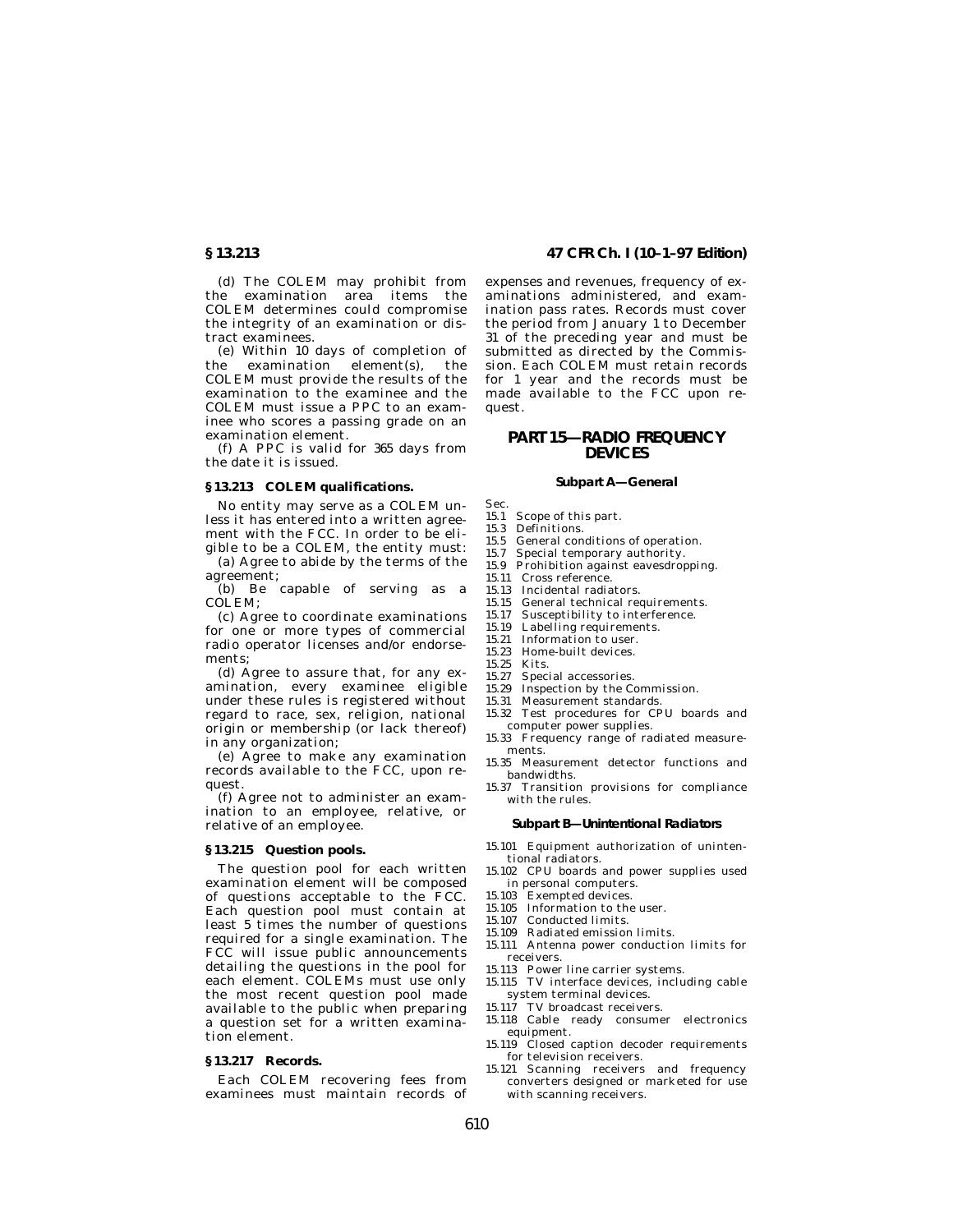(d) The COLEM may prohibit from the examination area items the COLEM determines could compromise the integrity of an examination or distract examinees.

(e) Within 10 days of completion of the examination element(s), the COLEM must provide the results of the examination to the examinee and the COLEM must issue a PPC to an examinee who scores a passing grade on an examination element.

(f) A PPC is valid for 365 days from the date it is issued.

### § 13.213 COLEM qualifications.

No entity may serve as a COLEM unless it has entered into a written agreement with the FCC. In order to be eligible to be a COLEM, the entity must:

(a) Agree to abide by the terms of the agreement;

(b) Be capable of serving as a COLEM;

(c) Agree to coordinate examinations for one or more types of commercial radio operator licenses and/or endorsements;

(d) Agree to assure that, for any examination, every examinee eligible under these rules is registered without regard to race, sex, religion, national origin or membership (or lack thereof) in any organization;

(e) Agree to make any examination records available to the FCC, upon request.

(f) Agree not to administer an examination to an employee, relative, or relative of an employee.

### § 13.215 Question pools.

The question pool for each written examination element will be composed of questions acceptable to the FCC. Each question pool must contain at least 5 times the number of questions required for a single examination. The FCC will issue public announcements detailing the questions in the pool for each element. COLEMs must use only the most recent question pool made available to the public when preparing a question set for a written examination element.

### § 13.217 Records.

Each COLEM recovering fees from examinees must maintain records of expenses and revenues, frequency of examinations administered, and examination pass rates. Records must cover the period from January 1 to December 31 of the preceding year and must be submitted as directed by the Commission. Each COLEM must retain records for 1 year and the records must be made available to the FCC upon request.

## PART 15—RADIO FREQUENCY DEVICES

### Subpart A—General

Sec.
15.1 Scope of this part.
15.3 Definitions.
15.5 General conditions of operation.
15.7 Special temporary authority.
15.9 Prohibition against eavesdropping.
15.11 Cross reference.
15.13 Incidental radiators.
15.15 General technical requirements.
15.17 Susceptibility to interference.
15.19 Labelling requirements.
15.21 Information to user.
15.23 Home-built devices.
15.25 Kits.
15.27 Special accessories.
15.29 Inspection by the Commission.
15.31 Measurement standards.
15.32 Test procedures for CPU boards and computer power supplies.
15.33 Frequency range of radiated measurements.
15.35 Measurement detector functions and bandwidths.
15.37 Transition provisions for compliance with the rules.

### Subpart B—Unintentional Radiators

15.101 Equipment authorization of unintentional radiators.
15.102 CPU boards and power supplies used in personal computers.
15.103 Exempted devices.
15.105 Information to the user.
15.107 Conducted limits.
15.109 Radiated emission limits.
15.111 Antenna power conduction limits for receivers.
15.113 Power line carrier systems.
15.115 TV interface devices, including cable system terminal devices.
15.117 TV broadcast receivers.
15.118 Cable ready consumer electronics equipment.
15.119 Closed caption decoder requirements for television receivers.
15.121 Scanning receivers and frequency converters designed or marketed for use with scanning receivers.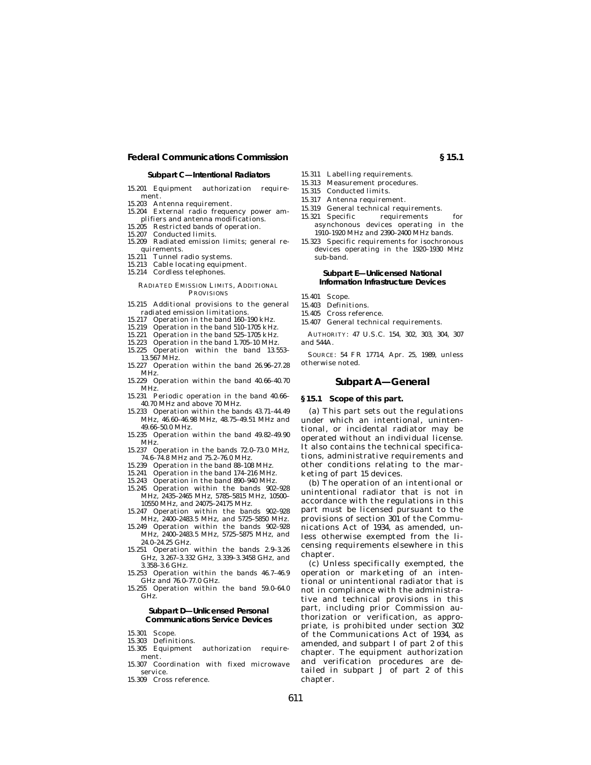**Subpart C—Intentional Radiators**

15.201 Equipment authorization requirement.
15.203 Antenna requirement.
15.204 External radio frequency power amplifiers and antenna modifications.
15.205 Restricted bands of operation.
15.207 Conducted limits.
15.209 Radiated emission limits; general requirements.
15.211 Tunnel radio systems.
15.213 Cable locating equipment.
15.214 Cordless telephones.

RADIATED EMISSION LIMITS, ADDITIONAL PROVISIONS

15.215 Additional provisions to the general radiated emission limitations.
15.217 Operation in the band 160–190 kHz.
15.219 Operation in the band 510–1705 kHz.
15.221 Operation in the band 525–1705 kHz.
15.223 Operation in the band 1.705–10 MHz.
15.225 Operation within the band 13.553–13.567 MHz.
15.227 Operation within the band 26.96–27.28 MHz.
15.229 Operation within the band 40.66–40.70 MHz.
15.231 Periodic operation in the band 40.66–40.70 MHz and above 70 MHz.
15.233 Operation within the bands 43.71–44.49 MHz, 46.60–46.98 MHz, 48.75–49.51 MHz and 49.66–50.0 MHz.
15.235 Operation within the band 49.82–49.90 MHz.
15.237 Operation in the bands 72.0–73.0 MHz, 74.6–74.8 MHz and 75.2–76.0 MHz.
15.239 Operation in the band 88–108 MHz.
15.241 Operation in the band 174–216 MHz.
15.243 Operation in the band 890–940 MHz.
15.245 Operation within the bands 902–928 MHz, 2435–2465 MHz, 5785–5815 MHz, 10500–10550 MHz, and 24075–24175 MHz.
15.247 Operation within the bands 902–928 MHz, 2400–2483.5 MHz, and 5725–5850 MHz.
15.249 Operation within the bands 902–928 MHz, 2400–2483.5 MHz, 5725–5875 MHz, and 24.0–24.25 GHz.
15.251 Operation within the bands 2.9–3.26 GHz, 3.267–3.332 GHz, 3.339–3.3458 GHz, and 3.358–3.6 GHz.
15.253 Operation within the bands 46.7–46.9 GHz and 76.0–77.0 GHz.
15.255 Operation within the band 59.0–64.0 GHz.

**Subpart D—Unlicensed Personal Communications Service Devices**

15.301 Scope.
15.303 Definitions.
15.305 Equipment authorization requirement.
15.307 Coordination with fixed microwave service.
15.309 Cross reference.
15.311 Labelling requirements.
15.313 Measurement procedures.
15.315 Conducted limits.
15.317 Antenna requirement.
15.319 General technical requirements.
15.321 Specific requirements for asynchonous devices operating in the 1910–1920 MHz and 2390–2400 MHz bands.
15.323 Specific requirements for isochronous devices operating in the 1920–1930 MHz sub-band.

**Subpart E—Unlicensed National Information Infrastructure Devices**

15.401 Scope.
15.403 Definitions.
15.405 Cross reference.
15.407 General technical requirements.

AUTHORITY: 47 U.S.C. 154, 302, 303, 304, 307 and 544A.

SOURCE: 54 FR 17714, Apr. 25, 1989, unless otherwise noted.

## Subpart A—General

### § 15.1 Scope of this part.

(a) This part sets out the regulations under which an intentional, unintentional, or incidental radiator may be operated without an individual license. It also contains the technical specifications, administrative requirements and other conditions relating to the marketing of part 15 devices.

(b) The operation of an intentional or unintentional radiator that is not in accordance with the regulations in this part must be licensed pursuant to the provisions of section 301 of the Communications Act of 1934, as amended, unless otherwise exempted from the licensing requirements elsewhere in this chapter.

(c) Unless specifically exempted, the operation or marketing of an intentional or unintentional radiator that is not in compliance with the administrative and technical provisions in this part, including prior Commission authorization or verification, as appropriate, is prohibited under section 302 of the Communications Act of 1934, as amended, and subpart I of part 2 of this chapter. The equipment authorization and verification procedures are detailed in subpart J of part 2 of this chapter.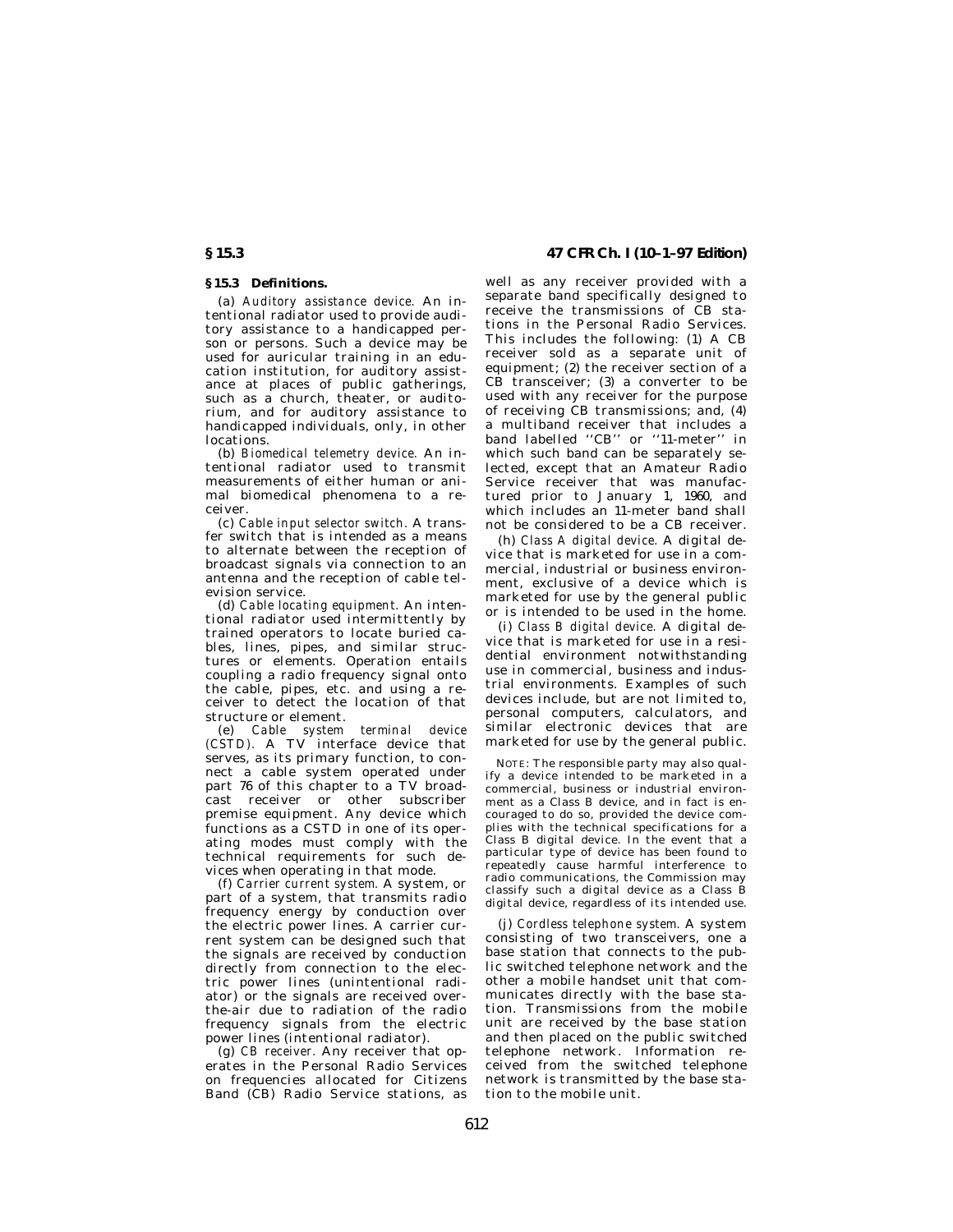## § 15.3 Definitions.

(a) *Auditory assistance device.* An intentional radiator used to provide auditory assistance to a handicapped person or persons. Such a device may be used for auricular training in an education institution, for auditory assistance at places of public gatherings, such as a church, theater, or auditorium, and for auditory assistance to handicapped individuals, only, in other locations.

(b) *Biomedical telemetry device.* An intentional radiator used to transmit measurements of either human or animal biomedical phenomena to a receiver.

(c) *Cable input selector switch.* A transfer switch that is intended as a means to alternate between the reception of broadcast signals via connection to an antenna and the reception of cable television service.

(d) *Cable locating equipment.* An intentional radiator used intermittently by trained operators to locate buried cables, lines, pipes, and similar structures or elements. Operation entails coupling a radio frequency signal onto the cable, pipes, etc. and using a receiver to detect the location of that structure or element.

(e) *Cable system terminal device (CSTD).* A TV interface device that serves, as its primary function, to connect a cable system operated under part 76 of this chapter to a TV broadcast receiver or other subscriber premise equipment. Any device which functions as a CSTD in one of its operating modes must comply with the technical requirements for such devices when operating in that mode.

(f) *Carrier current system.* A system, or part of a system, that transmits radio frequency energy by conduction over the electric power lines. A carrier current system can be designed such that the signals are received by conduction directly from connection to the electric power lines (unintentional radiator) or the signals are received over-the-air due to radiation of the radio frequency signals from the electric power lines (intentional radiator).

(g) *CB receiver.* Any receiver that operates in the Personal Radio Services on frequencies allocated for Citizens Band (CB) Radio Service stations, as well as any receiver provided with a separate band specifically designed to receive the transmissions of CB stations in the Personal Radio Services. This includes the following: (1) A CB receiver sold as a separate unit of equipment; (2) the receiver section of a CB transceiver; (3) a converter to be used with any receiver for the purpose of receiving CB transmissions; and, (4) a multiband receiver that includes a band labelled ''CB'' or ''11-meter'' in which such band can be separately selected, except that an Amateur Radio Service receiver that was manufactured prior to January 1, 1960, and which includes an 11-meter band shall not be considered to be a CB receiver.

(h) *Class A digital device.* A digital device that is marketed for use in a commercial, industrial or business environment, exclusive of a device which is marketed for use by the general public or is intended to be used in the home.

(i) *Class B digital device.* A digital device that is marketed for use in a residential environment notwithstanding use in commercial, business and industrial environments. Examples of such devices include, but are not limited to, personal computers, calculators, and similar electronic devices that are marketed for use by the general public.

NOTE: The responsible party may also qualify a device intended to be marketed in a commercial, business or industrial environment as a Class B device, and in fact is encouraged to do so, provided the device complies with the technical specifications for a Class B digital device. In the event that a particular type of device has been found to repeatedly cause harmful interference to radio communications, the Commission may classify such a digital device as a Class B digital device, regardless of its intended use.

(j) *Cordless telephone system.* A system consisting of two transceivers, one a base station that connects to the public switched telephone network and the other a mobile handset unit that communicates directly with the base station. Transmissions from the mobile unit are received by the base station and then placed on the public switched telephone network. Information received from the switched telephone network is transmitted by the base station to the mobile unit.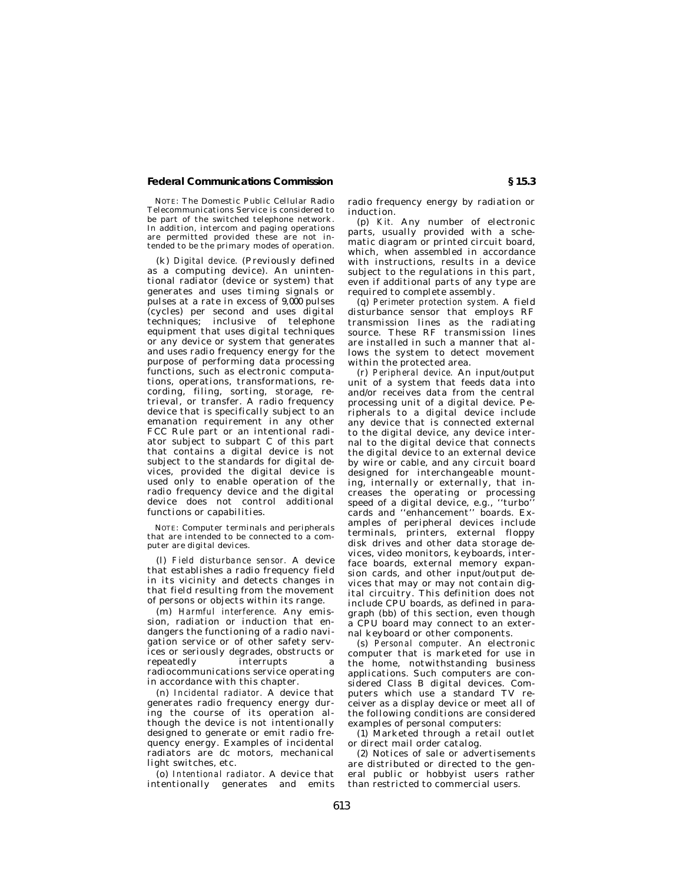NOTE: The Domestic Public Cellular Radio Telecommunications Service is considered to be part of the switched telephone network. In addition, intercom and paging operations are permitted provided these are not intended to be the primary modes of operation.

(k) *Digital device.* (Previously defined as a computing device). An unintentional radiator (device or system) that generates and uses timing signals or pulses at a rate in excess of 9,000 pulses (cycles) per second and uses digital techniques; inclusive of telephone equipment that uses digital techniques or any device or system that generates and uses radio frequency energy for the purpose of performing data processing functions, such as electronic computations, operations, transformations, recording, filing, sorting, storage, retrieval, or transfer. A radio frequency device that is specifically subject to an emanation requirement in any other FCC Rule part or an intentional radiator subject to subpart C of this part that contains a digital device is not subject to the standards for digital devices, provided the digital device is used only to enable operation of the radio frequency device and the digital device does not control additional functions or capabilities.

NOTE: Computer terminals and peripherals that are intended to be connected to a computer are digital devices.

(l) *Field disturbance sensor.* A device that establishes a radio frequency field in its vicinity and detects changes in that field resulting from the movement of persons or objects within its range.

(m) *Harmful interference.* Any emission, radiation or induction that endangers the functioning of a radio navigation service or of other safety services or seriously degrades, obstructs or repeatedly interrupts a radiocommunications service operating in accordance with this chapter.

(n) *Incidental radiator.* A device that generates radio frequency energy during the course of its operation although the device is not intentionally designed to generate or emit radio frequency energy. Examples of incidental radiators are dc motors, mechanical light switches, etc.

(o) *Intentional radiator.* A device that intentionally generates and emits radio frequency energy by radiation or induction.

(p) *Kit.* Any number of electronic parts, usually provided with a schematic diagram or printed circuit board, which, when assembled in accordance with instructions, results in a device subject to the regulations in this part, even if additional parts of any type are required to complete assembly.

(q) *Perimeter protection system.* A field disturbance sensor that employs RF transmission lines as the radiating source. These RF transmission lines are installed in such a manner that allows the system to detect movement within the protected area.

(r) *Peripheral device.* An input/output unit of a system that feeds data into and/or receives data from the central processing unit of a digital device. Peripherals to a digital device include any device that is connected external to the digital device, any device internal to the digital device that connects the digital device to an external device by wire or cable, and any circuit board designed for interchangeable mounting, internally or externally, that increases the operating or processing speed of a digital device, e.g., ''turbo'' cards and ''enhancement'' boards. Examples of peripheral devices include terminals, printers, external floppy disk drives and other data storage devices, video monitors, keyboards, interface boards, external memory expansion cards, and other input/output devices that may or may not contain digital circuitry. This definition does not include CPU boards, as defined in paragraph (bb) of this section, even though a CPU board may connect to an external keyboard or other components.

(s) *Personal computer.* An electronic computer that is marketed for use in the home, notwithstanding business applications. Such computers are considered Class B digital devices. Computers which use a standard TV receiver as a display device or meet all of the following conditions are considered examples of personal computers:

(1) Marketed through a retail outlet or direct mail order catalog.

(2) Notices of sale or advertisements are distributed or directed to the general public or hobbyist users rather than restricted to commercial users.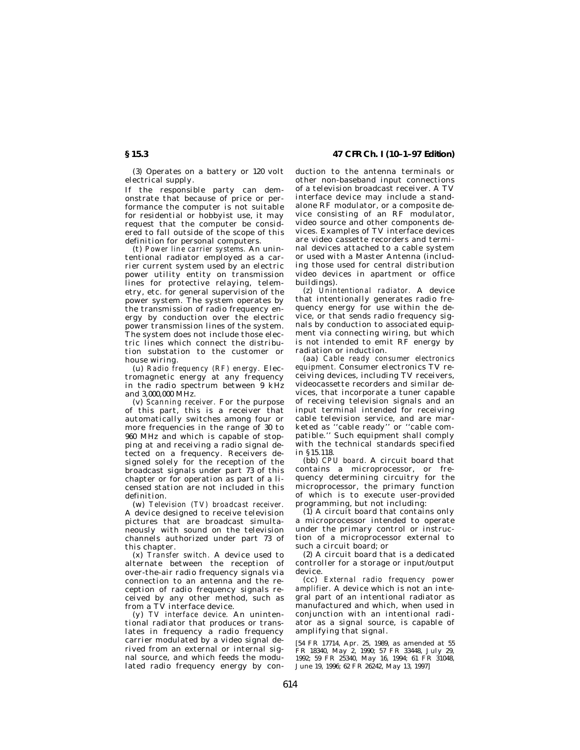(3) Operates on a battery or 120 volt electrical supply.

If the responsible party can demonstrate that because of price or performance the computer is not suitable for residential or hobbyist use, it may request that the computer be considered to fall outside of the scope of this definition for personal computers.

(t) *Power line carrier systems.* An unintentional radiator employed as a carrier current system used by an electric power utility entity on transmission lines for protective relaying, telemetry, etc. for general supervision of the power system. The system operates by the transmission of radio frequency energy by conduction over the electric power transmission lines of the system. The system does not include those electric lines which connect the distribution substation to the customer or house wiring.

(u) *Radio frequency (RF) energy.* Electromagnetic energy at any frequency in the radio spectrum between 9 kHz and 3,000,000 MHz.

(v) *Scanning receiver.* For the purpose of this part, this is a receiver that automatically switches among four or more frequencies in the range of 30 to 960 MHz and which is capable of stopping at and receiving a radio signal detected on a frequency. Receivers designed solely for the reception of the broadcast signals under part 73 of this chapter or for operation as part of a licensed station are not included in this definition.

(w) *Television (TV) broadcast receiver.* A device designed to receive television pictures that are broadcast simultaneously with sound on the television channels authorized under part 73 of this chapter.

(x) *Transfer switch.* A device used to alternate between the reception of over-the-air radio frequency signals via connection to an antenna and the reception of radio frequency signals received by any other method, such as from a TV interface device.

(y) *TV interface device.* An unintentional radiator that produces or translates in frequency a radio frequency carrier modulated by a video signal derived from an external or internal signal source, and which feeds the modulated radio frequency energy by conduction to the antenna terminals or other non-baseband input connections of a television broadcast receiver. A TV interface device may include a stand-alone RF modulator, or a composite device consisting of an RF modulator, video source and other components devices. Examples of TV interface devices are video cassette recorders and terminal devices attached to a cable system or used with a Master Antenna (including those used for central distribution video devices in apartment or office buildings).

(z) *Unintentional radiator.* A device that intentionally generates radio frequency energy for use within the device, or that sends radio frequency signals by conduction to associated equipment via connecting wiring, but which is not intended to emit RF energy by radiation or induction.

(aa) *Cable ready consumer electronics equipment.* Consumer electronics TV receiving devices, including TV receivers, videocassette recorders and similar devices, that incorporate a tuner capable of receiving television signals and an input terminal intended for receiving cable television service, and are marketed as ''cable ready'' or ''cable compatible.'' Such equipment shall comply with the technical standards specified in §15.118.

(bb) *CPU board.* A circuit board that contains a microprocessor, or frequency determining circuitry for the microprocessor, the primary function of which is to execute user-provided programming, but not including:

(1) A circuit board that contains only a microprocessor intended to operate under the primary control or instruction of a microprocessor external to such a circuit board; or

(2) A circuit board that is a dedicated controller for a storage or input/output device.

(cc) *External radio frequency power amplifier.* A device which is not an integral part of an intentional radiator as manufactured and which, when used in conjunction with an intentional radiator as a signal source, is capable of amplifying that signal.

[54 FR 17714, Apr. 25, 1989, as amended at 55 FR 18340, May 2, 1990; 57 FR 33448, July 29, 1992; 59 FR 25340, May 16, 1994; 61 FR 31048, June 19, 1996; 62 FR 26242, May 13, 1997]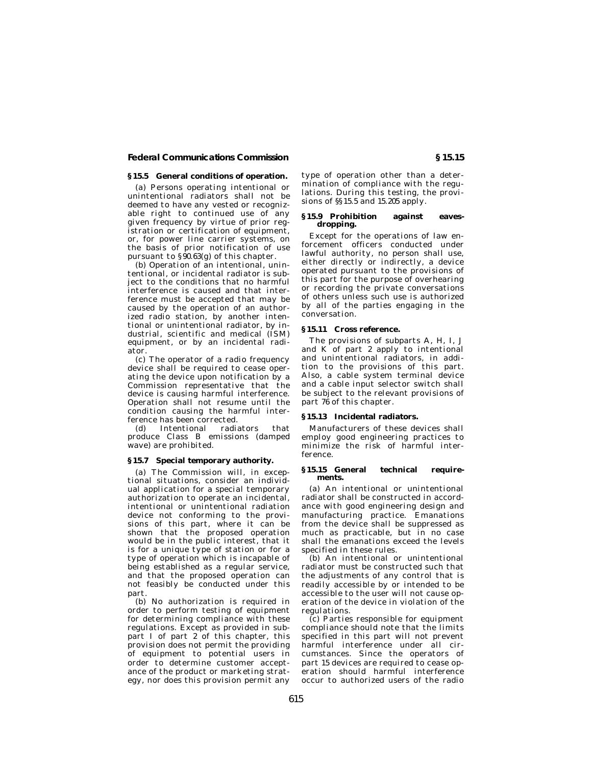## § 15.5 General conditions of operation.

(a) Persons operating intentional or unintentional radiators shall not be deemed to have any vested or recognizable right to continued use of any given frequency by virtue of prior registration or certification of equipment, or, for power line carrier systems, on the basis of prior notification of use pursuant to § 90.63(g) of this chapter.

(b) Operation of an intentional, unintentional, or incidental radiator is subject to the conditions that no harmful interference is caused and that interference must be accepted that may be caused by the operation of an authorized radio station, by another intentional or unintentional radiator, by industrial, scientific and medical (ISM) equipment, or by an incidental radiator.

(c) The operator of a radio frequency device shall be required to cease operating the device upon notification by a Commission representative that the device is causing harmful interference. Operation shall not resume until the condition causing the harmful interference has been corrected.

(d) Intentional radiators that produce Class B emissions (damped wave) are prohibited.

## § 15.7 Special temporary authority.

(a) The Commission will, in exceptional situations, consider an individual application for a special temporary authorization to operate an incidental, intentional or unintentional radiation device not conforming to the provisions of this part, where it can be shown that the proposed operation would be in the public interest, that it is for a unique type of station or for a type of operation which is incapable of being established as a regular service, and that the proposed operation can not feasibly be conducted under this part.

(b) No authorization is required in order to perform testing of equipment for determining compliance with these regulations. Except as provided in subpart I of part 2 of this chapter, this provision does not permit the providing of equipment to potential users in order to determine customer acceptance of the product or marketing strategy, nor does this provision permit any type of operation other than a determination of compliance with the regulations. During this testing, the provisions of §§ 15.5 and 15.205 apply.

## § 15.9 Prohibition against eavesdropping.

Except for the operations of law enforcement officers conducted under lawful authority, no person shall use, either directly or indirectly, a device operated pursuant to the provisions of this part for the purpose of overhearing or recording the private conversations of others unless such use is authorized by all of the parties engaging in the conversation.

## § 15.11 Cross reference.

The provisions of subparts A, H, I, J and K of part 2 apply to intentional and unintentional radiators, in addition to the provisions of this part. Also, a cable system terminal device and a cable input selector switch shall be subject to the relevant provisions of part 76 of this chapter.

## § 15.13 Incidental radiators.

Manufacturers of these devices shall employ good engineering practices to minimize the risk of harmful interference.

## § 15.15 General technical requirements.

(a) An intentional or unintentional radiator shall be constructed in accordance with good engineering design and manufacturing practice. Emanations from the device shall be suppressed as much as practicable, but in no case shall the emanations exceed the levels specified in these rules.

(b) An intentional or unintentional radiator must be constructed such that the adjustments of any control that is readily accessible by or intended to be accessible to the user will not cause operation of the device in violation of the regulations.

(c) Parties responsible for equipment compliance should note that the limits specified in this part will not prevent harmful interference under all circumstances. Since the operators of part 15 devices are required to cease operation should harmful interference occur to authorized users of the radio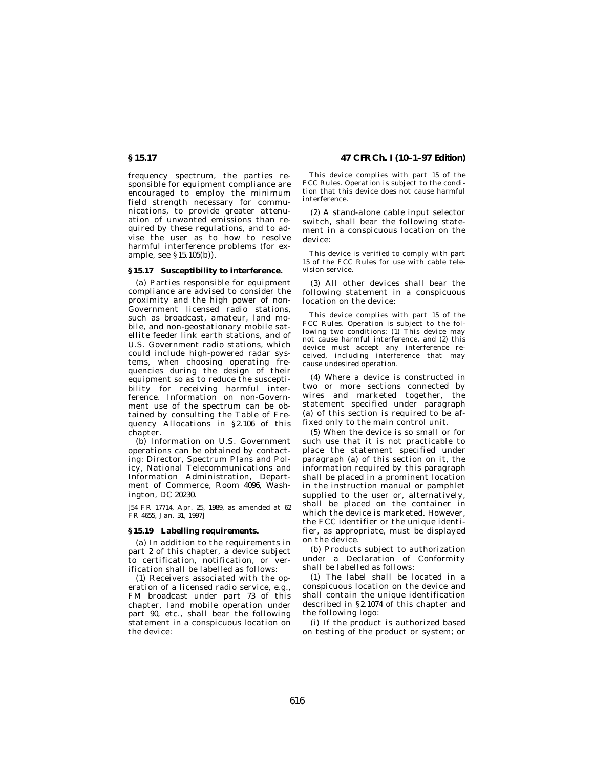frequency spectrum, the parties responsible for equipment compliance are encouraged to employ the minimum field strength necessary for communications, to provide greater attenuation of unwanted emissions than required by these regulations, and to advise the user as to how to resolve harmful interference problems (for example, see §15.105(b)).

### §15.17 Susceptibility to interference.

(a) Parties responsible for equipment compliance are advised to consider the proximity and the high power of non-Government licensed radio stations, such as broadcast, amateur, land mobile, and non-geostationary mobile satellite feeder link earth stations, and of U.S. Government radio stations, which could include high-powered radar systems, when choosing operating frequencies during the design of their equipment so as to reduce the susceptibility for receiving harmful interference. Information on non-Government use of the spectrum can be obtained by consulting the Table of Frequency Allocations in §2.106 of this chapter.

(b) Information on U.S. Government operations can be obtained by contacting: Director, Spectrum Plans and Policy, National Telecommunications and Information Administration, Department of Commerce, Room 4096, Washington, DC 20230.

[54 FR 17714, Apr. 25, 1989, as amended at 62 FR 4655, Jan. 31, 1997]

### §15.19 Labelling requirements.

(a) In addition to the requirements in part 2 of this chapter, a device subject to certification, notification, or verification shall be labelled as follows:

(1) Receivers associated with the operation of a licensed radio service, e.g., FM broadcast under part 73 of this chapter, land mobile operation under part 90, etc., shall bear the following statement in a conspicuous location on the device:

This device complies with part 15 of the FCC Rules. Operation is subject to the condition that this device does not cause harmful interference.

(2) A stand-alone cable input selector switch, shall bear the following statement in a conspicuous location on the device:

This device is verified to comply with part 15 of the FCC Rules for use with cable television service.

(3) All other devices shall bear the following statement in a conspicuous location on the device:

This device complies with part 15 of the FCC Rules. Operation is subject to the following two conditions: (1) This device may not cause harmful interference, and (2) this device must accept any interference received, including interference that may cause undesired operation.

(4) Where a device is constructed in two or more sections connected by wires and marketed together, the statement specified under paragraph (a) of this section is required to be affixed only to the main control unit.

(5) When the device is so small or for such use that it is not practicable to place the statement specified under paragraph (a) of this section on it, the information required by this paragraph shall be placed in a prominent location in the instruction manual or pamphlet supplied to the user or, alternatively, shall be placed on the container in which the device is marketed. However, the FCC identifier or the unique identifier, as appropriate, must be displayed on the device.

(b) Products subject to authorization under a Declaration of Conformity shall be labelled as follows:

(1) The label shall be located in a conspicuous location on the device and shall contain the unique identification described in §2.1074 of this chapter and the following logo:

(i) If the product is authorized based on testing of the product or system; or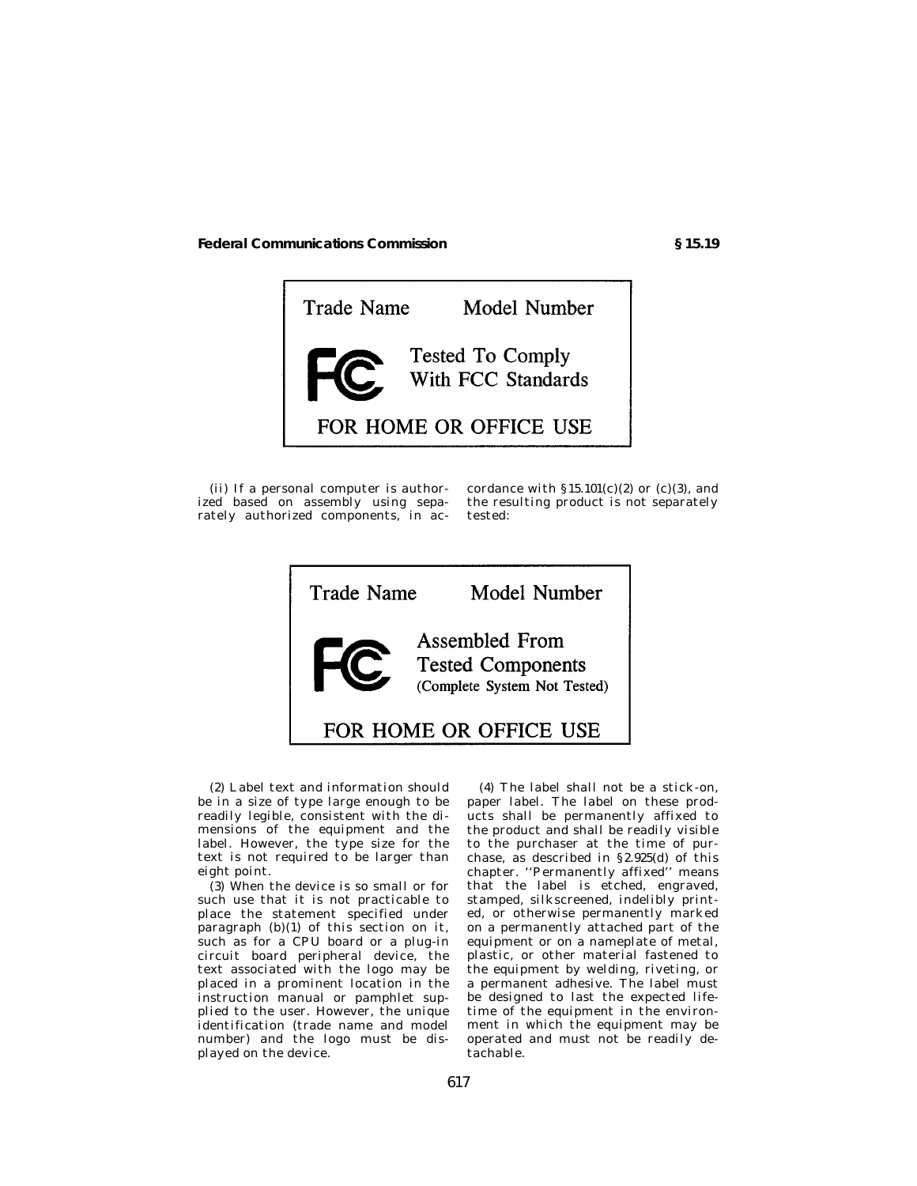Trade Name Model Number

FC Tested To Comply With FCC Standards

FOR HOME OR OFFICE USE

(ii) If a personal computer is authorized based on assembly using separately authorized components, in accordance with §15.101(c)(2) or (c)(3), and the resulting product is not separately tested:

Trade Name Model Number

FC Assembled From Tested Components (Complete System Not Tested)

FOR HOME OR OFFICE USE

(2) Label text and information should be in a size of type large enough to be readily legible, consistent with the dimensions of the equipment and the label. However, the type size for the text is not required to be larger than eight point.

(3) When the device is so small or for such use that it is not practicable to place the statement specified under paragraph (b)(1) of this section on it, such as for a CPU board or a plug-in circuit board peripheral device, the text associated with the logo may be placed in a prominent location in the instruction manual or pamphlet supplied to the user. However, the unique identification (trade name and model number) and the logo must be displayed on the device.

(4) The label shall not be a stick-on, paper label. The label on these products shall be permanently affixed to the product and shall be readily visible to the purchaser at the time of purchase, as described in §2.925(d) of this chapter. ''Permanently affixed'' means that the label is etched, engraved, stamped, silkscreened, indelibly printed, or otherwise permanently marked on a permanently attached part of the equipment or on a nameplate of metal, plastic, or other material fastened to the equipment by welding, riveting, or a permanent adhesive. The label must be designed to last the expected lifetime of the equipment in the environment in which the equipment may be operated and must not be readily detachable.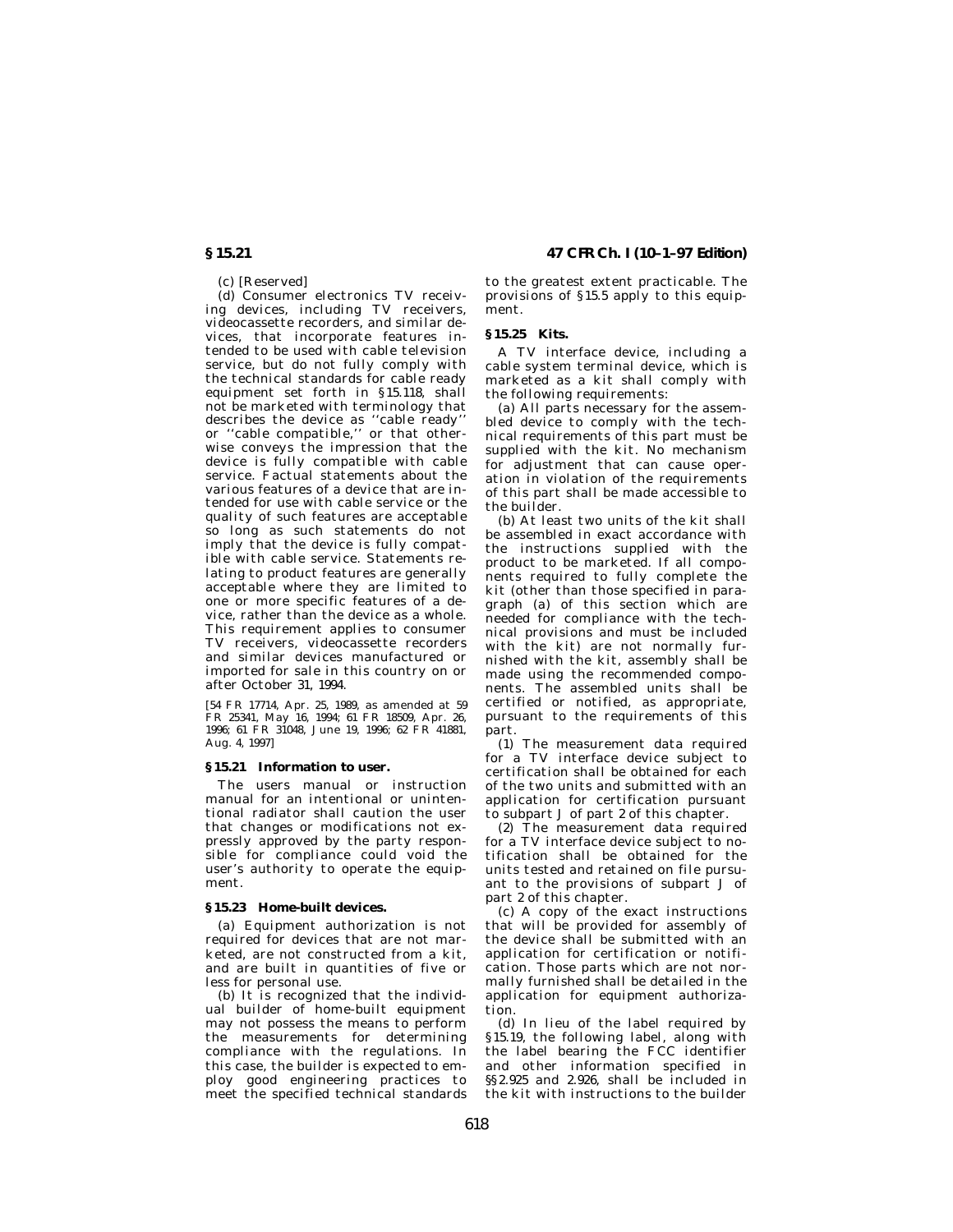(c) [Reserved]

(d) Consumer electronics TV receiving devices, including TV receivers, videocassette recorders, and similar devices, that incorporate features intended to be used with cable television service, but do not fully comply with the technical standards for cable ready equipment set forth in §15.118, shall not be marketed with terminology that describes the device as ''cable ready'' or ''cable compatible,'' or that otherwise conveys the impression that the device is fully compatible with cable service. Factual statements about the various features of a device that are intended for use with cable service or the quality of such features are acceptable so long as such statements do not imply that the device is fully compatible with cable service. Statements relating to product features are generally acceptable where they are limited to one or more specific features of a device, rather than the device as a whole. This requirement applies to consumer TV receivers, videocassette recorders and similar devices manufactured or imported for sale in this country on or after October 31, 1994.

[54 FR 17714, Apr. 25, 1989, as amended at 59 FR 25341, May 16, 1994; 61 FR 18509, Apr. 26, 1996; 61 FR 31048, June 19, 1996; 62 FR 41881, Aug. 4, 1997]

## §15.21 Information to user.

The users manual or instruction manual for an intentional or unintentional radiator shall caution the user that changes or modifications not expressly approved by the party responsible for compliance could void the user's authority to operate the equipment.

## §15.23 Home-built devices.

(a) Equipment authorization is not required for devices that are not marketed, are not constructed from a kit, and are built in quantities of five or less for personal use.

(b) It is recognized that the individual builder of home-built equipment may not possess the means to perform the measurements for determining compliance with the regulations. In this case, the builder is expected to employ good engineering practices to meet the specified technical standards to the greatest extent practicable. The provisions of §15.5 apply to this equipment.

## §15.25 Kits.

A TV interface device, including a cable system terminal device, which is marketed as a kit shall comply with the following requirements:

(a) All parts necessary for the assembled device to comply with the technical requirements of this part must be supplied with the kit. No mechanism for adjustment that can cause operation in violation of the requirements of this part shall be made accessible to the builder.

(b) At least two units of the kit shall be assembled in exact accordance with the instructions supplied with the product to be marketed. If all components required to fully complete the kit (other than those specified in paragraph (a) of this section which are needed for compliance with the technical provisions and must be included with the kit) are not normally furnished with the kit, assembly shall be made using the recommended components. The assembled units shall be certified or notified, as appropriate, pursuant to the requirements of this part.

(1) The measurement data required for a TV interface device subject to certification shall be obtained for each of the two units and submitted with an application for certification pursuant to subpart J of part 2 of this chapter.

(2) The measurement data required for a TV interface device subject to notification shall be obtained for the units tested and retained on file pursuant to the provisions of subpart J of part 2 of this chapter.

(c) A copy of the exact instructions that will be provided for assembly of the device shall be submitted with an application for certification or notification. Those parts which are not normally furnished shall be detailed in the application for equipment authorization.

(d) In lieu of the label required by §15.19, the following label, along with the label bearing the FCC identifier and other information specified in §§2.925 and 2.926, shall be included in the kit with instructions to the builder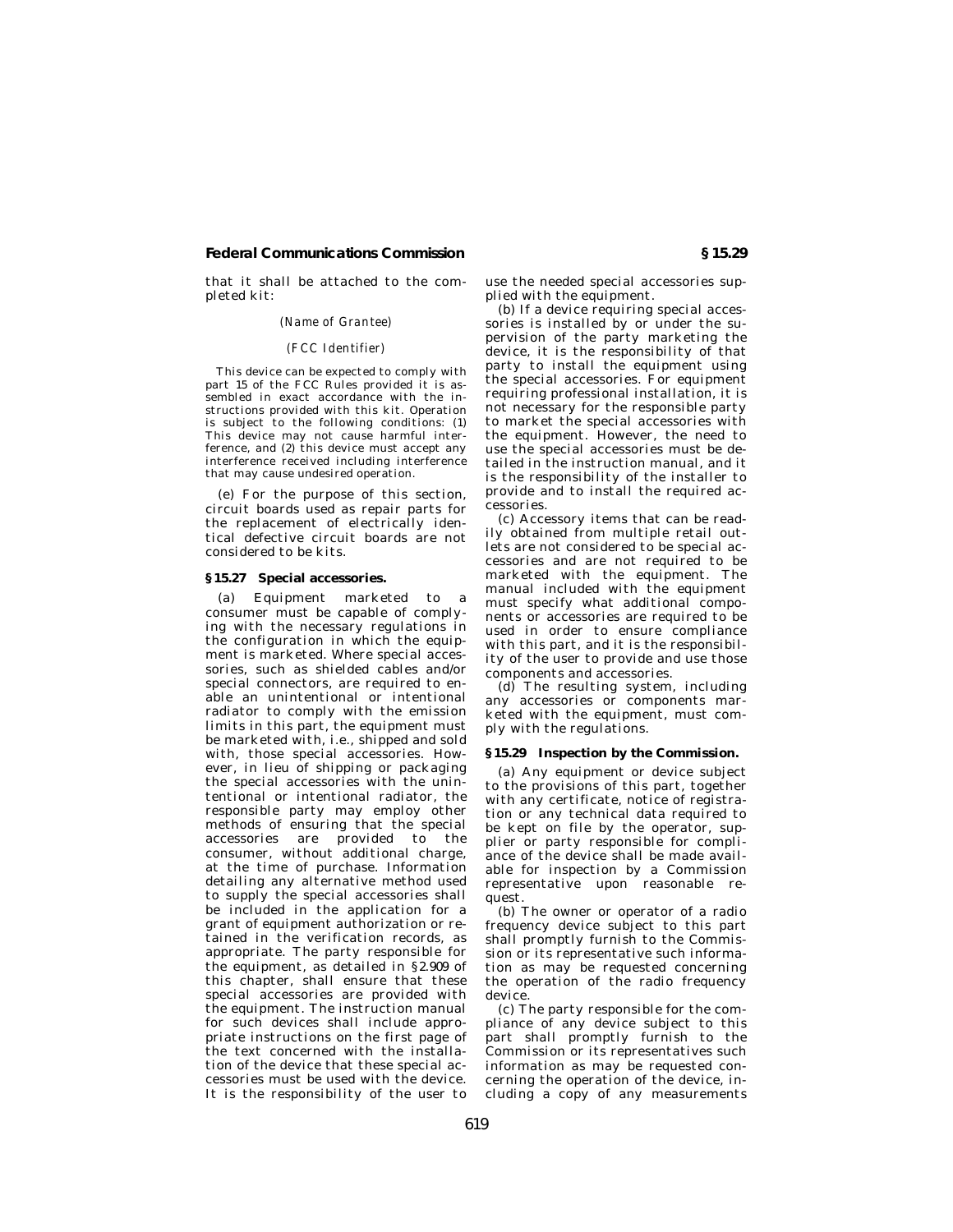that it shall be attached to the completed kit:

*(Name of Grantee)*

*(FCC Identifier)*

This device can be expected to comply with part 15 of the FCC Rules provided it is assembled in exact accordance with the instructions provided with this kit. Operation is subject to the following conditions: (1) This device may not cause harmful interference, and (2) this device must accept any interference received including interference that may cause undesired operation.

(e) For the purpose of this section, circuit boards used as repair parts for the replacement of electrically identical defective circuit boards are not considered to be kits.

### §15.27 Special accessories.

(a) Equipment marketed to a consumer must be capable of complying with the necessary regulations in the configuration in which the equipment is marketed. Where special accessories, such as shielded cables and/or special connectors, are required to enable an unintentional or intentional radiator to comply with the emission limits in this part, the equipment must be marketed with, i.e., shipped and sold with, those special accessories. However, in lieu of shipping or packaging the special accessories with the unintentional or intentional radiator, the responsible party may employ other methods of ensuring that the special accessories are provided to the consumer, without additional charge, at the time of purchase. Information detailing any alternative method used to supply the special accessories shall be included in the application for a grant of equipment authorization or retained in the verification records, as appropriate. The party responsible for the equipment, as detailed in §2.909 of this chapter, shall ensure that these special accessories are provided with the equipment. The instruction manual for such devices shall include appropriate instructions on the first page of the text concerned with the installation of the device that these special accessories must be used with the device. It is the responsibility of the user to use the needed special accessories supplied with the equipment.

(b) If a device requiring special accessories is installed by or under the supervision of the party marketing the device, it is the responsibility of that party to install the equipment using the special accessories. For equipment requiring professional installation, it is not necessary for the responsible party to market the special accessories with the equipment. However, the need to use the special accessories must be detailed in the instruction manual, and it is the responsibility of the installer to provide and to install the required accessories.

(c) Accessory items that can be readily obtained from multiple retail outlets are not considered to be special accessories and are not required to be marketed with the equipment. The manual included with the equipment must specify what additional components or accessories are required to be used in order to ensure compliance with this part, and it is the responsibility of the user to provide and use those components and accessories.

(d) The resulting system, including any accessories or components marketed with the equipment, must comply with the regulations.

### §15.29 Inspection by the Commission.

(a) Any equipment or device subject to the provisions of this part, together with any certificate, notice of registration or any technical data required to be kept on file by the operator, supplier or party responsible for compliance of the device shall be made available for inspection by a Commission representative upon reasonable request.

(b) The owner or operator of a radio frequency device subject to this part shall promptly furnish to the Commission or its representative such information as may be requested concerning the operation of the radio frequency device.

(c) The party responsible for the compliance of any device subject to this part shall promptly furnish to the Commission or its representatives such information as may be requested concerning the operation of the device, including a copy of any measurements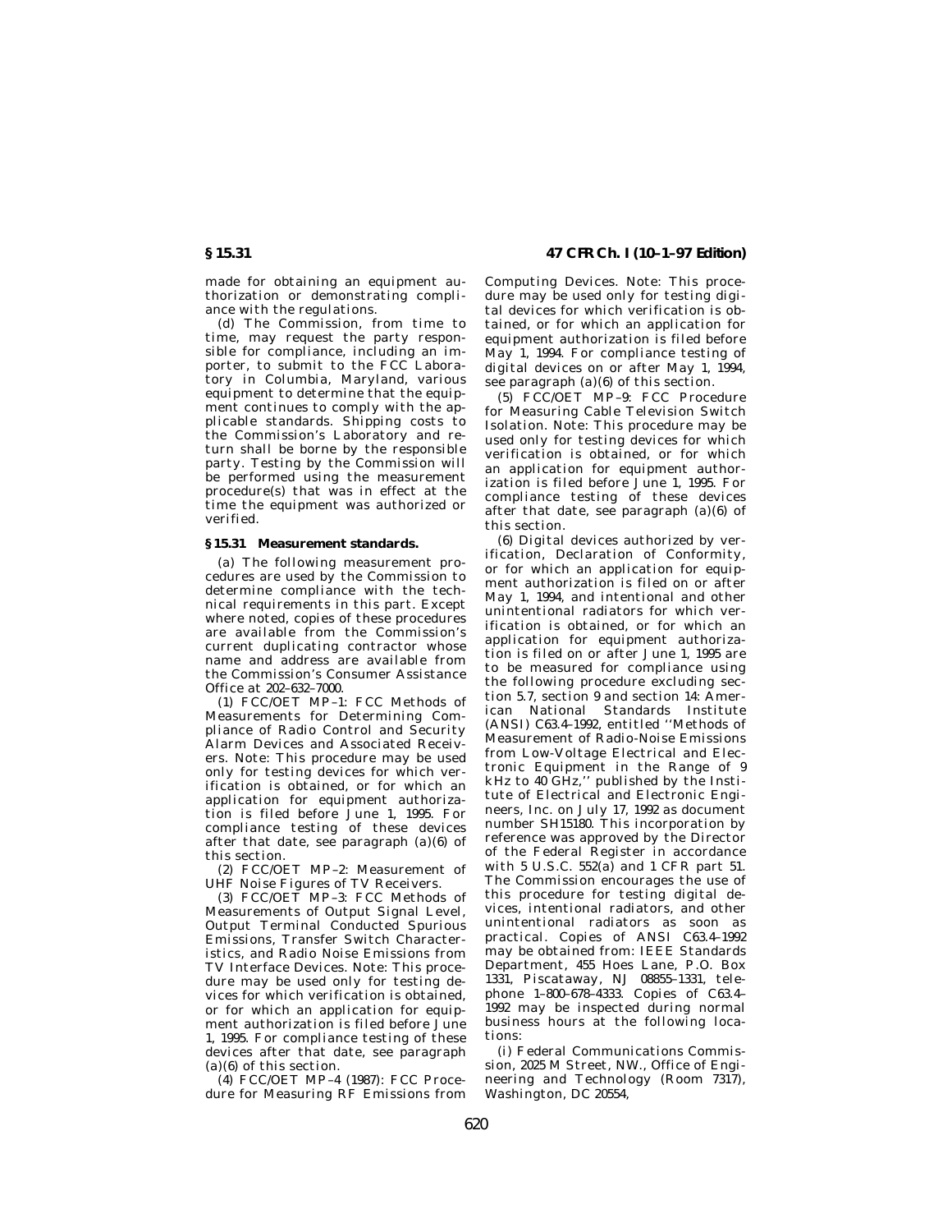made for obtaining an equipment authorization or demonstrating compliance with the regulations.

(d) The Commission, from time to time, may request the party responsible for compliance, including an importer, to submit to the FCC Laboratory in Columbia, Maryland, various equipment to determine that the equipment continues to comply with the applicable standards. Shipping costs to the Commission's Laboratory and return shall be borne by the responsible party. Testing by the Commission will be performed using the measurement procedure(s) that was in effect at the time the equipment was authorized or verified.

### § 15.31 Measurement standards.

(a) The following measurement procedures are used by the Commission to determine compliance with the technical requirements in this part. Except where noted, copies of these procedures are available from the Commission's current duplicating contractor whose name and address are available from the Commission's Consumer Assistance Office at 202–632–7000.

(1) FCC/OET MP–1: FCC Methods of Measurements for Determining Compliance of Radio Control and Security Alarm Devices and Associated Receivers. Note: This procedure may be used only for testing devices for which verification is obtained, or for which an application for equipment authorization is filed before June 1, 1995. For compliance testing of these devices after that date, see paragraph (a)(6) of this section.

(2) FCC/OET MP–2: Measurement of UHF Noise Figures of TV Receivers.

(3) FCC/OET MP–3: FCC Methods of Measurements of Output Signal Level, Output Terminal Conducted Spurious Emissions, Transfer Switch Characteristics, and Radio Noise Emissions from TV Interface Devices. Note: This procedure may be used only for testing devices for which verification is obtained, or for which an application for equipment authorization is filed before June 1, 1995. For compliance testing of these devices after that date, see paragraph (a)(6) of this section.

(4) FCC/OET MP–4 (1987): FCC Procedure for Measuring RF Emissions from Computing Devices. Note: This procedure may be used only for testing digital devices for which verification is obtained, or for which an application for equipment authorization is filed before May 1, 1994. For compliance testing of digital devices on or after May 1, 1994, see paragraph (a)(6) of this section.

(5) FCC/OET MP–9: FCC Procedure for Measuring Cable Television Switch Isolation. Note: This procedure may be used only for testing devices for which verification is obtained, or for which an application for equipment authorization is filed before June 1, 1995. For compliance testing of these devices after that date, see paragraph (a)(6) of this section.

(6) Digital devices authorized by verification, Declaration of Conformity, or for which an application for equipment authorization is filed on or after May 1, 1994, and intentional and other unintentional radiators for which verification is obtained, or for which an application for equipment authorization is filed on or after June 1, 1995 are to be measured for compliance using the following procedure excluding section 5.7, section 9 and section 14: American National Standards Institute (ANSI) C63.4–1992, entitled ''Methods of Measurement of Radio-Noise Emissions from Low-Voltage Electrical and Electronic Equipment in the Range of 9 kHz to 40 GHz,'' published by the Institute of Electrical and Electronic Engineers, Inc. on July 17, 1992 as document number SH15180. This incorporation by reference was approved by the Director of the Federal Register in accordance with 5 U.S.C. 552(a) and 1 CFR part 51. The Commission encourages the use of this procedure for testing digital devices, intentional radiators, and other unintentional radiators as soon as practical. Copies of ANSI C63.4–1992 may be obtained from: IEEE Standards Department, 455 Hoes Lane, P.O. Box 1331, Piscataway, NJ 08855–1331, telephone 1–800–678–4333. Copies of C63.4–1992 may be inspected during normal business hours at the following locations:

(i) Federal Communications Commission, 2025 M Street, NW., Office of Engineering and Technology (Room 7317), Washington, DC 20554,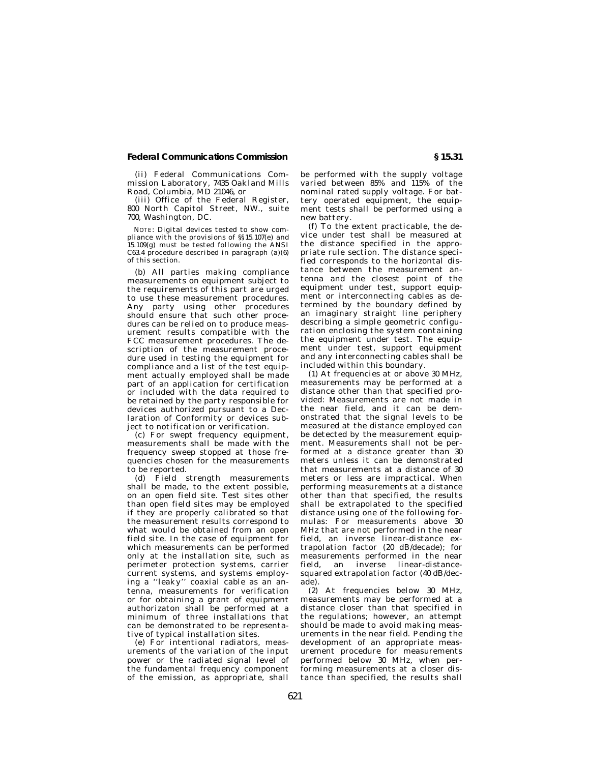(ii) Federal Communications Commission Laboratory, 7435 Oakland Mills Road, Columbia, MD 21046, or

(iii) Office of the Federal Register, 800 North Capitol Street, NW., suite 700, Washington, DC.

NOTE: Digital devices tested to show compliance with the provisions of §§15.107(e) and 15.109(g) must be tested following the ANSI C63.4 procedure described in paragraph (a)(6) of this section.

(b) All parties making compliance measurements on equipment subject to the requirements of this part are urged to use these measurement procedures. Any party using other procedures should ensure that such other procedures can be relied on to produce measurement results compatible with the FCC measurement procedures. The description of the measurement procedure used in testing the equipment for compliance and a list of the test equipment actually employed shall be made part of an application for certification or included with the data required to be retained by the party responsible for devices authorized pursuant to a Declaration of Conformity or devices subject to notification or verification.

(c) For swept frequency equipment, measurements shall be made with the frequency sweep stopped at those frequencies chosen for the measurements to be reported.

(d) Field strength measurements shall be made, to the extent possible, on an open field site. Test sites other than open field sites may be employed if they are properly calibrated so that the measurement results correspond to what would be obtained from an open field site. In the case of equipment for which measurements can be performed only at the installation site, such as perimeter protection systems, carrier current systems, and systems employing a ''leaky'' coaxial cable as an antenna, measurements for verification or for obtaining a grant of equipment authorizaton shall be performed at a minimum of three installations that can be demonstrated to be representative of typical installation sites.

(e) For intentional radiators, measurements of the variation of the input power or the radiated signal level of the fundamental frequency component of the emission, as appropriate, shall be performed with the supply voltage varied between 85% and 115% of the nominal rated supply voltage. For battery operated equipment, the equipment tests shall be performed using a new battery.

(f) To the extent practicable, the device under test shall be measured at the distance specified in the appropriate rule section. The distance specified corresponds to the horizontal distance between the measurement antenna and the closest point of the equipment under test, support equipment or interconnecting cables as determined by the boundary defined by an imaginary straight line periphery describing a simple geometric configuration enclosing the system containing the equipment under test. The equipment under test, support equipment and any interconnecting cables shall be included within this boundary.

(1) At frequencies at or above 30 MHz, measurements may be performed at a distance other than that specified provided: Measurements are not made in the near field, and it can be demonstrated that the signal levels to be measured at the distance employed can be detected by the measurement equipment. Measurements shall not be performed at a distance greater than 30 meters unless it can be demonstrated that measurements at a distance of 30 meters or less are impractical. When performing measurements at a distance other than that specified, the results shall be extrapolated to the specified distance using one of the following formulas: For measurements above 30 MHz that are not performed in the near field, an inverse linear-distance extrapolation factor (20 dB/decade); for measurements performed in the near field, an inverse linear-distance-squared extrapolation factor (40 dB/decade).

(2) At frequencies below 30 MHz, measurements may be performed at a distance closer than that specified in the regulations; however, an attempt should be made to avoid making measurements in the near field. Pending the development of an appropriate measurement procedure for measurements performed below 30 MHz, when performing measurements at a closer distance than specified, the results shall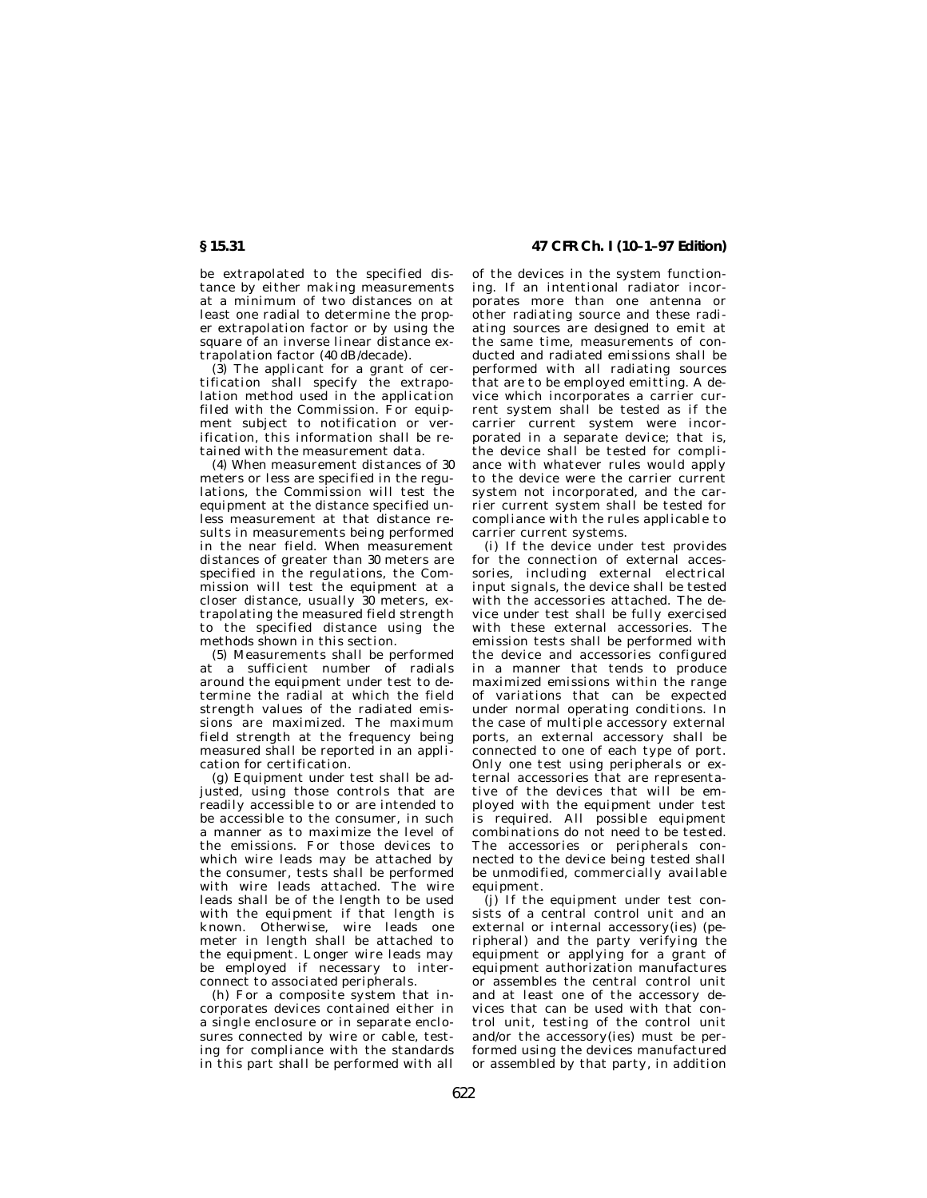be extrapolated to the specified distance by either making measurements at a minimum of two distances on at least one radial to determine the proper extrapolation factor or by using the square of an inverse linear distance extrapolation factor (40 dB/decade).

(3) The applicant for a grant of certification shall specify the extrapolation method used in the application filed with the Commission. For equipment subject to notification or verification, this information shall be retained with the measurement data.

(4) When measurement distances of 30 meters or less are specified in the regulations, the Commission will test the equipment at the distance specified unless measurement at that distance results in measurements being performed in the near field. When measurement distances of greater than 30 meters are specified in the regulations, the Commission will test the equipment at a closer distance, usually 30 meters, extrapolating the measured field strength to the specified distance using the methods shown in this section.

(5) Measurements shall be performed at a sufficient number of radials around the equipment under test to determine the radial at which the field strength values of the radiated emissions are maximized. The maximum field strength at the frequency being measured shall be reported in an application for certification.

(g) Equipment under test shall be adjusted, using those controls that are readily accessible to or are intended to be accessible to the consumer, in such a manner as to maximize the level of the emissions. For those devices to which wire leads may be attached by the consumer, tests shall be performed with wire leads attached. The wire leads shall be of the length to be used with the equipment if that length is known. Otherwise, wire leads one meter in length shall be attached to the equipment. Longer wire leads may be employed if necessary to interconnect to associated peripherals.

(h) For a composite system that incorporates devices contained either in a single enclosure or in separate enclosures connected by wire or cable, testing for compliance with the standards in this part shall be performed with all of the devices in the system functioning. If an intentional radiator incorporates more than one antenna or other radiating source and these radiating sources are designed to emit at the same time, measurements of conducted and radiated emissions shall be performed with all radiating sources that are to be employed emitting. A device which incorporates a carrier current system shall be tested as if the carrier current system were incorporated in a separate device; that is, the device shall be tested for compliance with whatever rules would apply to the device were the carrier current system not incorporated, and the carrier current system shall be tested for compliance with the rules applicable to carrier current systems.

(i) If the device under test provides for the connection of external accessories, including external electrical input signals, the device shall be tested with the accessories attached. The device under test shall be fully exercised with these external accessories. The emission tests shall be performed with the device and accessories configured in a manner that tends to produce maximized emissions within the range of variations that can be expected under normal operating conditions. In the case of multiple accessory external ports, an external accessory shall be connected to one of each type of port. Only one test using peripherals or external accessories that are representative of the devices that will be employed with the equipment under test is required. All possible equipment combinations do not need to be tested. The accessories or peripherals connected to the device being tested shall be unmodified, commercially available equipment.

(j) If the equipment under test consists of a central control unit and an external or internal accessory(ies) (peripheral) and the party verifying the equipment or applying for a grant of equipment authorization manufactures or assembles the central control unit and at least one of the accessory devices that can be used with that control unit, testing of the control unit and/or the accessory(ies) must be performed using the devices manufactured or assembled by that party, in addition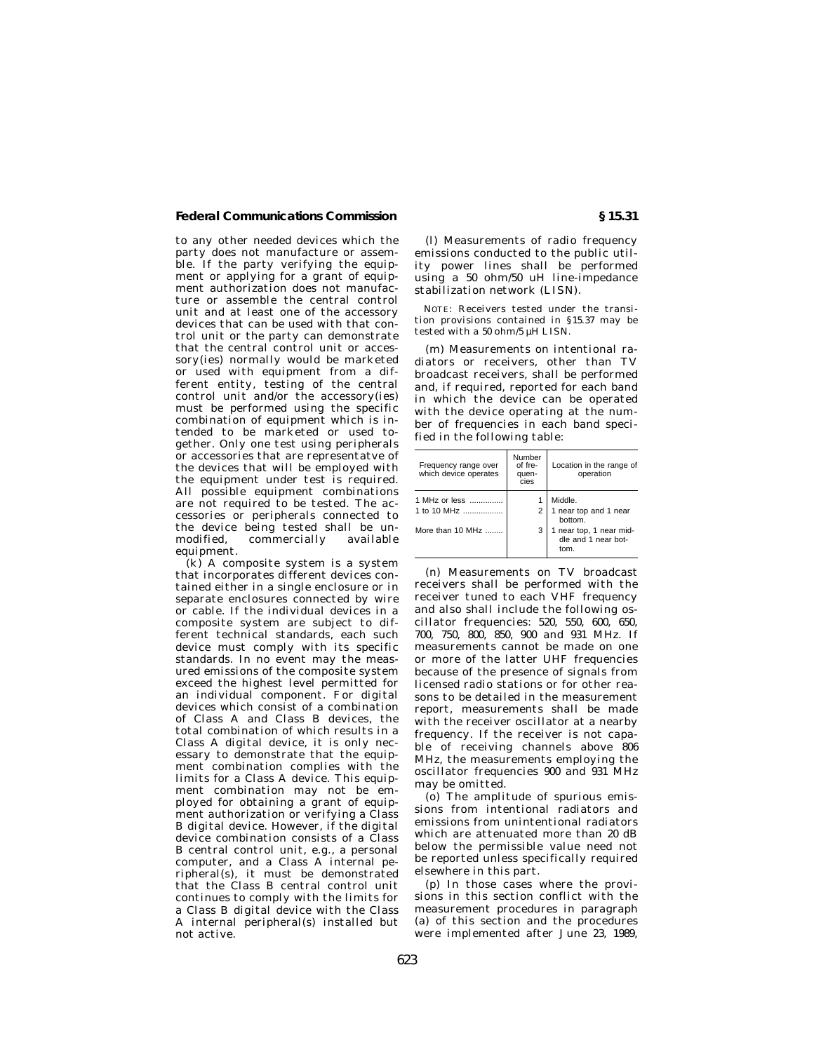to any other needed devices which the party does not manufacture or assemble. If the party verifying the equipment or applying for a grant of equipment authorization does not manufacture or assemble the central control unit and at least one of the accessory devices that can be used with that control unit or the party can demonstrate that the central control unit or accessory(ies) normally would be marketed or used with equipment from a different entity, testing of the central control unit and/or the accessory(ies) must be performed using the specific combination of equipment which is intended to be marketed or used together. Only one test using peripherals or accessories that are representatve of the devices that will be employed with the equipment under test is required. All possible equipment combinations are not required to be tested. The accessories or peripherals connected to the device being tested shall be unmodified, commercially available equipment.

(k) A composite system is a system that incorporates different devices contained either in a single enclosure or in separate enclosures connected by wire or cable. If the individual devices in a composite system are subject to different technical standards, each such device must comply with its specific standards. In no event may the measured emissions of the composite system exceed the highest level permitted for an individual component. For digital devices which consist of a combination of Class A and Class B devices, the total combination of which results in a Class A digital device, it is only necessary to demonstrate that the equipment combination complies with the limits for a Class A device. This equipment combination may not be employed for obtaining a grant of equipment authorization or verifying a Class B digital device. However, if the digital device combination consists of a Class B central control unit, e.g., a personal computer, and a Class A internal peripheral(s), it must be demonstrated that the Class B central control unit continues to comply with the limits for a Class B digital device with the Class A internal peripheral(s) installed but not active.

(l) Measurements of radio frequency emissions conducted to the public utility power lines shall be performed using a 50 ohm/50 uH line-impedance stabilization network (LISN).

NOTE: Receivers tested under the transition provisions contained in §15.37 may be tested with a 50 ohm/5 μH LISN.

(m) Measurements on intentional radiators or receivers, other than TV broadcast receivers, shall be performed and, if required, reported for each band in which the device can be operated with the device operating at the number of frequencies in each band specified in the following table:

| Frequency range over which device operates | Number of frequencies | Location in the range of operation |
|---|---|---|
| 1 MHz or less | 1 | Middle. |
| 1 to 10 MHz | 2 | 1 near top and 1 near bottom. |
| More than 10 MHz | 3 | 1 near top, 1 near middle and 1 near bottom. |

(n) Measurements on TV broadcast receivers shall be performed with the receiver tuned to each VHF frequency and also shall include the following oscillator frequencies: 520, 550, 600, 650, 700, 750, 800, 850, 900 and 931 MHz. If measurements cannot be made on one or more of the latter UHF frequencies because of the presence of signals from licensed radio stations or for other reasons to be detailed in the measurement report, measurements shall be made with the receiver oscillator at a nearby frequency. If the receiver is not capable of receiving channels above 806 MHz, the measurements employing the oscillator frequencies 900 and 931 MHz may be omitted.

(o) The amplitude of spurious emissions from intentional radiators and emissions from unintentional radiators which are attenuated more than 20 dB below the permissible value need not be reported unless specifically required elsewhere in this part.

(p) In those cases where the provisions in this section conflict with the measurement procedures in paragraph (a) of this section and the procedures were implemented after June 23, 1989,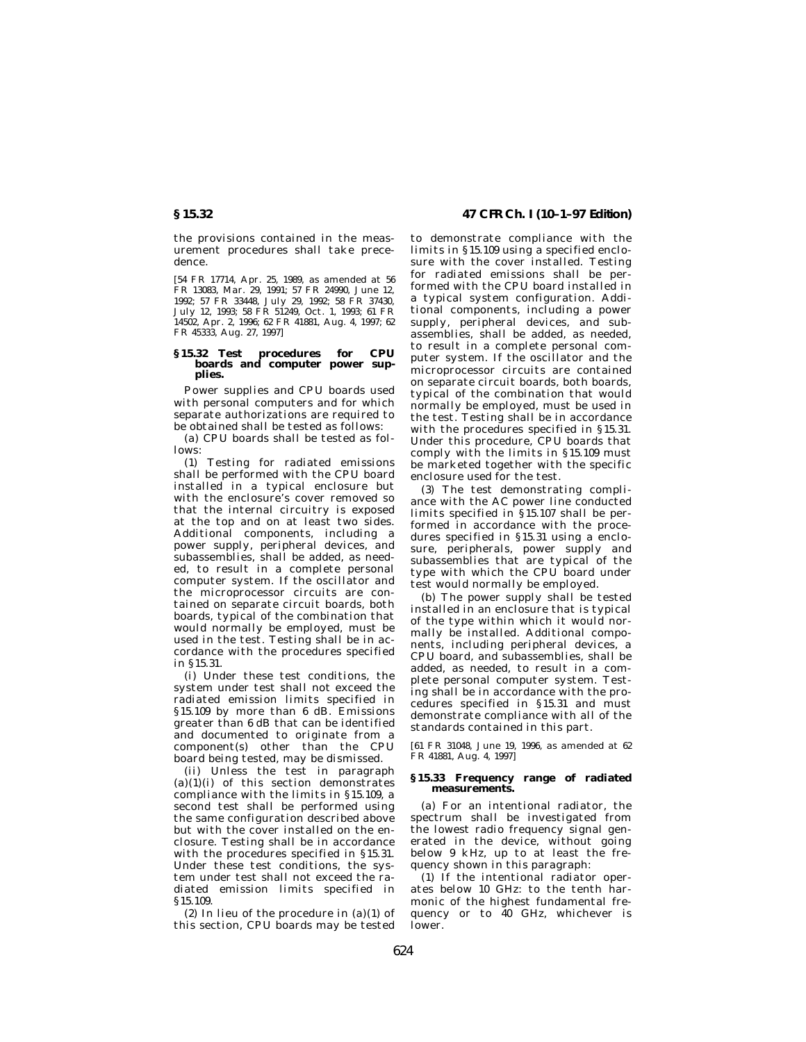the provisions contained in the measurement procedures shall take precedence.

[54 FR 17714, Apr. 25, 1989, as amended at 56 FR 13083, Mar. 29, 1991; 57 FR 24990, June 12, 1992; 57 FR 33448, July 29, 1992; 58 FR 37430, July 12, 1993; 58 FR 51249, Oct. 1, 1993; 61 FR 14502, Apr. 2, 1996; 62 FR 41881, Aug. 4, 1997; 62 FR 45333, Aug. 27, 1997]

## § 15.32 Test procedures for CPU boards and computer power supplies.

Power supplies and CPU boards used with personal computers and for which separate authorizations are required to be obtained shall be tested as follows:

(a) CPU boards shall be tested as follows:

(1) Testing for radiated emissions shall be performed with the CPU board installed in a typical enclosure but with the enclosure's cover removed so that the internal circuitry is exposed at the top and on at least two sides. Additional components, including a power supply, peripheral devices, and subassemblies, shall be added, as needed, to result in a complete personal computer system. If the oscillator and the microprocessor circuits are contained on separate circuit boards, both boards, typical of the combination that would normally be employed, must be used in the test. Testing shall be in accordance with the procedures specified in § 15.31.

(i) Under these test conditions, the system under test shall not exceed the radiated emission limits specified in § 15.109 by more than 6 dB. Emissions greater than 6 dB that can be identified and documented to originate from a component(s) other than the CPU board being tested, may be dismissed.

(ii) Unless the test in paragraph (a)(1)(i) of this section demonstrates compliance with the limits in § 15.109, a second test shall be performed using the same configuration described above but with the cover installed on the enclosure. Testing shall be in accordance with the procedures specified in § 15.31. Under these test conditions, the system under test shall not exceed the radiated emission limits specified in § 15.109.

(2) In lieu of the procedure in (a)(1) of this section, CPU boards may be tested to demonstrate compliance with the limits in § 15.109 using a specified enclosure with the cover installed. Testing for radiated emissions shall be performed with the CPU board installed in a typical system configuration. Additional components, including a power supply, peripheral devices, and subassemblies, shall be added, as needed, to result in a complete personal computer system. If the oscillator and the microprocessor circuits are contained on separate circuit boards, both boards, typical of the combination that would normally be employed, must be used in the test. Testing shall be in accordance with the procedures specified in § 15.31. Under this procedure, CPU boards that comply with the limits in § 15.109 must be marketed together with the specific enclosure used for the test.

(3) The test demonstrating compliance with the AC power line conducted limits specified in § 15.107 shall be performed in accordance with the procedures specified in § 15.31 using a enclosure, peripherals, power supply and subassemblies that are typical of the type with which the CPU board under test would normally be employed.

(b) The power supply shall be tested installed in an enclosure that is typical of the type within which it would normally be installed. Additional components, including peripheral devices, a CPU board, and subassemblies, shall be added, as needed, to result in a complete personal computer system. Testing shall be in accordance with the procedures specified in § 15.31 and must demonstrate compliance with all of the standards contained in this part.

[61 FR 31048, June 19, 1996, as amended at 62 FR 41881, Aug. 4, 1997]

## § 15.33 Frequency range of radiated measurements.

(a) For an intentional radiator, the spectrum shall be investigated from the lowest radio frequency signal generated in the device, without going below 9 kHz, up to at least the frequency shown in this paragraph:

(1) If the intentional radiator operates below 10 GHz: to the tenth harmonic of the highest fundamental frequency or to 40 GHz, whichever is lower.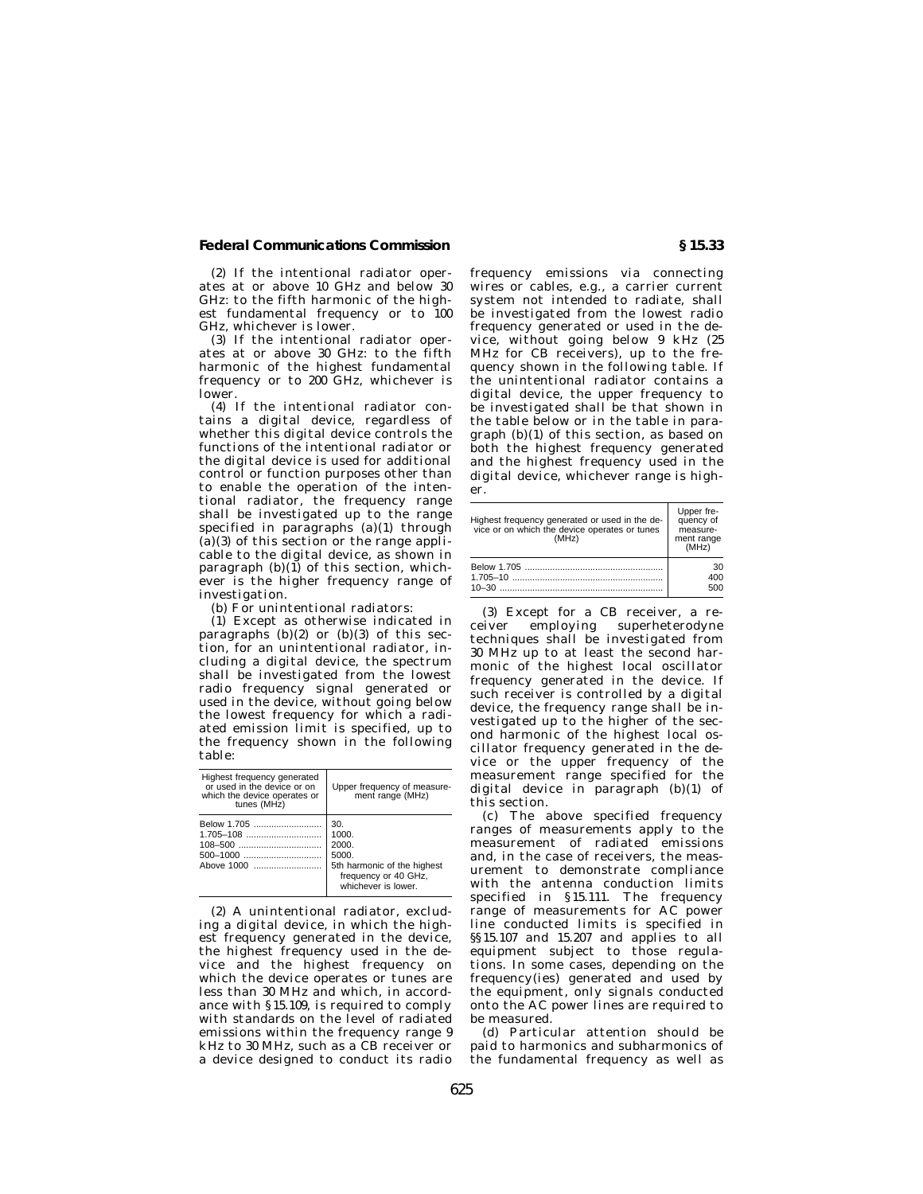(2) If the intentional radiator operates at or above 10 GHz and below 30 GHz: to the fifth harmonic of the highest fundamental frequency or to 100 GHz, whichever is lower.

(3) If the intentional radiator operates at or above 30 GHz: to the fifth harmonic of the highest fundamental frequency or to 200 GHz, whichever is lower.

(4) If the intentional radiator contains a digital device, regardless of whether this digital device controls the functions of the intentional radiator or the digital device is used for additional control or function purposes other than to enable the operation of the intentional radiator, the frequency range shall be investigated up to the range specified in paragraphs (a)(1) through (a)(3) of this section or the range applicable to the digital device, as shown in paragraph (b)(1) of this section, whichever is the higher frequency range of investigation.

(b) For unintentional radiators:

(1) Except as otherwise indicated in paragraphs (b)(2) or (b)(3) of this section, for an unintentional radiator, including a digital device, the spectrum shall be investigated from the lowest radio frequency signal generated or used in the device, without going below the lowest frequency for which a radiated emission limit is specified, up to the frequency shown in the following table:

| Highest frequency generated or used in the device or on which the device operates or tunes (MHz) | Upper frequency of measurement range (MHz) |
|---|---|
| Below 1.705 | 30. |
| 1.705–108 | 1000. |
| 108–500 | 2000. |
| 500–1000 | 5000. |
| Above 1000 | 5th harmonic of the highest frequency or 40 GHz, whichever is lower. |

(2) A unintentional radiator, excluding a digital device, in which the highest frequency generated in the device, the highest frequency used in the device and the highest frequency on which the device operates or tunes are less than 30 MHz and which, in accordance with §15.109, is required to comply with standards on the level of radiated emissions within the frequency range 9 kHz to 30 MHz, such as a CB receiver or a device designed to conduct its radio frequency emissions via connecting wires or cables, e.g., a carrier current system not intended to radiate, shall be investigated from the lowest radio frequency generated or used in the device, without going below 9 kHz (25 MHz for CB receivers), up to the frequency shown in the following table. If the unintentional radiator contains a digital device, the upper frequency to be investigated shall be that shown in the table below or in the table in paragraph (b)(1) of this section, as based on both the highest frequency generated and the highest frequency used in the digital device, whichever range is higher.

| Highest frequency generated or used in the device or on which the device operates or tunes (MHz) | Upper frequency of measurement range (MHz) |
|---|---|
| Below 1.705 | 30 |
| 1.705–10 | 400 |
| 10–30 | 500 |

(3) Except for a CB receiver, a receiver employing superheterodyne techniques shall be investigated from 30 MHz up to at least the second harmonic of the highest local oscillator frequency generated in the device. If such receiver is controlled by a digital device, the frequency range shall be investigated up to the higher of the second harmonic of the highest local oscillator frequency generated in the device or the upper frequency of the measurement range specified for the digital device in paragraph (b)(1) of this section.

(c) The above specified frequency ranges of measurements apply to the measurement of radiated emissions and, in the case of receivers, the measurement to demonstrate compliance with the antenna conduction limits specified in §15.111. The frequency range of measurements for AC power line conducted limits is specified in §§15.107 and 15.207 and applies to all equipment subject to those regulations. In some cases, depending on the frequency(ies) generated and used by the equipment, only signals conducted onto the AC power lines are required to be measured.

(d) Particular attention should be paid to harmonics and subharmonics of the fundamental frequency as well as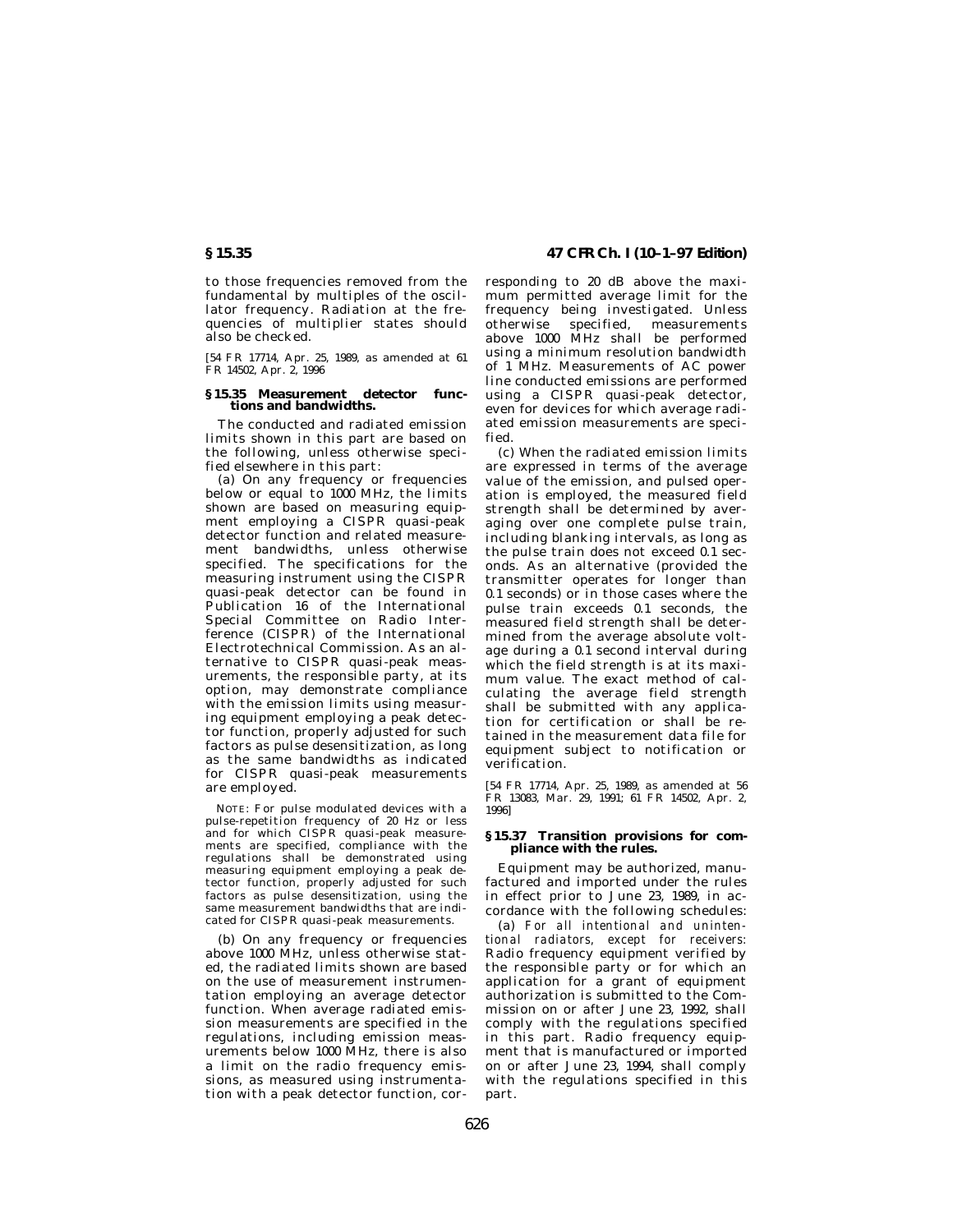to those frequencies removed from the fundamental by multiples of the oscillator frequency. Radiation at the frequencies of multiplier states should also be checked.

[54 FR 17714, Apr. 25, 1989, as amended at 61 FR 14502, Apr. 2, 1996

## § 15.35 Measurement detector functions and bandwidths.

The conducted and radiated emission limits shown in this part are based on the following, unless otherwise specified elsewhere in this part:

(a) On any frequency or frequencies below or equal to 1000 MHz, the limits shown are based on measuring equipment employing a CISPR quasi-peak detector function and related measurement bandwidths, unless otherwise specified. The specifications for the measuring instrument using the CISPR quasi-peak detector can be found in Publication 16 of the International Special Committee on Radio Interference (CISPR) of the International Electrotechnical Commission. As an alternative to CISPR quasi-peak measurements, the responsible party, at its option, may demonstrate compliance with the emission limits using measuring equipment employing a peak detector function, properly adjusted for such factors as pulse desensitization, as long as the same bandwidths as indicated for CISPR quasi-peak measurements are employed.

NOTE: For pulse modulated devices with a pulse-repetition frequency of 20 Hz or less and for which CISPR quasi-peak measurements are specified, compliance with the regulations shall be demonstrated using measuring equipment employing a peak detector function, properly adjusted for such factors as pulse desensitization, using the same measurement bandwidths that are indicated for CISPR quasi-peak measurements.

(b) On any frequency or frequencies above 1000 MHz, unless otherwise stated, the radiated limits shown are based on the use of measurement instrumentation employing an average detector function. When average radiated emission measurements are specified in the regulations, including emission measurements below 1000 MHz, there is also a limit on the radio frequency emissions, as measured using instrumentation with a peak detector function, corresponding to 20 dB above the maximum permitted average limit for the frequency being investigated. Unless otherwise specified, measurements above 1000 MHz shall be performed using a minimum resolution bandwidth of 1 MHz. Measurements of AC power line conducted emissions are performed using a CISPR quasi-peak detector, even for devices for which average radiated emission measurements are specified.

(c) When the radiated emission limits are expressed in terms of the average value of the emission, and pulsed operation is employed, the measured field strength shall be determined by averaging over one complete pulse train, including blanking intervals, as long as the pulse train does not exceed 0.1 seconds. As an alternative (provided the transmitter operates for longer than 0.1 seconds) or in those cases where the pulse train exceeds 0.1 seconds, the measured field strength shall be determined from the average absolute voltage during a 0.1 second interval during which the field strength is at its maximum value. The exact method of calculating the average field strength shall be submitted with any application for certification or shall be retained in the measurement data file for equipment subject to notification or verification.

[54 FR 17714, Apr. 25, 1989, as amended at 56 FR 13083, Mar. 29, 1991; 61 FR 14502, Apr. 2, 1996]

## § 15.37 Transition provisions for compliance with the rules.

Equipment may be authorized, manufactured and imported under the rules in effect prior to June 23, 1989, in accordance with the following schedules:

(a) *For all intentional and unintentional radiators, except for receivers:* Radio frequency equipment verified by the responsible party or for which an application for a grant of equipment authorization is submitted to the Commission on or after June 23, 1992, shall comply with the regulations specified in this part. Radio frequency equipment that is manufactured or imported on or after June 23, 1994, shall comply with the regulations specified in this part.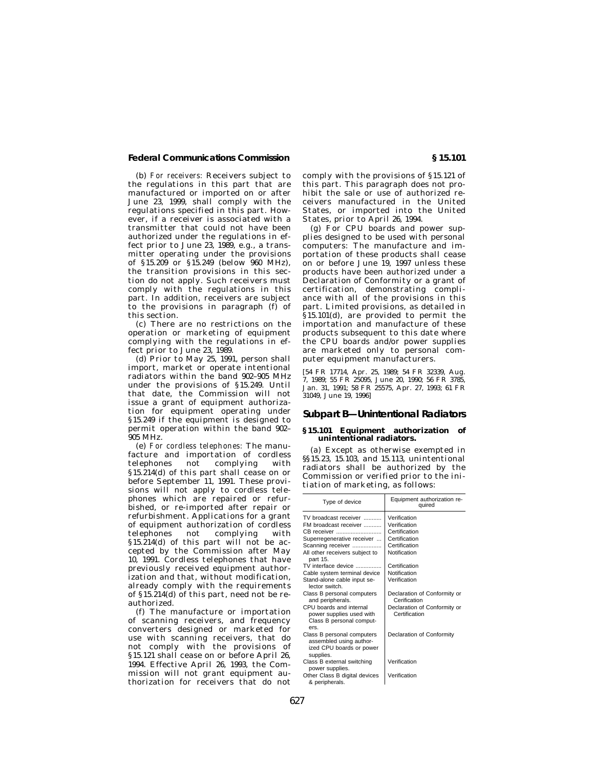(b) *For receivers:* Receivers subject to the regulations in this part that are manufactured or imported on or after June 23, 1999, shall comply with the regulations specified in this part. However, if a receiver is associated with a transmitter that could not have been authorized under the regulations in effect prior to June 23, 1989, e.g., a transmitter operating under the provisions of §15.209 or §15.249 (below 960 MHz), the transition provisions in this section do not apply. Such receivers must comply with the regulations in this part. In addition, receivers are subject to the provisions in paragraph (f) of this section.

(c) There are no restrictions on the operation or marketing of equipment complying with the regulations in effect prior to June 23, 1989.

(d) Prior to May 25, 1991, person shall import, market or operate intentional radiators within the band 902–905 MHz under the provisions of §15.249. Until that date, the Commission will not issue a grant of equipment authorization for equipment operating under §15.249 if the equipment is designed to permit operation within the band 902–905 MHz.

(e) *For cordless telephones:* The manufacture and importation of cordless telephones not complying with §15.214(d) of this part shall cease on or before September 11, 1991. These provisions will not apply to cordless telephones which are repaired or refurbished, or re-imported after repair or refurbishment. Applications for a grant of equipment authorization of cordless telephones not complying with §15.214(d) of this part will not be accepted by the Commission after May 10, 1991. Cordless telephones that have previously received equipment authorization and that, without modification, already comply with the requirements of §15.214(d) of this part, need not be reauthorized.

(f) The manufacture or importation of scanning receivers, and frequency converters designed or marketed for use with scanning receivers, that do not comply with the provisions of §15.121 shall cease on or before April 26, 1994. Effective April 26, 1993, the Commission will not grant equipment authorization for receivers that do not comply with the provisions of §15.121 of this part. This paragraph does not prohibit the sale or use of authorized receivers manufactured in the United States, or imported into the United States, prior to April 26, 1994.

(g) For CPU boards and power supplies designed to be used with personal computers: The manufacture and importation of these products shall cease on or before June 19, 1997 unless these products have been authorized under a Declaration of Conformity or a grant of certification, demonstrating compliance with all of the provisions in this part. Limited provisions, as detailed in §15.101(d), are provided to permit the importation and manufacture of these products subsequent to this date where the CPU boards and/or power supplies are marketed only to personal computer manufacturers.

[54 FR 17714, Apr. 25, 1989; 54 FR 32339, Aug. 7, 1989; 55 FR 25095, June 20, 1990; 56 FR 3785, Jan. 31, 1991; 58 FR 25575, Apr. 27, 1993; 61 FR 31049, June 19, 1996]

## Subpart B—Unintentional Radiators

### §15.101 Equipment authorization of unintentional radiators.

(a) Except as otherwise exempted in §§15.23, 15.103, and 15.113, unintentional radiators shall be authorized by the Commission or verified prior to the initiation of marketing, as follows:

| Type of device | Equipment authorization required |
|---|---|
| TV broadcast receiver | Verification |
| FM broadcast receiver | Verification |
| CB receiver | Certification |
| Superregenerative receiver | Certification |
| Scanning receiver | Certification |
| All other receivers subject to part 15. | Notification |
| TV interface device | Certification |
| Cable system terminal device | Notification |
| Stand-alone cable input selector switch. | Verification |
| Class B personal computers and peripherals. | Declaration of Conformity or Cerification |
| CPU boards and internal power supplies used with Class B personal computers. | Declaration of Conformity or Certification |
| Class B personal computers assembled using authorized CPU boards or power supplies. | Declaration of Conformity |
| Class B external switching power supplies. | Verification |
| Other Class B digital devices & peripherals. | Verification |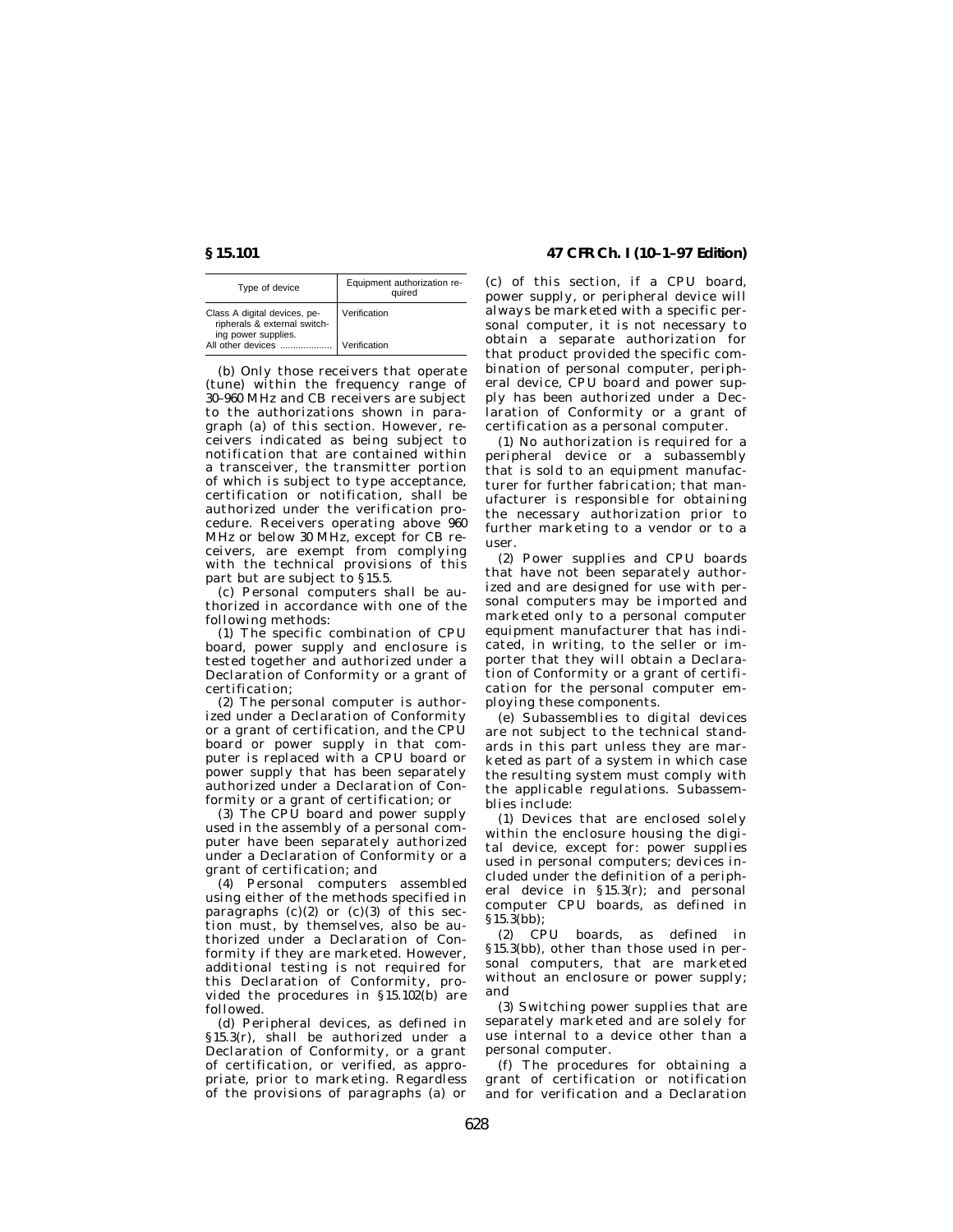| Type of device | Equipment authorization required |
|---|---|
| Class A digital devices, peripherals & external switching power supplies. | Verification |
| All other devices | Verification |

(b) Only those receivers that operate (tune) within the frequency range of 30–960 MHz and CB receivers are subject to the authorizations shown in paragraph (a) of this section. However, receivers indicated as being subject to notification that are contained within a transceiver, the transmitter portion of which is subject to type acceptance, certification or notification, shall be authorized under the verification procedure. Receivers operating above 960 MHz or below 30 MHz, except for CB receivers, are exempt from complying with the technical provisions of this part but are subject to §15.5.

(c) Personal computers shall be authorized in accordance with one of the following methods:

(1) The specific combination of CPU board, power supply and enclosure is tested together and authorized under a Declaration of Conformity or a grant of certification;

(2) The personal computer is authorized under a Declaration of Conformity or a grant of certification, and the CPU board or power supply in that computer is replaced with a CPU board or power supply that has been separately authorized under a Declaration of Conformity or a grant of certification; or

(3) The CPU board and power supply used in the assembly of a personal computer have been separately authorized under a Declaration of Conformity or a grant of certification; and

(4) Personal computers assembled using either of the methods specified in paragraphs (c)(2) or (c)(3) of this section must, by themselves, also be authorized under a Declaration of Conformity if they are marketed. However, additional testing is not required for this Declaration of Conformity, provided the procedures in §15.102(b) are followed.

(d) Peripheral devices, as defined in §15.3(r), shall be authorized under a Declaration of Conformity, or a grant of certification, or verified, as appropriate, prior to marketing. Regardless of the provisions of paragraphs (a) or (c) of this section, if a CPU board, power supply, or peripheral device will always be marketed with a specific personal computer, it is not necessary to obtain a separate authorization for that product provided the specific combination of personal computer, peripheral device, CPU board and power supply has been authorized under a Declaration of Conformity or a grant of certification as a personal computer.

(1) No authorization is required for a peripheral device or a subassembly that is sold to an equipment manufacturer for further fabrication; that manufacturer is responsible for obtaining the necessary authorization prior to further marketing to a vendor or to a user.

(2) Power supplies and CPU boards that have not been separately authorized and are designed for use with personal computers may be imported and marketed only to a personal computer equipment manufacturer that has indicated, in writing, to the seller or importer that they will obtain a Declaration of Conformity or a grant of certification for the personal computer employing these components.

(e) Subassemblies to digital devices are not subject to the technical standards in this part unless they are marketed as part of a system in which case the resulting system must comply with the applicable regulations. Subassemblies include:

(1) Devices that are enclosed solely within the enclosure housing the digital device, except for: power supplies used in personal computers; devices included under the definition of a peripheral device in §15.3(r); and personal computer CPU boards, as defined in §15.3(bb);

(2) CPU boards, as defined in §15.3(bb), other than those used in personal computers, that are marketed without an enclosure or power supply; and

(3) Switching power supplies that are separately marketed and are solely for use internal to a device other than a personal computer.

(f) The procedures for obtaining a grant of certification or notification and for verification and a Declaration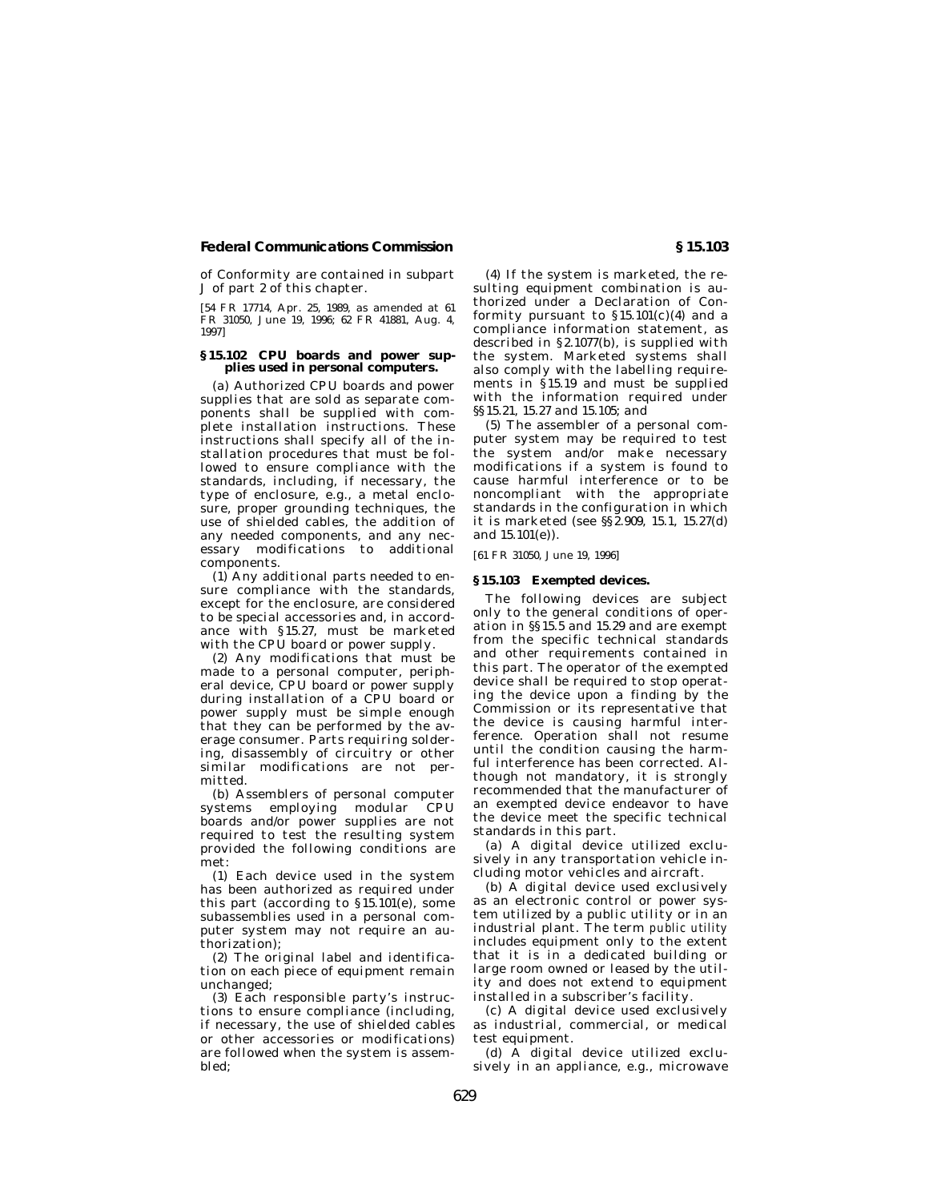of Conformity are contained in subpart J of part 2 of this chapter.

[54 FR 17714, Apr. 25, 1989, as amended at 61 FR 31050, June 19, 1996; 62 FR 41881, Aug. 4, 1997]

## § 15.102 CPU boards and power supplies used in personal computers.

(a) Authorized CPU boards and power supplies that are sold as separate components shall be supplied with complete installation instructions. These instructions shall specify all of the installation procedures that must be followed to ensure compliance with the standards, including, if necessary, the type of enclosure, e.g., a metal enclosure, proper grounding techniques, the use of shielded cables, the addition of any needed components, and any necessary modifications to additional components.

(1) Any additional parts needed to ensure compliance with the standards, except for the enclosure, are considered to be special accessories and, in accordance with § 15.27, must be marketed with the CPU board or power supply.

(2) Any modifications that must be made to a personal computer, peripheral device, CPU board or power supply during installation of a CPU board or power supply must be simple enough that they can be performed by the average consumer. Parts requiring soldering, disassembly of circuitry or other similar modifications are not permitted.

(b) Assemblers of personal computer systems employing modular CPU boards and/or power supplies are not required to test the resulting system provided the following conditions are met:

(1) Each device used in the system has been authorized as required under this part (according to § 15.101(e), some subassemblies used in a personal computer system may not require an authorization);

(2) The original label and identification on each piece of equipment remain unchanged;

(3) Each responsible party's instructions to ensure compliance (including, if necessary, the use of shielded cables or other accessories or modifications) are followed when the system is assembled;

(4) If the system is marketed, the resulting equipment combination is authorized under a Declaration of Conformity pursuant to § 15.101(c)(4) and a compliance information statement, as described in § 2.1077(b), is supplied with the system. Marketed systems shall also comply with the labelling requirements in § 15.19 and must be supplied with the information required under §§ 15.21, 15.27 and 15.105; and

(5) The assembler of a personal computer system may be required to test the system and/or make necessary modifications if a system is found to cause harmful interference or to be noncompliant with the appropriate standards in the configuration in which it is marketed (see §§ 2.909, 15.1, 15.27(d) and 15.101(e)).

[61 FR 31050, June 19, 1996]

## § 15.103 Exempted devices.

The following devices are subject only to the general conditions of operation in §§ 15.5 and 15.29 and are exempt from the specific technical standards and other requirements contained in this part. The operator of the exempted device shall be required to stop operating the device upon a finding by the Commission or its representative that the device is causing harmful interference. Operation shall not resume until the condition causing the harmful interference has been corrected. Although not mandatory, it is strongly recommended that the manufacturer of an exempted device endeavor to have the device meet the specific technical standards in this part.

(a) A digital device utilized exclusively in any transportation vehicle including motor vehicles and aircraft.

(b) A digital device used exclusively as an electronic control or power system utilized by a public utility or in an industrial plant. The term *public utility* includes equipment only to the extent that it is in a dedicated building or large room owned or leased by the utility and does not extend to equipment installed in a subscriber's facility.

(c) A digital device used exclusively as industrial, commercial, or medical test equipment.

(d) A digital device utilized exclusively in an appliance, e.g., microwave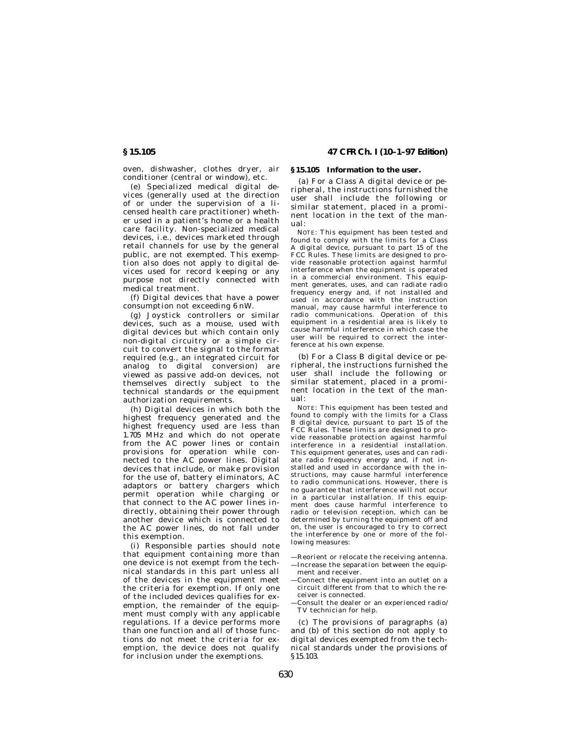oven, dishwasher, clothes dryer, air conditioner (central or window), etc.

(e) Specialized medical digital devices (generally used at the direction of or under the supervision of a licensed health care practitioner) whether used in a patient's home or a health care facility. Non-specialized medical devices, i.e., devices marketed through retail channels for use by the general public, are not exempted. This exemption also does not apply to digital devices used for record keeping or any purpose not directly connected with medical treatment.

(f) Digital devices that have a power consumption not exceeding 6 nW.

(g) Joystick controllers or similar devices, such as a mouse, used with digital devices but which contain only non-digital circuitry or a simple circuit to convert the signal to the format required (e.g., an integrated circuit for analog to digital conversion) are viewed as passive add-on devices, not themselves directly subject to the technical standards or the equipment authorization requirements.

(h) Digital devices in which both the highest frequency generated and the highest frequency used are less than 1.705 MHz and which do not operate from the AC power lines or contain provisions for operation while connected to the AC power lines. Digital devices that include, or make provision for the use of, battery eliminators, AC adaptors or battery chargers which permit operation while charging or that connect to the AC power lines indirectly, obtaining their power through another device which is connected to the AC power lines, do not fall under this exemption.

(i) Responsible parties should note that equipment containing more than one device is not exempt from the technical standards in this part unless all of the devices in the equipment meet the criteria for exemption. If only one of the included devices qualifies for exemption, the remainder of the equipment must comply with any applicable regulations. If a device performs more than one function and all of those functions do not meet the criteria for exemption, the device does not qualify for inclusion under the exemptions.

## § 15.105 Information to the user.

(a) For a Class A digital device or peripheral, the instructions furnished the user shall include the following or similar statement, placed in a prominent location in the text of the manual:

NOTE: This equipment has been tested and found to comply with the limits for a Class A digital device, pursuant to part 15 of the FCC Rules. These limits are designed to provide reasonable protection against harmful interference when the equipment is operated in a commercial environment. This equipment generates, uses, and can radiate radio frequency energy and, if not installed and used in accordance with the instruction manual, may cause harmful interference to radio communications. Operation of this equipment in a residential area is likely to cause harmful interference in which case the user will be required to correct the interference at his own expense.

(b) For a Class B digital device or peripheral, the instructions furnished the user shall include the following or similar statement, placed in a prominent location in the text of the manual:

NOTE: This equipment has been tested and found to comply with the limits for a Class B digital device, pursuant to part 15 of the FCC Rules. These limits are designed to provide reasonable protection against harmful interference in a residential installation. This equipment generates, uses and can radiate radio frequency energy and, if not installed and used in accordance with the instructions, may cause harmful interference to radio communications. However, there is no guarantee that interference will not occur in a particular installation. If this equipment does cause harmful interference to radio or television reception, which can be determined by turning the equipment off and on, the user is encouraged to try to correct the interference by one or more of the following measures:

—Reorient or relocate the receiving antenna.
—Increase the separation between the equipment and receiver.
—Connect the equipment into an outlet on a circuit different from that to which the receiver is connected.
—Consult the dealer or an experienced radio/TV technician for help.

(c) The provisions of paragraphs (a) and (b) of this section do not apply to digital devices exempted from the technical standards under the provisions of § 15.103.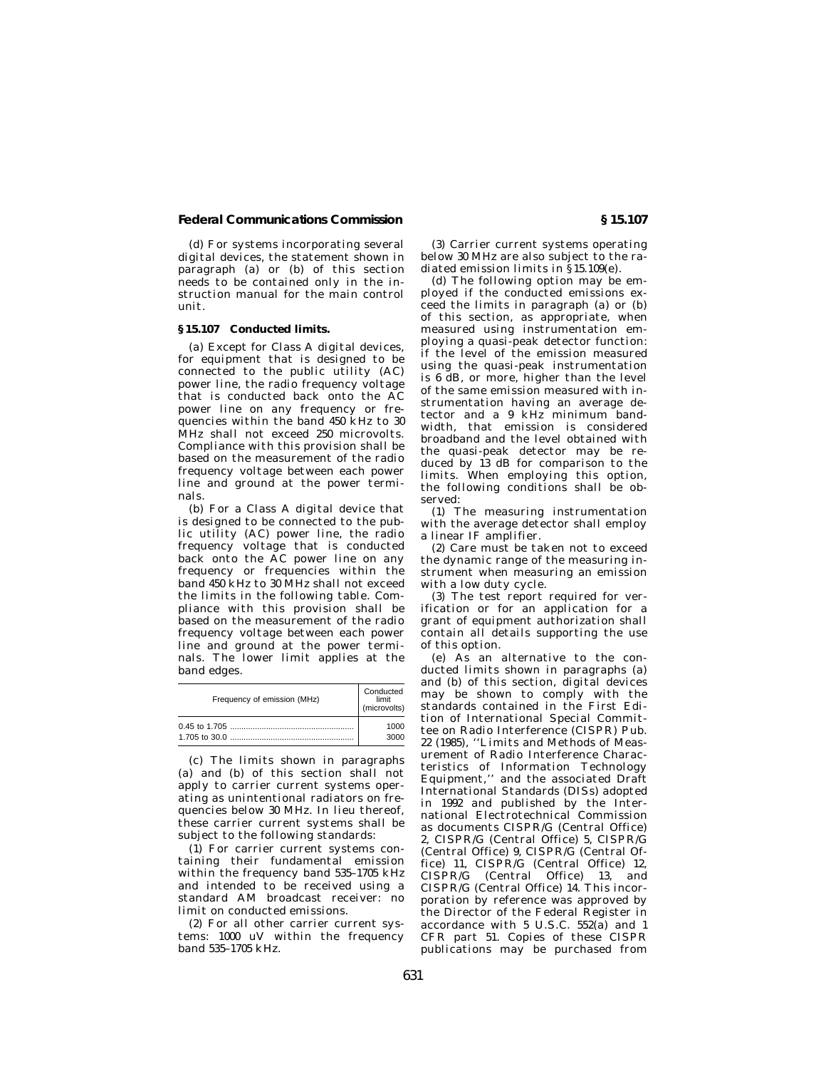(d) For systems incorporating several digital devices, the statement shown in paragraph (a) or (b) of this section needs to be contained only in the instruction manual for the main control unit.

### § 15.107 Conducted limits.

(a) Except for Class A digital devices, for equipment that is designed to be connected to the public utility (AC) power line, the radio frequency voltage that is conducted back onto the AC power line on any frequency or frequencies within the band 450 kHz to 30 MHz shall not exceed 250 microvolts. Compliance with this provision shall be based on the measurement of the radio frequency voltage between each power line and ground at the power terminals.

(b) For a Class A digital device that is designed to be connected to the public utility (AC) power line, the radio frequency voltage that is conducted back onto the AC power line on any frequency or frequencies within the band 450 kHz to 30 MHz shall not exceed the limits in the following table. Compliance with this provision shall be based on the measurement of the radio frequency voltage between each power line and ground at the power terminals. The lower limit applies at the band edges.

| Frequency of emission (MHz) | Conducted limit (microvolts) |
|---|---|
| 0.45 to 1.705 | 1000 |
| 1.705 to 30.0 | 3000 |

(c) The limits shown in paragraphs (a) and (b) of this section shall not apply to carrier current systems operating as unintentional radiators on frequencies below 30 MHz. In lieu thereof, these carrier current systems shall be subject to the following standards:

(1) For carrier current systems containing their fundamental emission within the frequency band 535–1705 kHz and intended to be received using a standard AM broadcast receiver: no limit on conducted emissions.

(2) For all other carrier current systems: 1000 uV within the frequency band 535–1705 kHz.

(3) Carrier current systems operating below 30 MHz are also subject to the radiated emission limits in §15.109(e).

(d) The following option may be employed if the conducted emissions exceed the limits in paragraph (a) or (b) of this section, as appropriate, when measured using instrumentation employing a quasi-peak detector function: if the level of the emission measured using the quasi-peak instrumentation is 6 dB, or more, higher than the level of the same emission measured with instrumentation having an average detector and a 9 kHz minimum bandwidth, that emission is considered broadband and the level obtained with the quasi-peak detector may be reduced by 13 dB for comparison to the limits. When employing this option, the following conditions shall be observed:

(1) The measuring instrumentation with the average detector shall employ a linear IF amplifier.

(2) Care must be taken not to exceed the dynamic range of the measuring instrument when measuring an emission with a low duty cycle.

(3) The test report required for verification or for an application for a grant of equipment authorization shall contain all details supporting the use of this option.

(e) As an alternative to the conducted limits shown in paragraphs (a) and (b) of this section, digital devices may be shown to comply with the standards contained in the First Edition of International Special Committee on Radio Interference (CISPR) Pub. 22 (1985), ''Limits and Methods of Measurement of Radio Interference Characteristics of Information Technology Equipment,'' and the associated Draft International Standards (DISs) adopted in 1992 and published by the International Electrotechnical Commission as documents CISPR/G (Central Office) 2, CISPR/G (Central Office) 5, CISPR/G (Central Office) 9, CISPR/G (Central Office) 11, CISPR/G (Central Office) 12, CISPR/G (Central Office) 13, and CISPR/G (Central Office) 14. This incorporation by reference was approved by the Director of the Federal Register in accordance with 5 U.S.C. 552(a) and 1 CFR part 51. Copies of these CISPR publications may be purchased from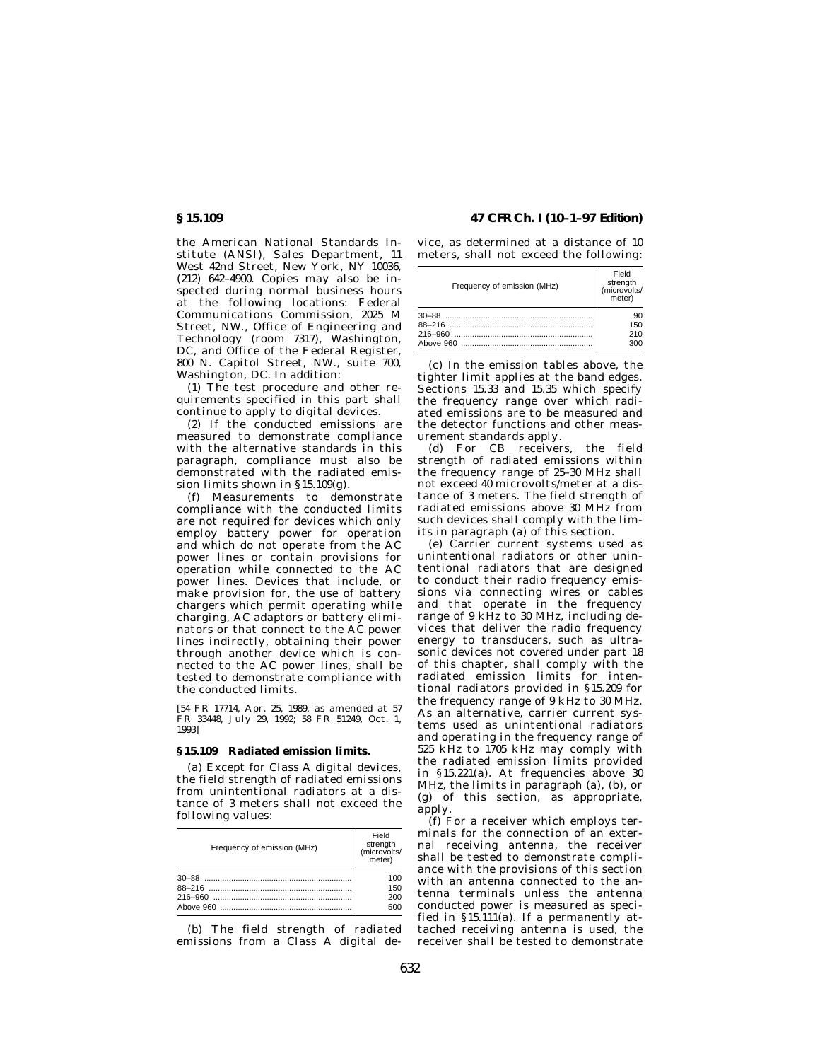the American National Standards Institute (ANSI), Sales Department, 11 West 42nd Street, New York, NY 10036, (212) 642–4900. Copies may also be inspected during normal business hours at the following locations: Federal Communications Commission, 2025 M Street, NW., Office of Engineering and Technology (room 7317), Washington, DC, and Office of the Federal Register, 800 N. Capitol Street, NW., suite 700, Washington, DC. In addition:

(1) The test procedure and other requirements specified in this part shall continue to apply to digital devices.

(2) If the conducted emissions are measured to demonstrate compliance with the alternative standards in this paragraph, compliance must also be demonstrated with the radiated emission limits shown in §15.109(g).

(f) Measurements to demonstrate compliance with the conducted limits are not required for devices which only employ battery power for operation and which do not operate from the AC power lines or contain provisions for operation while connected to the AC power lines. Devices that include, or make provision for, the use of battery chargers which permit operating while charging, AC adaptors or battery eliminators or that connect to the AC power lines indirectly, obtaining their power through another device which is connected to the AC power lines, shall be tested to demonstrate compliance with the conducted limits.

[54 FR 17714, Apr. 25, 1989, as amended at 57 FR 33448, July 29, 1992; 58 FR 51249, Oct. 1, 1993]

## §15.109 Radiated emission limits.

(a) Except for Class A digital devices, the field strength of radiated emissions from unintentional radiators at a distance of 3 meters shall not exceed the following values:

| Frequency of emission (MHz) | Field strength (microvolts/meter) |
|---|---|
| 30–88 | 100 |
| 88–216 | 150 |
| 216–960 | 200 |
| Above 960 | 500 |

(b) The field strength of radiated emissions from a Class A digital device, as determined at a distance of 10 meters, shall not exceed the following:

| Frequency of emission (MHz) | Field strength (microvolts/meter) |
|---|---|
| 30–88 | 90 |
| 88–216 | 150 |
| 216–960 | 210 |
| Above 960 | 300 |

(c) In the emission tables above, the tighter limit applies at the band edges. Sections 15.33 and 15.35 which specify the frequency range over which radiated emissions are to be measured and the detector functions and other measurement standards apply.

(d) For CB receivers, the field strength of radiated emissions within the frequency range of 25–30 MHz shall not exceed 40 microvolts/meter at a distance of 3 meters. The field strength of radiated emissions above 30 MHz from such devices shall comply with the limits in paragraph (a) of this section.

(e) Carrier current systems used as unintentional radiators or other unintentional radiators that are designed to conduct their radio frequency emissions via connecting wires or cables and that operate in the frequency range of 9 kHz to 30 MHz, including devices that deliver the radio frequency energy to transducers, such as ultrasonic devices not covered under part 18 of this chapter, shall comply with the radiated emission limits for intentional radiators provided in §15.209 for the frequency range of 9 kHz to 30 MHz. As an alternative, carrier current systems used as unintentional radiators and operating in the frequency range of 525 kHz to 1705 kHz may comply with the radiated emission limits provided in §15.221(a). At frequencies above 30 MHz, the limits in paragraph (a), (b), or (g) of this section, as appropriate, apply.

(f) For a receiver which employs terminals for the connection of an external receiving antenna, the receiver shall be tested to demonstrate compliance with the provisions of this section with an antenna connected to the antenna terminals unless the antenna conducted power is measured as specified in §15.111(a). If a permanently attached receiving antenna is used, the receiver shall be tested to demonstrate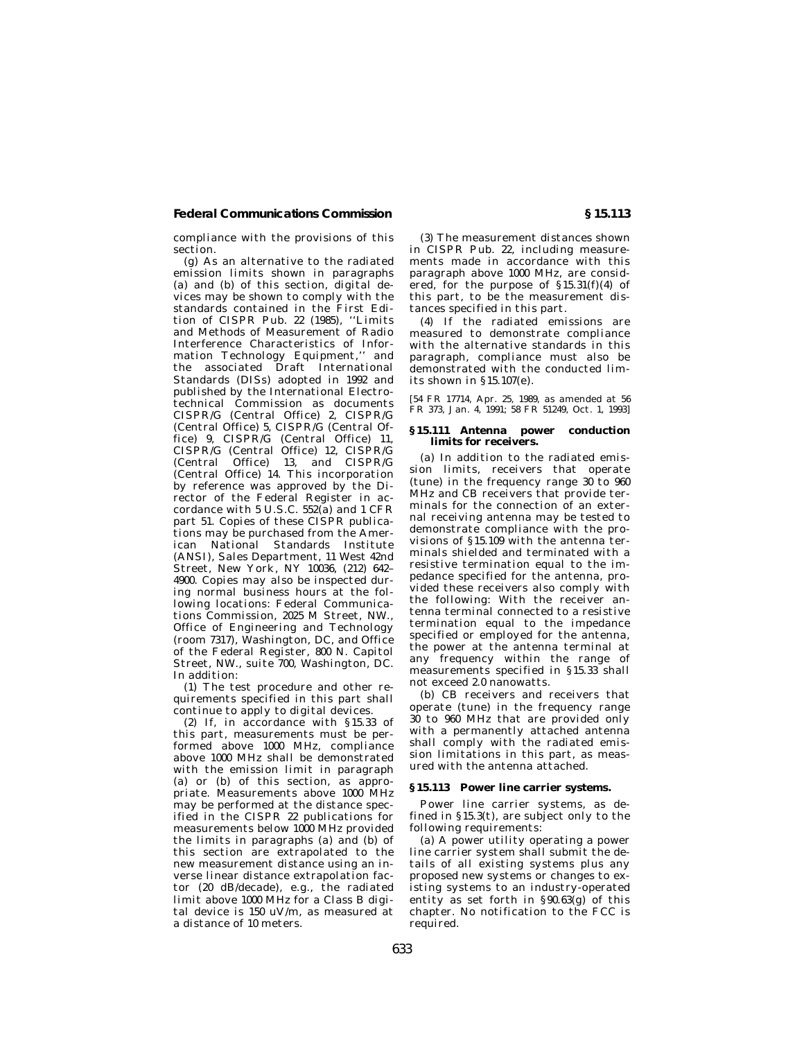compliance with the provisions of this section.

(g) As an alternative to the radiated emission limits shown in paragraphs (a) and (b) of this section, digital devices may be shown to comply with the standards contained in the First Edition of CISPR Pub. 22 (1985), ''Limits and Methods of Measurement of Radio Interference Characteristics of Information Technology Equipment,'' and the associated Draft International Standards (DISs) adopted in 1992 and published by the International Electrotechnical Commission as documents CISPR/G (Central Office) 2, CISPR/G (Central Office) 5, CISPR/G (Central Office) 9, CISPR/G (Central Office) 11, CISPR/G (Central Office) 12, CISPR/G (Central Office) 13, and CISPR/G (Central Office) 14. This incorporation by reference was approved by the Director of the Federal Register in accordance with 5 U.S.C. 552(a) and 1 CFR part 51. Copies of these CISPR publications may be purchased from the American National Standards Institute (ANSI), Sales Department, 11 West 42nd Street, New York, NY 10036, (212) 642–4900. Copies may also be inspected during normal business hours at the following locations: Federal Communications Commission, 2025 M Street, NW., Office of Engineering and Technology (room 7317), Washington, DC, and Office of the Federal Register, 800 N. Capitol Street, NW., suite 700, Washington, DC. In addition:

(1) The test procedure and other requirements specified in this part shall continue to apply to digital devices.

(2) If, in accordance with §15.33 of this part, measurements must be performed above 1000 MHz, compliance above 1000 MHz shall be demonstrated with the emission limit in paragraph (a) or (b) of this section, as appropriate. Measurements above 1000 MHz may be performed at the distance specified in the CISPR 22 publications for measurements below 1000 MHz provided the limits in paragraphs (a) and (b) of this section are extrapolated to the new measurement distance using an inverse linear distance extrapolation factor (20 dB/decade), e.g., the radiated limit above 1000 MHz for a Class B digital device is 150 uV/m, as measured at a distance of 10 meters.

(3) The measurement distances shown in CISPR Pub. 22, including measurements made in accordance with this paragraph above 1000 MHz, are considered, for the purpose of §15.31(f)(4) of this part, to be the measurement distances specified in this part.

(4) If the radiated emissions are measured to demonstrate compliance with the alternative standards in this paragraph, compliance must also be demonstrated with the conducted limits shown in §15.107(e).

[54 FR 17714, Apr. 25, 1989, as amended at 56 FR 373, Jan. 4, 1991; 58 FR 51249, Oct. 1, 1993]

### §15.111 Antenna power conduction limits for receivers.

(a) In addition to the radiated emission limits, receivers that operate (tune) in the frequency range 30 to 960 MHz and CB receivers that provide terminals for the connection of an external receiving antenna may be tested to demonstrate compliance with the provisions of §15.109 with the antenna terminals shielded and terminated with a resistive termination equal to the impedance specified for the antenna, provided these receivers also comply with the following: With the receiver antenna terminal connected to a resistive termination equal to the impedance specified or employed for the antenna, the power at the antenna terminal at any frequency within the range of measurements specified in §15.33 shall not exceed 2.0 nanowatts.

(b) CB receivers and receivers that operate (tune) in the frequency range 30 to 960 MHz that are provided only with a permanently attached antenna shall comply with the radiated emission limitations in this part, as measured with the antenna attached.

### §15.113 Power line carrier systems.

Power line carrier systems, as defined in §15.3(t), are subject only to the following requirements:

(a) A power utility operating a power line carrier system shall submit the details of all existing systems plus any proposed new systems or changes to existing systems to an industry-operated entity as set forth in §90.63(g) of this chapter. No notification to the FCC is required.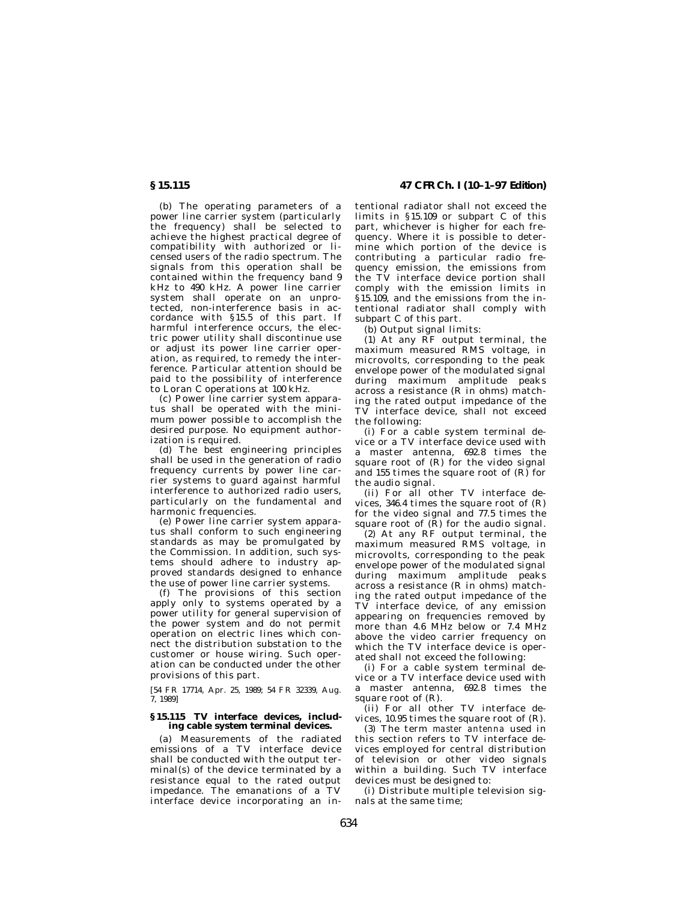(b) The operating parameters of a power line carrier system (particularly the frequency) shall be selected to achieve the highest practical degree of compatibility with authorized or licensed users of the radio spectrum. The signals from this operation shall be contained within the frequency band 9 kHz to 490 kHz. A power line carrier system shall operate on an unprotected, non-interference basis in accordance with §15.5 of this part. If harmful interference occurs, the electric power utility shall discontinue use or adjust its power line carrier operation, as required, to remedy the interference. Particular attention should be paid to the possibility of interference to Loran C operations at 100 kHz.

(c) Power line carrier system apparatus shall be operated with the minimum power possible to accomplish the desired purpose. No equipment authorization is required.

(d) The best engineering principles shall be used in the generation of radio frequency currents by power line carrier systems to guard against harmful interference to authorized radio users, particularly on the fundamental and harmonic frequencies.

(e) Power line carrier system apparatus shall conform to such engineering standards as may be promulgated by the Commission. In addition, such systems should adhere to industry approved standards designed to enhance the use of power line carrier systems.

(f) The provisions of this section apply only to systems operated by a power utility for general supervision of the power system and do not permit operation on electric lines which connect the distribution substation to the customer or house wiring. Such operation can be conducted under the other provisions of this part.

[54 FR 17714, Apr. 25, 1989; 54 FR 32339, Aug. 7, 1989]

## §15.115 TV interface devices, including cable system terminal devices.

(a) Measurements of the radiated emissions of a TV interface device shall be conducted with the output terminal(s) of the device terminated by a resistance equal to the rated output impedance. The emanations of a TV interface device incorporating an intentional radiator shall not exceed the limits in §15.109 or subpart C of this part, whichever is higher for each frequency. Where it is possible to determine which portion of the device is contributing a particular radio frequency emission, the emissions from the TV interface device portion shall comply with the emission limits in §15.109, and the emissions from the intentional radiator shall comply with subpart C of this part.

(b) Output signal limits:

(1) At any RF output terminal, the maximum measured RMS voltage, in microvolts, corresponding to the peak envelope power of the modulated signal during maximum amplitude peaks across a resistance (R in ohms) matching the rated output impedance of the TV interface device, shall not exceed the following:

(i) For a cable system terminal device or a TV interface device used with a master antenna, 692.8 times the square root of (R) for the video signal and 155 times the square root of (R) for the audio signal.

(ii) For all other TV interface devices, 346.4 times the square root of (R) for the video signal and 77.5 times the square root of (R) for the audio signal.

(2) At any RF output terminal, the maximum measured RMS voltage, in microvolts, corresponding to the peak envelope power of the modulated signal during maximum amplitude peaks across a resistance (R in ohms) matching the rated output impedance of the TV interface device, of any emission appearing on frequencies removed by more than 4.6 MHz below or 7.4 MHz above the video carrier frequency on which the TV interface device is operated shall not exceed the following:

(i) For a cable system terminal device or a TV interface device used with a master antenna, 692.8 times the square root of (R).

(ii) For all other TV interface devices, 10.95 times the square root of (R).

(3) The term *master antenna* used in this section refers to TV interface devices employed for central distribution of television or other video signals within a building. Such TV interface devices must be designed to:

(i) Distribute multiple television signals at the same time;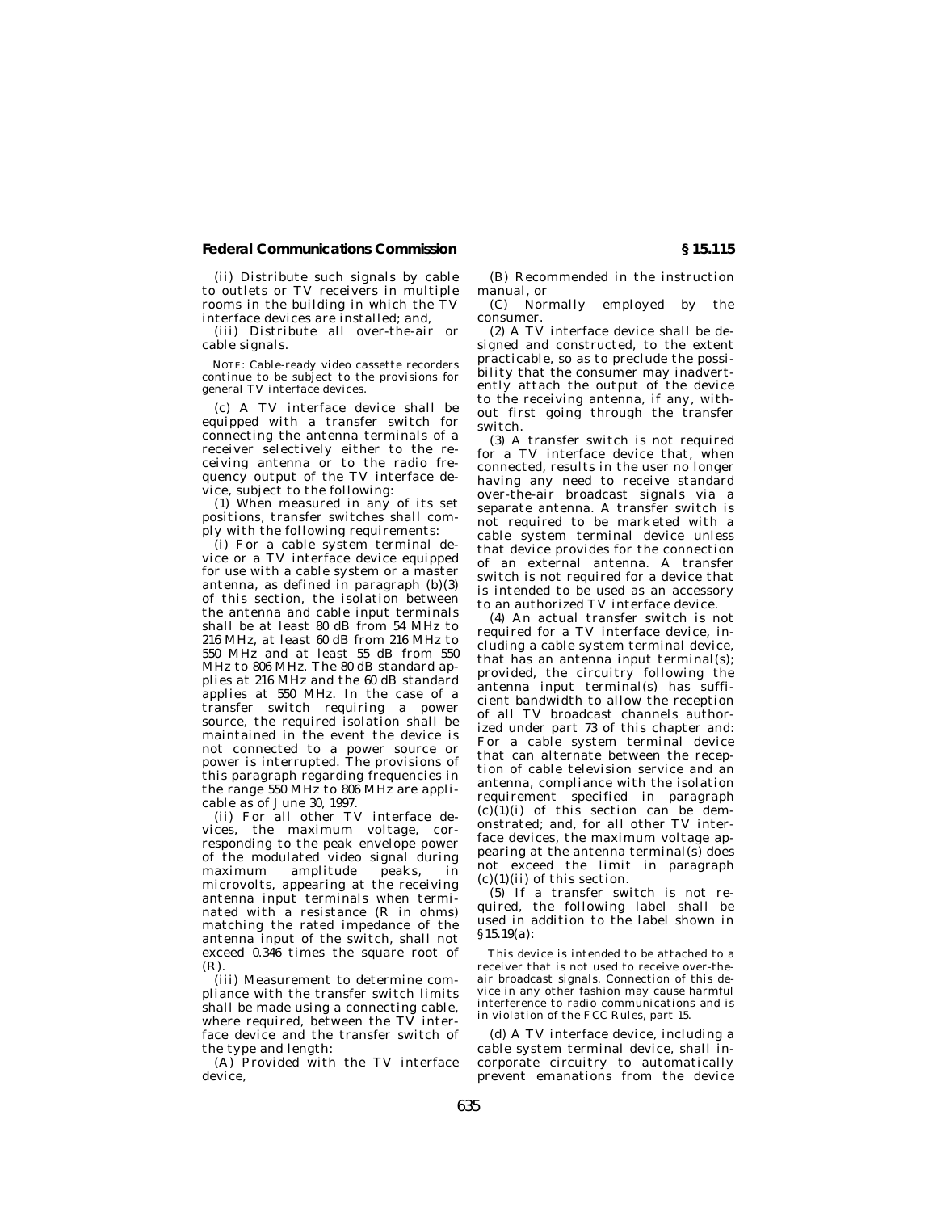(ii) Distribute such signals by cable to outlets or TV receivers in multiple rooms in the building in which the TV interface devices are installed; and,

(iii) Distribute all over-the-air or cable signals.

NOTE: Cable-ready video cassette recorders continue to be subject to the provisions for general TV interface devices.

(c) A TV interface device shall be equipped with a transfer switch for connecting the antenna terminals of a receiver selectively either to the receiving antenna or to the radio frequency output of the TV interface device, subject to the following:

(1) When measured in any of its set positions, transfer switches shall comply with the following requirements:

(i) For a cable system terminal device or a TV interface device equipped for use with a cable system or a master antenna, as defined in paragraph (b)(3) of this section, the isolation between the antenna and cable input terminals shall be at least 80 dB from 54 MHz to 216 MHz, at least 60 dB from 216 MHz to 550 MHz and at least 55 dB from 550 MHz to 806 MHz. The 80 dB standard applies at 216 MHz and the 60 dB standard applies at 550 MHz. In the case of a transfer switch requiring a power source, the required isolation shall be maintained in the event the device is not connected to a power source or power is interrupted. The provisions of this paragraph regarding frequencies in the range 550 MHz to 806 MHz are applicable as of June 30, 1997.

(ii) For all other TV interface devices, the maximum voltage, corresponding to the peak envelope power of the modulated video signal during maximum amplitude peaks, in microvolts, appearing at the receiving antenna input terminals when terminated with a resistance (R in ohms) matching the rated impedance of the antenna input of the switch, shall not exceed 0.346 times the square root of (R).

(iii) Measurement to determine compliance with the transfer switch limits shall be made using a connecting cable, where required, between the TV interface device and the transfer switch of the type and length:

(A) Provided with the TV interface device,

(B) Recommended in the instruction manual, or

(C) Normally employed by the consumer.

(2) A TV interface device shall be designed and constructed, to the extent practicable, so as to preclude the possibility that the consumer may inadvertently attach the output of the device to the receiving antenna, if any, without first going through the transfer switch.

(3) A transfer switch is not required for a TV interface device that, when connected, results in the user no longer having any need to receive standard over-the-air broadcast signals via a separate antenna. A transfer switch is not required to be marketed with a cable system terminal device unless that device provides for the connection of an external antenna. A transfer switch is not required for a device that is intended to be used as an accessory to an authorized TV interface device.

(4) An actual transfer switch is not required for a TV interface device, including a cable system terminal device, that has an antenna input terminal(s); provided, the circuitry following the antenna input terminal(s) has sufficient bandwidth to allow the reception of all TV broadcast channels authorized under part 73 of this chapter and: For a cable system terminal device that can alternate between the reception of cable television service and an antenna, compliance with the isolation requirement specified in paragraph (c)(1)(i) of this section can be demonstrated; and, for all other TV interface devices, the maximum voltage appearing at the antenna terminal(s) does not exceed the limit in paragraph (c)(1)(ii) of this section.

(5) If a transfer switch is not required, the following label shall be used in addition to the label shown in §15.19(a):

This device is intended to be attached to a receiver that is not used to receive over-the-air broadcast signals. Connection of this device in any other fashion may cause harmful interference to radio communications and is in violation of the FCC Rules, part 15.

(d) A TV interface device, including a cable system terminal device, shall incorporate circuitry to automatically prevent emanations from the device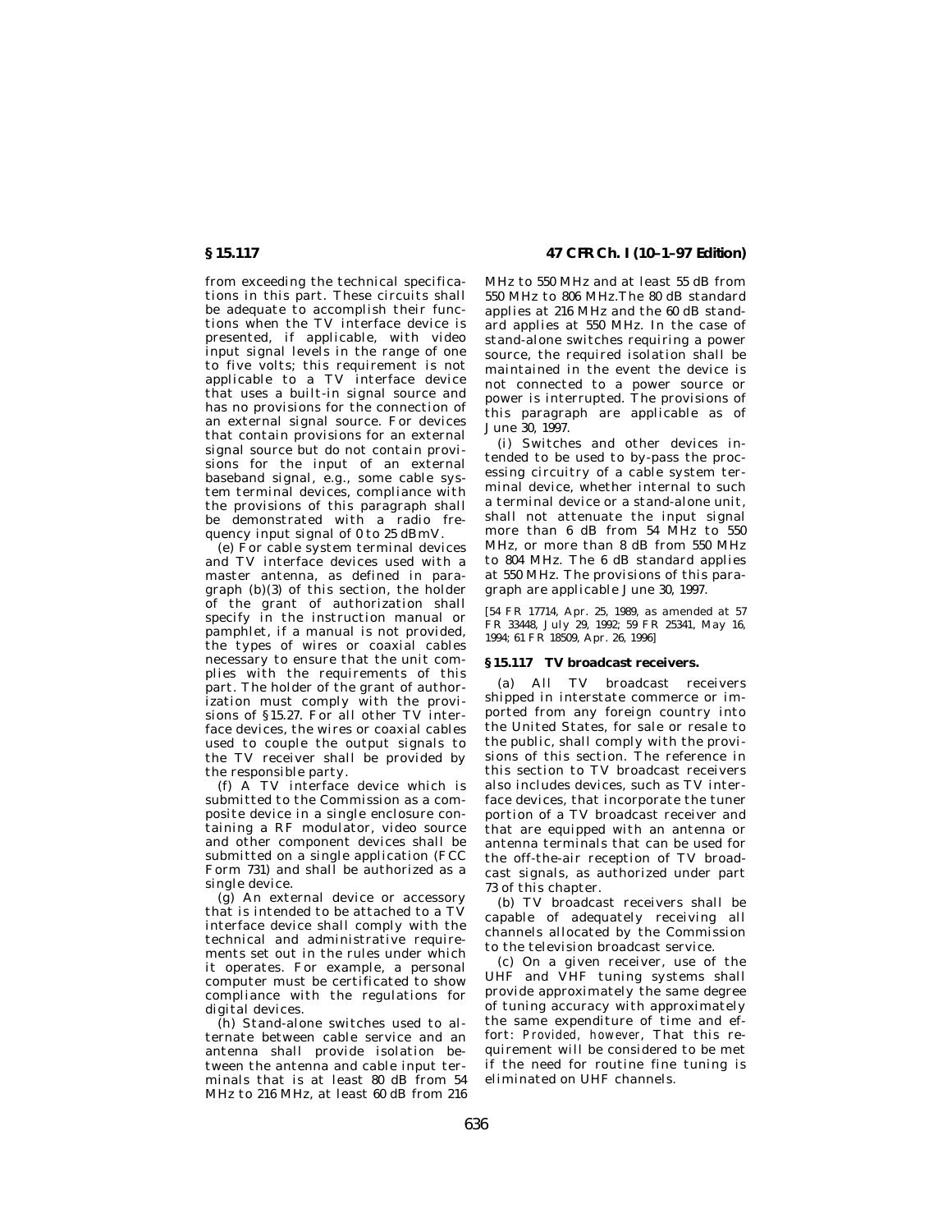from exceeding the technical specifications in this part. These circuits shall be adequate to accomplish their functions when the TV interface device is presented, if applicable, with video input signal levels in the range of one to five volts; this requirement is not applicable to a TV interface device that uses a built-in signal source and has no provisions for the connection of an external signal source. For devices that contain provisions for an external signal source but do not contain provisions for the input of an external baseband signal, e.g., some cable system terminal devices, compliance with the provisions of this paragraph shall be demonstrated with a radio frequency input signal of 0 to 25 dBmV.

(e) For cable system terminal devices and TV interface devices used with a master antenna, as defined in paragraph (b)(3) of this section, the holder of the grant of authorization shall specify in the instruction manual or pamphlet, if a manual is not provided, the types of wires or coaxial cables necessary to ensure that the unit complies with the requirements of this part. The holder of the grant of authorization must comply with the provisions of §15.27. For all other TV interface devices, the wires or coaxial cables used to couple the output signals to the TV receiver shall be provided by the responsible party.

(f) A TV interface device which is submitted to the Commission as a composite device in a single enclosure containing a RF modulator, video source and other component devices shall be submitted on a single application (FCC Form 731) and shall be authorized as a single device.

(g) An external device or accessory that is intended to be attached to a TV interface device shall comply with the technical and administrative requirements set out in the rules under which it operates. For example, a personal computer must be certificated to show compliance with the regulations for digital devices.

(h) Stand-alone switches used to alternate between cable service and an antenna shall provide isolation between the antenna and cable input terminals that is at least 80 dB from 54 MHz to 216 MHz, at least 60 dB from 216 MHz to 550 MHz and at least 55 dB from 550 MHz to 806 MHz.The 80 dB standard applies at 216 MHz and the 60 dB standard applies at 550 MHz. In the case of stand-alone switches requiring a power source, the required isolation shall be maintained in the event the device is not connected to a power source or power is interrupted. The provisions of this paragraph are applicable as of June 30, 1997.

(i) Switches and other devices intended to be used to by-pass the processing circuitry of a cable system terminal device, whether internal to such a terminal device or a stand-alone unit, shall not attenuate the input signal more than 6 dB from 54 MHz to 550 MHz, or more than 8 dB from 550 MHz to 804 MHz. The 6 dB standard applies at 550 MHz. The provisions of this paragraph are applicable June 30, 1997.

[54 FR 17714, Apr. 25, 1989, as amended at 57 FR 33448, July 29, 1992; 59 FR 25341, May 16, 1994; 61 FR 18509, Apr. 26, 1996]

### §15.117 TV broadcast receivers.

(a) All TV broadcast receivers shipped in interstate commerce or imported from any foreign country into the United States, for sale or resale to the public, shall comply with the provisions of this section. The reference in this section to TV broadcast receivers also includes devices, such as TV interface devices, that incorporate the tuner portion of a TV broadcast receiver and that are equipped with an antenna or antenna terminals that can be used for the off-the-air reception of TV broadcast signals, as authorized under part 73 of this chapter.

(b) TV broadcast receivers shall be capable of adequately receiving all channels allocated by the Commission to the television broadcast service.

(c) On a given receiver, use of the UHF and VHF tuning systems shall provide approximately the same degree of tuning accuracy with approximately the same expenditure of time and effort: *Provided, however*, That this requirement will be considered to be met if the need for routine fine tuning is eliminated on UHF channels.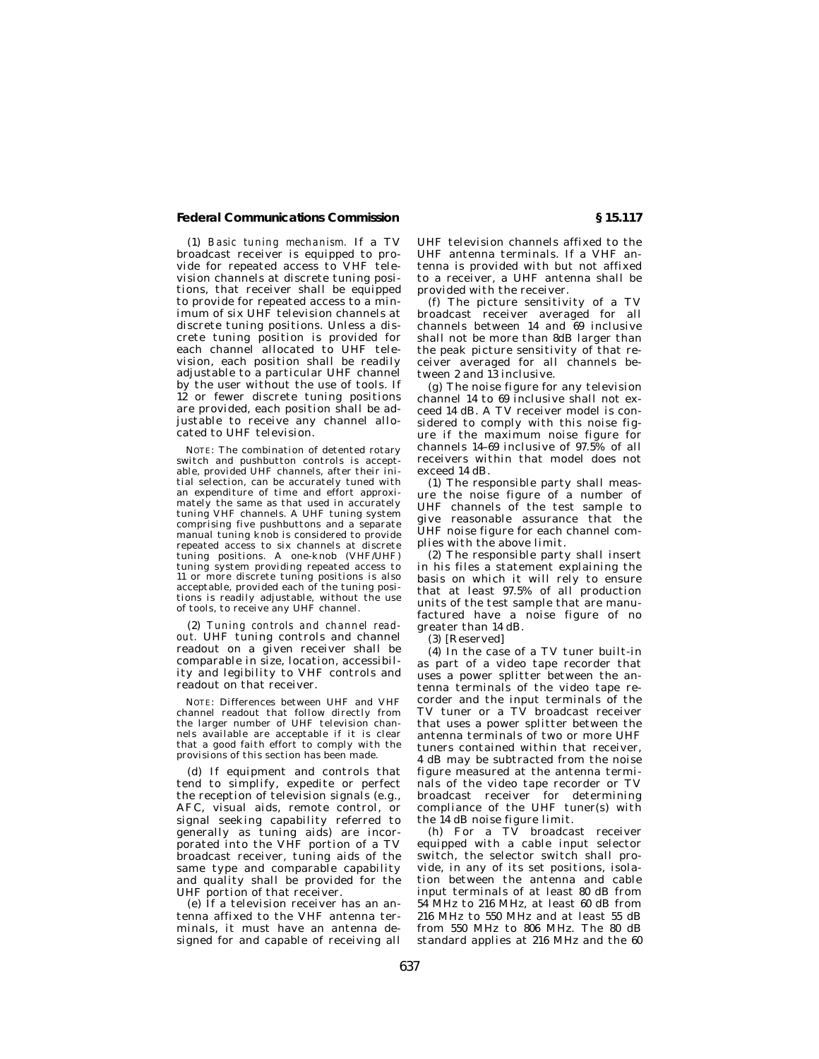(1) *Basic tuning mechanism.* If a TV broadcast receiver is equipped to provide for repeated access to VHF television channels at discrete tuning positions, that receiver shall be equipped to provide for repeated access to a minimum of six UHF television channels at discrete tuning positions. Unless a discrete tuning position is provided for each channel allocated to UHF television, each position shall be readily adjustable to a particular UHF channel by the user without the use of tools. If 12 or fewer discrete tuning positions are provided, each position shall be adjustable to receive any channel allocated to UHF television.

NOTE: The combination of detented rotary switch and pushbutton controls is acceptable, provided UHF channels, after their initial selection, can be accurately tuned with an expenditure of time and effort approximately the same as that used in accurately tuning VHF channels. A UHF tuning system comprising five pushbuttons and a separate manual tuning knob is considered to provide repeated access to six channels at discrete tuning positions. A one-knob (VHF/UHF) tuning system providing repeated access to 11 or more discrete tuning positions is also acceptable, provided each of the tuning positions is readily adjustable, without the use of tools, to receive any UHF channel.

(2) *Tuning controls and channel readout.* UHF tuning controls and channel readout on a given receiver shall be comparable in size, location, accessibility and legibility to VHF controls and readout on that receiver.

NOTE: Differences between UHF and VHF channel readout that follow directly from the larger number of UHF television channels available are acceptable if it is clear that a good faith effort to comply with the provisions of this section has been made.

(d) If equipment and controls that tend to simplify, expedite or perfect the reception of television signals (e.g., AFC, visual aids, remote control, or signal seeking capability referred to generally as tuning aids) are incorporated into the VHF portion of a TV broadcast receiver, tuning aids of the same type and comparable capability and quality shall be provided for the UHF portion of that receiver.

(e) If a television receiver has an antenna affixed to the VHF antenna terminals, it must have an antenna designed for and capable of receiving all UHF television channels affixed to the UHF antenna terminals. If a VHF antenna is provided with but not affixed to a receiver, a UHF antenna shall be provided with the receiver.

(f) The picture sensitivity of a TV broadcast receiver averaged for all channels between 14 and 69 inclusive shall not be more than 8dB larger than the peak picture sensitivity of that receiver averaged for all channels between 2 and 13 inclusive.

(g) The noise figure for any television channel 14 to 69 inclusive shall not exceed 14 dB. A TV receiver model is considered to comply with this noise figure if the maximum noise figure for channels 14–69 inclusive of 97.5% of all receivers within that model does not exceed 14 dB.

(1) The responsible party shall measure the noise figure of a number of UHF channels of the test sample to give reasonable assurance that the UHF noise figure for each channel complies with the above limit.

(2) The responsible party shall insert in his files a statement explaining the basis on which it will rely to ensure that at least 97.5% of all production units of the test sample that are manufactured have a noise figure of no greater than 14 dB.

(3) [Reserved]

(4) In the case of a TV tuner built-in as part of a video tape recorder that uses a power splitter between the antenna terminals of the video tape recorder and the input terminals of the TV tuner or a TV broadcast receiver that uses a power splitter between the antenna terminals of two or more UHF tuners contained within that receiver, 4 dB may be subtracted from the noise figure measured at the antenna terminals of the video tape recorder or TV broadcast receiver for determining compliance of the UHF tuner(s) with the 14 dB noise figure limit.

(h) For a TV broadcast receiver equipped with a cable input selector switch, the selector switch shall provide, in any of its set positions, isolation between the antenna and cable input terminals of at least 80 dB from 54 MHz to 216 MHz, at least 60 dB from 216 MHz to 550 MHz and at least 55 dB from 550 MHz to 806 MHz. The 80 dB standard applies at 216 MHz and the 60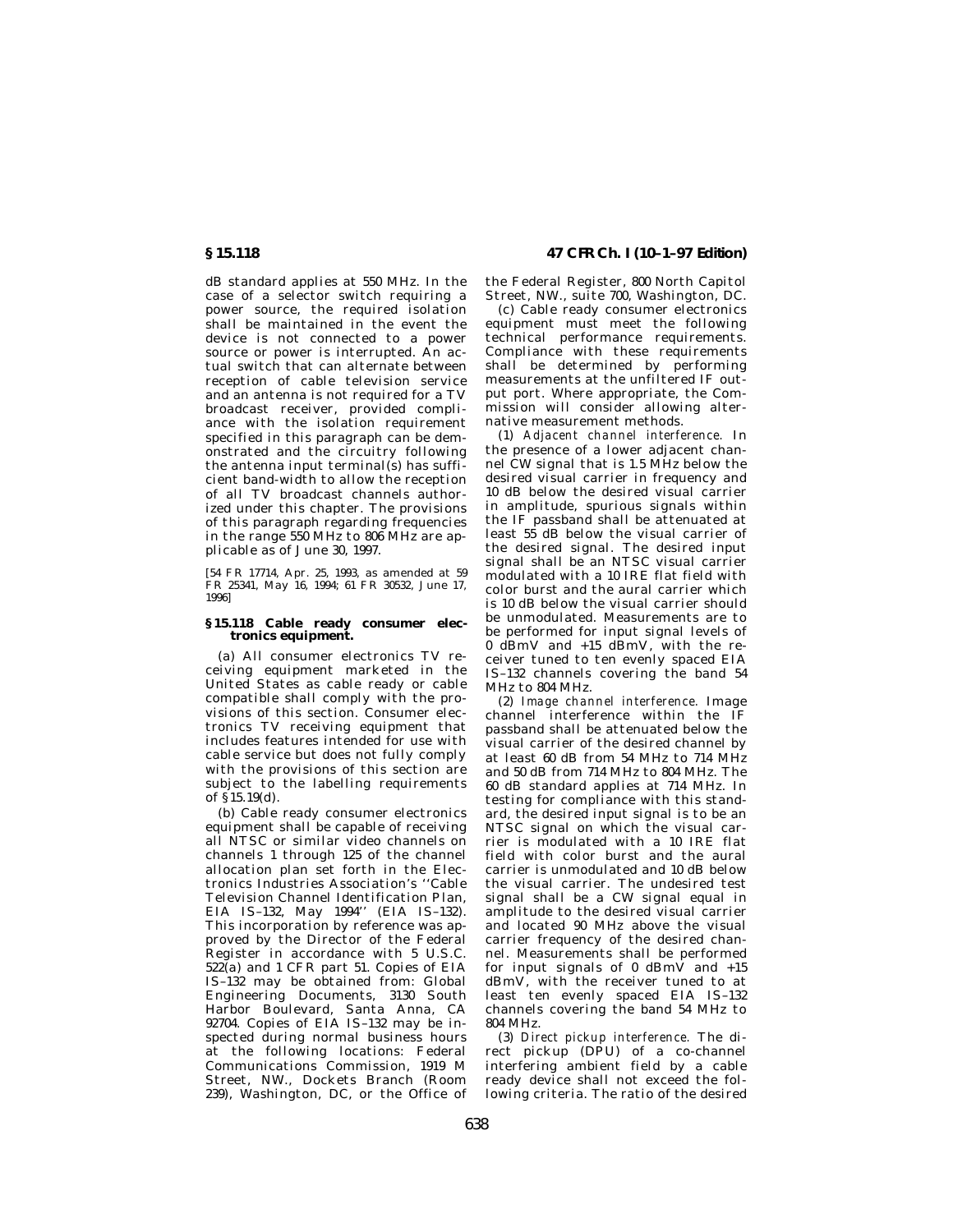dB standard applies at 550 MHz. In the case of a selector switch requiring a power source, the required isolation shall be maintained in the event the device is not connected to a power source or power is interrupted. An actual switch that can alternate between reception of cable television service and an antenna is not required for a TV broadcast receiver, provided compliance with the isolation requirement specified in this paragraph can be demonstrated and the circuitry following the antenna input terminal(s) has sufficient band-width to allow the reception of all TV broadcast channels authorized under this chapter. The provisions of this paragraph regarding frequencies in the range 550 MHz to 806 MHz are applicable as of June 30, 1997.

[54 FR 17714, Apr. 25, 1993, as amended at 59 FR 25341, May 16, 1994; 61 FR 30532, June 17, 1996]

## § 15.118 Cable ready consumer electronics equipment.

(a) All consumer electronics TV receiving equipment marketed in the United States as cable ready or cable compatible shall comply with the provisions of this section. Consumer electronics TV receiving equipment that includes features intended for use with cable service but does not fully comply with the provisions of this section are subject to the labelling requirements of § 15.19(d).

(b) Cable ready consumer electronics equipment shall be capable of receiving all NTSC or similar video channels on channels 1 through 125 of the channel allocation plan set forth in the Electronics Industries Association's ''Cable Television Channel Identification Plan, EIA IS–132, May 1994'' (EIA IS–132). This incorporation by reference was approved by the Director of the Federal Register in accordance with 5 U.S.C. 522(a) and 1 CFR part 51. Copies of EIA IS–132 may be obtained from: Global Engineering Documents, 3130 South Harbor Boulevard, Santa Anna, CA 92704. Copies of EIA IS–132 may be inspected during normal business hours at the following locations: Federal Communications Commission, 1919 M Street, NW., Dockets Branch (Room 239), Washington, DC, or the Office of the Federal Register, 800 North Capitol Street, NW., suite 700, Washington, DC.

(c) Cable ready consumer electronics equipment must meet the following technical performance requirements. Compliance with these requirements shall be determined by performing measurements at the unfiltered IF output port. Where appropriate, the Commission will consider allowing alternative measurement methods.

(1) *Adjacent channel interference.* In the presence of a lower adjacent channel CW signal that is 1.5 MHz below the desired visual carrier in frequency and 10 dB below the desired visual carrier in amplitude, spurious signals within the IF passband shall be attenuated at least 55 dB below the visual carrier of the desired signal. The desired input signal shall be an NTSC visual carrier modulated with a 10 IRE flat field with color burst and the aural carrier which is 10 dB below the visual carrier should be unmodulated. Measurements are to be performed for input signal levels of 0 dBmV and +15 dBmV, with the receiver tuned to ten evenly spaced EIA IS–132 channels covering the band 54 MHz to 804 MHz.

(2) *Image channel interference.* Image channel interference within the IF passband shall be attenuated below the visual carrier of the desired channel by at least 60 dB from 54 MHz to 714 MHz and 50 dB from 714 MHz to 804 MHz. The 60 dB standard applies at 714 MHz. In testing for compliance with this standard, the desired input signal is to be an NTSC signal on which the visual carrier is modulated with a 10 IRE flat field with color burst and the aural carrier is unmodulated and 10 dB below the visual carrier. The undesired test signal shall be a CW signal equal in amplitude to the desired visual carrier and located 90 MHz above the visual carrier frequency of the desired channel. Measurements shall be performed for input signals of 0 dBmV and +15 dBmV, with the receiver tuned to at least ten evenly spaced EIA IS–132 channels covering the band 54 MHz to 804 MHz.

(3) *Direct pickup interference.* The direct pickup (DPU) of a co-channel interfering ambient field by a cable ready device shall not exceed the following criteria. The ratio of the desired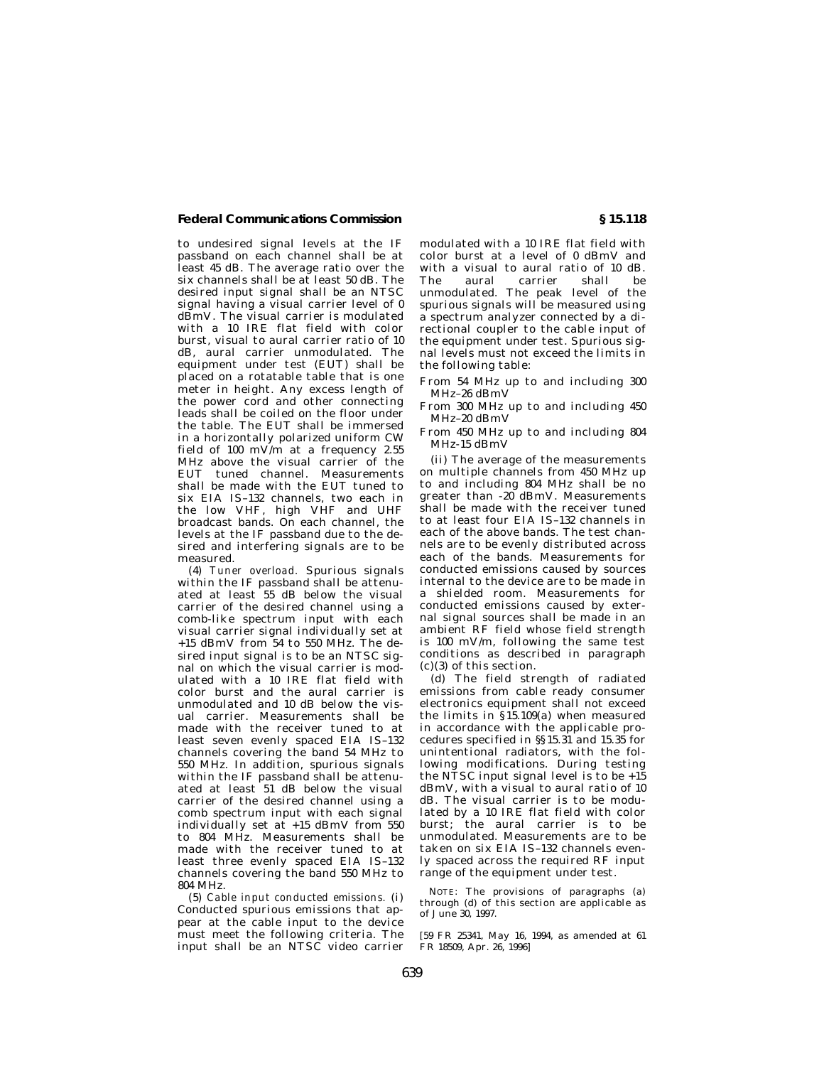to undesired signal levels at the IF passband on each channel shall be at least 45 dB. The average ratio over the six channels shall be at least 50 dB. The desired input signal shall be an NTSC signal having a visual carrier level of 0 dBmV. The visual carrier is modulated with a 10 IRE flat field with color burst, visual to aural carrier ratio of 10 dB, aural carrier unmodulated. The equipment under test (EUT) shall be placed on a rotatable table that is one meter in height. Any excess length of the power cord and other connecting leads shall be coiled on the floor under the table. The EUT shall be immersed in a horizontally polarized uniform CW field of 100 mV/m at a frequency 2.55 MHz above the visual carrier of the EUT tuned channel. Measurements shall be made with the EUT tuned to six EIA IS–132 channels, two each in the low VHF, high VHF and UHF broadcast bands. On each channel, the levels at the IF passband due to the desired and interfering signals are to be measured.

(4) *Tuner overload.* Spurious signals within the IF passband shall be attenuated at least 55 dB below the visual carrier of the desired channel using a comb-like spectrum input with each visual carrier signal individually set at +15 dBmV from 54 to 550 MHz. The desired input signal is to be an NTSC signal on which the visual carrier is modulated with a 10 IRE flat field with color burst and the aural carrier is unmodulated and 10 dB below the visual carrier. Measurements shall be made with the receiver tuned to at least seven evenly spaced EIA IS–132 channels covering the band 54 MHz to 550 MHz. In addition, spurious signals within the IF passband shall be attenuated at least 51 dB below the visual carrier of the desired channel using a comb spectrum input with each signal individually set at +15 dBmV from 550 to 804 MHz. Measurements shall be made with the receiver tuned to at least three evenly spaced EIA IS–132 channels covering the band 550 MHz to 804 MHz.

(5) *Cable input conducted emissions.* (i) Conducted spurious emissions that appear at the cable input to the device must meet the following criteria. The input shall be an NTSC video carrier modulated with a 10 IRE flat field with color burst at a level of 0 dBmV and with a visual to aural ratio of 10 dB. The aural carrier shall be unmodulated. The peak level of the spurious signals will be measured using a spectrum analyzer connected by a directional coupler to the cable input of the equipment under test. Spurious signal levels must not exceed the limits in the following table:

From 54 MHz up to and including 300 MHz–26 dBmV

From 300 MHz up to and including 450 MHz–20 dBmV

From 450 MHz up to and including 804 MHz-15 dBmV

(ii) The average of the measurements on multiple channels from 450 MHz up to and including 804 MHz shall be no greater than -20 dBmV. Measurements shall be made with the receiver tuned to at least four EIA IS–132 channels in each of the above bands. The test channels are to be evenly distributed across each of the bands. Measurements for conducted emissions caused by sources internal to the device are to be made in a shielded room. Measurements for conducted emissions caused by external signal sources shall be made in an ambient RF field whose field strength is 100 mV/m, following the same test conditions as described in paragraph (c)(3) of this section.

(d) The field strength of radiated emissions from cable ready consumer electronics equipment shall not exceed the limits in §15.109(a) when measured in accordance with the applicable procedures specified in §§15.31 and 15.35 for unintentional radiators, with the following modifications. During testing the NTSC input signal level is to be +15 dBmV, with a visual to aural ratio of 10 dB. The visual carrier is to be modulated by a 10 IRE flat field with color burst; the aural carrier is to be unmodulated. Measurements are to be taken on six EIA IS–132 channels evenly spaced across the required RF input range of the equipment under test.

NOTE: The provisions of paragraphs (a) through (d) of this section are applicable as of June 30, 1997.

[59 FR 25341, May 16, 1994, as amended at 61 FR 18509, Apr. 26, 1996]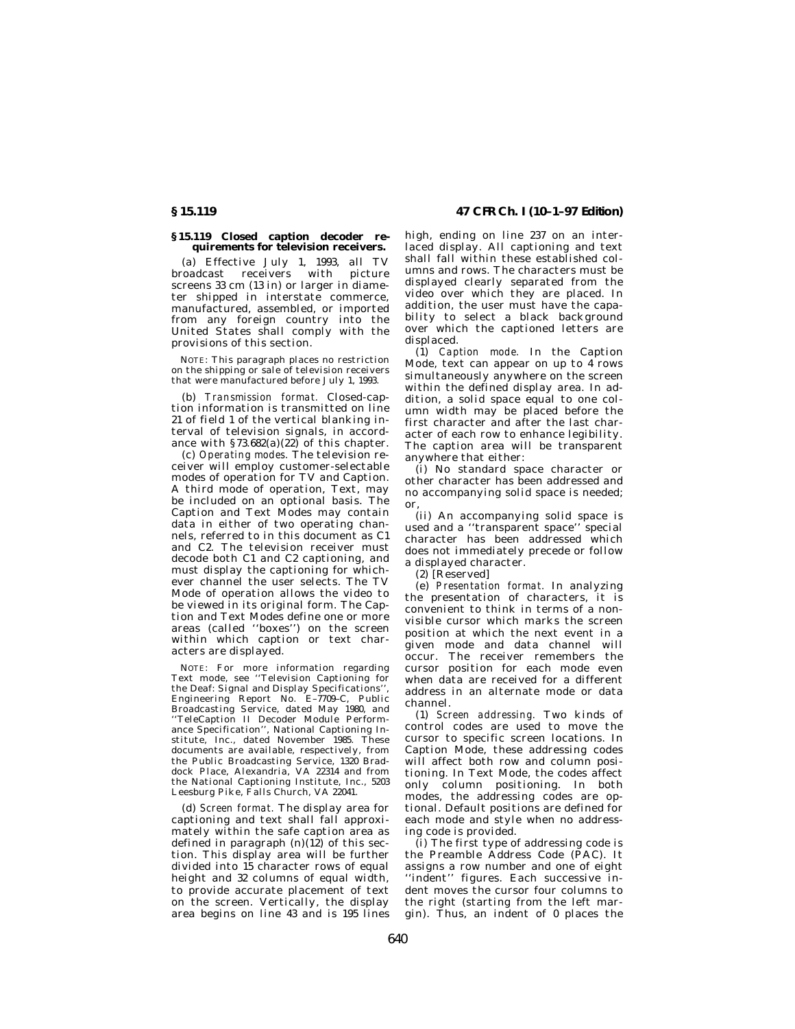## § 15.119 Closed caption decoder requirements for television receivers.

(a) Effective July 1, 1993, all TV broadcast receivers with picture screens 33 cm (13 in) or larger in diameter shipped in interstate commerce, manufactured, assembled, or imported from any foreign country into the United States shall comply with the provisions of this section.

NOTE: This paragraph places no restriction on the shipping or sale of television receivers that were manufactured before July 1, 1993.

(b) *Transmission format.* Closed-caption information is transmitted on line 21 of field 1 of the vertical blanking interval of television signals, in accordance with §73.682(a)(22) of this chapter.

(c) *Operating modes.* The television receiver will employ customer-selectable modes of operation for TV and Caption. A third mode of operation, Text, may be included on an optional basis. The Caption and Text Modes may contain data in either of two operating channels, referred to in this document as C1 and C2. The television receiver must decode both C1 and C2 captioning, and must display the captioning for whichever channel the user selects. The TV Mode of operation allows the video to be viewed in its original form. The Caption and Text Modes define one or more areas (called ''boxes'') on the screen within which caption or text characters are displayed.

NOTE: For more information regarding Text mode, see ''Television Captioning for the Deaf: Signal and Display Specifications'', Engineering Report No. E–7709–C, Public Broadcasting Service, dated May 1980, and ''TeleCaption II Decoder Module Performance Specification'', National Captioning Institute, Inc., dated November 1985. These documents are available, respectively, from the Public Broadcasting Service, 1320 Braddock Place, Alexandria, VA 22314 and from the National Captioning Institute, Inc., 5203 Leesburg Pike, Falls Church, VA 22041.

(d) *Screen format.* The display area for captioning and text shall fall approximately within the safe caption area as defined in paragraph (n)(12) of this section. This display area will be further divided into 15 character rows of equal height and 32 columns of equal width, to provide accurate placement of text on the screen. Vertically, the display area begins on line 43 and is 195 lines high, ending on line 237 on an interlaced display. All captioning and text shall fall within these established columns and rows. The characters must be displayed clearly separated from the video over which they are placed. In addition, the user must have the capability to select a black background over which the captioned letters are displaced.

(1) *Caption mode.* In the Caption Mode, text can appear on up to 4 rows simultaneously anywhere on the screen within the defined display area. In addition, a solid space equal to one column width may be placed before the first character and after the last character of each row to enhance legibility. The caption area will be transparent anywhere that either:

(i) No standard space character or other character has been addressed and no accompanying solid space is needed; or,

(ii) An accompanying solid space is used and a ''transparent space'' special character has been addressed which does not immediately precede or follow a displayed character.

(2) [Reserved]

(e) *Presentation format.* In analyzing the presentation of characters, it is convenient to think in terms of a nonvisible cursor which marks the screen position at which the next event in a given mode and data channel will occur. The receiver remembers the cursor position for each mode even when data are received for a different address in an alternate mode or data channel.

(1) *Screen addressing.* Two kinds of control codes are used to move the cursor to specific screen locations. In Caption Mode, these addressing codes will affect both row and column positioning. In Text Mode, the codes affect only column positioning. In both modes, the addressing codes are optional. Default positions are defined for each mode and style when no addressing code is provided.

(i) The first type of addressing code is the Preamble Address Code (PAC). It assigns a row number and one of eight ''indent'' figures. Each successive indent moves the cursor four columns to the right (starting from the left margin). Thus, an indent of 0 places the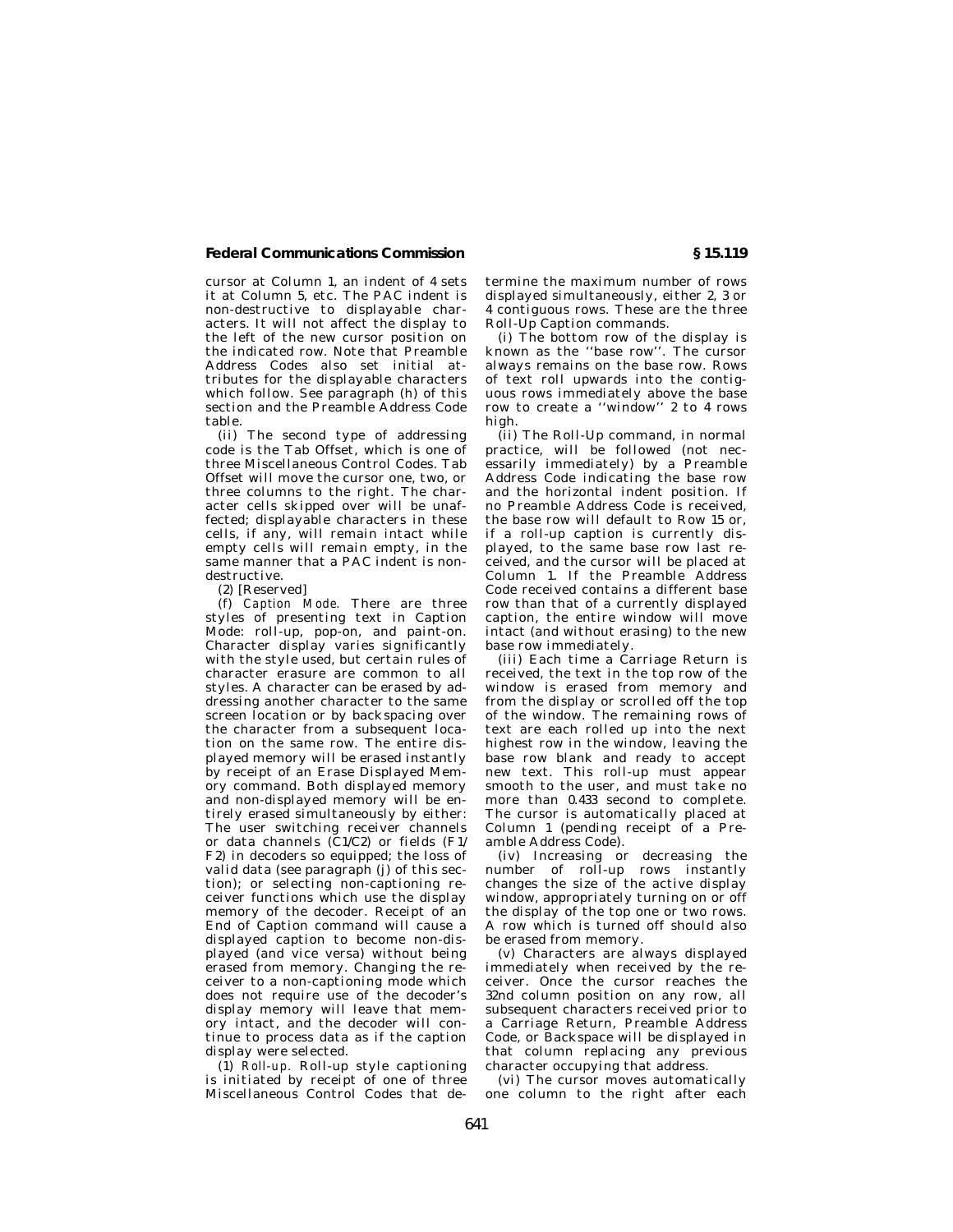cursor at Column 1, an indent of 4 sets it at Column 5, etc. The PAC indent is non-destructive to displayable characters. It will not affect the display to the left of the new cursor position on the indicated row. Note that Preamble Address Codes also set initial attributes for the displayable characters which follow. See paragraph (h) of this section and the Preamble Address Code table.

(ii) The second type of addressing code is the Tab Offset, which is one of three Miscellaneous Control Codes. Tab Offset will move the cursor one, two, or three columns to the right. The character cells skipped over will be unaffected; displayable characters in these cells, if any, will remain intact while empty cells will remain empty, in the same manner that a PAC indent is non-destructive.

(2) [Reserved]

(f) *Caption Mode.* There are three styles of presenting text in Caption Mode: roll-up, pop-on, and paint-on. Character display varies significantly with the style used, but certain rules of character erasure are common to all styles. A character can be erased by addressing another character to the same screen location or by backspacing over the character from a subsequent location on the same row. The entire displayed memory will be erased instantly by receipt of an Erase Displayed Memory command. Both displayed memory and non-displayed memory will be entirely erased simultaneously by either: The user switching receiver channels or data channels (C1/C2) or fields (F1/F2) in decoders so equipped; the loss of valid data (see paragraph (j) of this section); or selecting non-captioning receiver functions which use the display memory of the decoder. Receipt of an End of Caption command will cause a displayed caption to become non-displayed (and vice versa) without being erased from memory. Changing the receiver to a non-captioning mode which does not require use of the decoder's display memory will leave that memory intact, and the decoder will continue to process data as if the caption display were selected.

(1) *Roll-up.* Roll-up style captioning is initiated by receipt of one of three Miscellaneous Control Codes that determine the maximum number of rows displayed simultaneously, either 2, 3 or 4 contiguous rows. These are the three Roll-Up Caption commands.

(i) The bottom row of the display is known as the ''base row''. The cursor always remains on the base row. Rows of text roll upwards into the contiguous rows immediately above the base row to create a ''window'' 2 to 4 rows high.

(ii) The Roll-Up command, in normal practice, will be followed (not necessarily immediately) by a Preamble Address Code indicating the base row and the horizontal indent position. If no Preamble Address Code is received, the base row will default to Row 15 or, if a roll-up caption is currently displayed, to the same base row last received, and the cursor will be placed at Column 1. If the Preamble Address Code received contains a different base row than that of a currently displayed caption, the entire window will move intact (and without erasing) to the new base row immediately.

(iii) Each time a Carriage Return is received, the text in the top row of the window is erased from memory and from the display or scrolled off the top of the window. The remaining rows of text are each rolled up into the next highest row in the window, leaving the base row blank and ready to accept new text. This roll-up must appear smooth to the user, and must take no more than 0.433 second to complete. The cursor is automatically placed at Column 1 (pending receipt of a Preamble Address Code).

(iv) Increasing or decreasing the number of roll-up rows instantly changes the size of the active display window, appropriately turning on or off the display of the top one or two rows. A row which is turned off should also be erased from memory.

(v) Characters are always displayed immediately when received by the receiver. Once the cursor reaches the 32nd column position on any row, all subsequent characters received prior to a Carriage Return, Preamble Address Code, or Backspace will be displayed in that column replacing any previous character occupying that address.

(vi) The cursor moves automatically one column to the right after each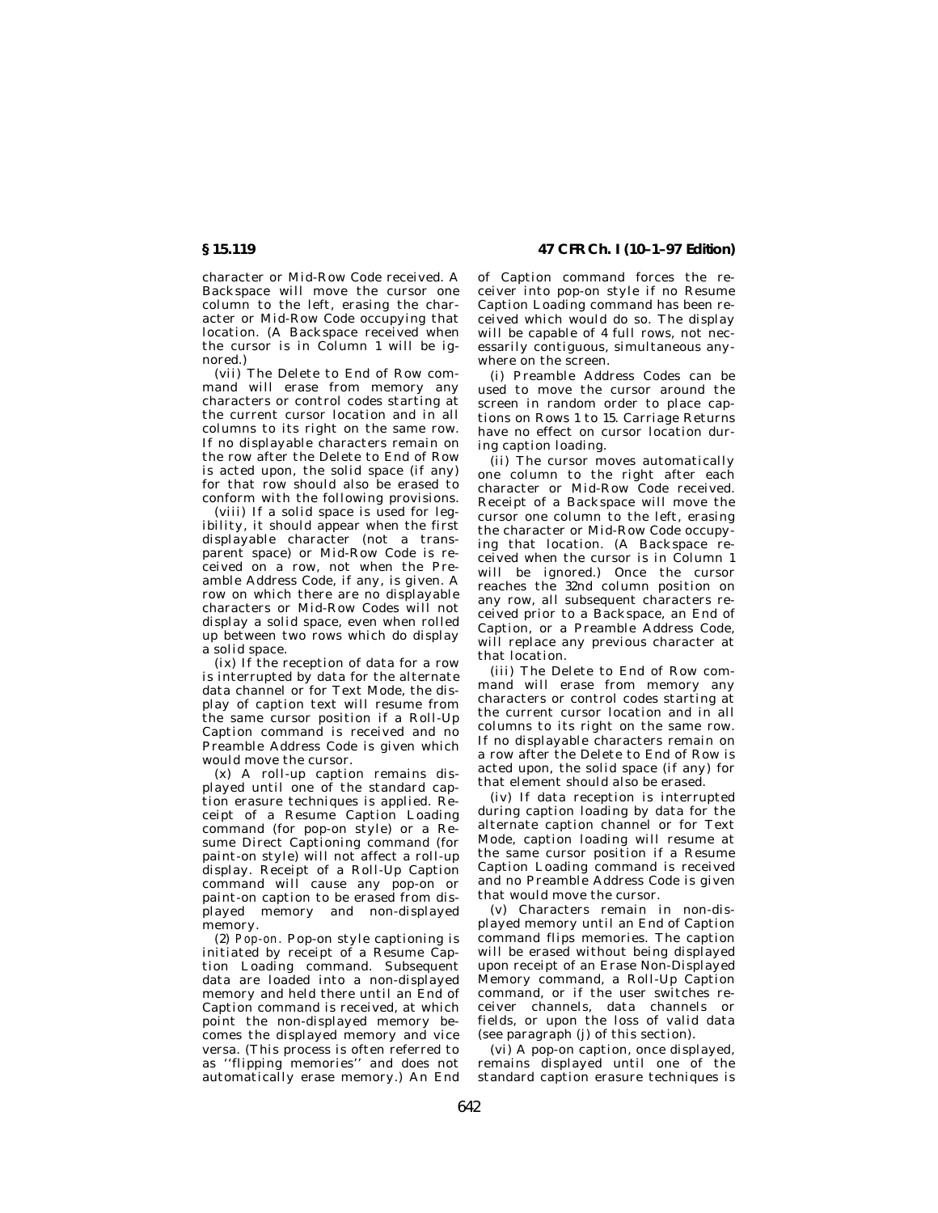character or Mid-Row Code received. A Backspace will move the cursor one column to the left, erasing the character or Mid-Row Code occupying that location. (A Backspace received when the cursor is in Column 1 will be ignored.)

(vii) The Delete to End of Row command will erase from memory any characters or control codes starting at the current cursor location and in all columns to its right on the same row. If no displayable characters remain on the row after the Delete to End of Row is acted upon, the solid space (if any) for that row should also be erased to conform with the following provisions.

(viii) If a solid space is used for legibility, it should appear when the first displayable character (not a transparent space) or Mid-Row Code is received on a row, not when the Preamble Address Code, if any, is given. A row on which there are no displayable characters or Mid-Row Codes will not display a solid space, even when rolled up between two rows which do display a solid space.

(ix) If the reception of data for a row is interrupted by data for the alternate data channel or for Text Mode, the display of caption text will resume from the same cursor position if a Roll-Up Caption command is received and no Preamble Address Code is given which would move the cursor.

(x) A roll-up caption remains displayed until one of the standard caption erasure techniques is applied. Receipt of a Resume Caption Loading command (for pop-on style) or a Resume Direct Captioning command (for paint-on style) will not affect a roll-up display. Receipt of a Roll-Up Caption command will cause any pop-on or paint-on caption to be erased from displayed memory and non-displayed memory.

(2) *Pop-on.* Pop-on style captioning is initiated by receipt of a Resume Caption Loading command. Subsequent data are loaded into a non-displayed memory and held there until an End of Caption command is received, at which point the non-displayed memory becomes the displayed memory and vice versa. (This process is often referred to as ''flipping memories'' and does not automatically erase memory.) An End of Caption command forces the receiver into pop-on style if no Resume Caption Loading command has been received which would do so. The display will be capable of 4 full rows, not necessarily contiguous, simultaneous anywhere on the screen.

(i) Preamble Address Codes can be used to move the cursor around the screen in random order to place captions on Rows 1 to 15. Carriage Returns have no effect on cursor location during caption loading.

(ii) The cursor moves automatically one column to the right after each character or Mid-Row Code received. Receipt of a Backspace will move the cursor one column to the left, erasing the character or Mid-Row Code occupying that location. (A Backspace received when the cursor is in Column 1 will be ignored.) Once the cursor reaches the 32nd column position on any row, all subsequent characters received prior to a Backspace, an End of Caption, or a Preamble Address Code, will replace any previous character at that location.

(iii) The Delete to End of Row command will erase from memory any characters or control codes starting at the current cursor location and in all columns to its right on the same row. If no displayable characters remain on a row after the Delete to End of Row is acted upon, the solid space (if any) for that element should also be erased.

(iv) If data reception is interrupted during caption loading by data for the alternate caption channel or for Text Mode, caption loading will resume at the same cursor position if a Resume Caption Loading command is received and no Preamble Address Code is given that would move the cursor.

(v) Characters remain in non-displayed memory until an End of Caption command flips memories. The caption will be erased without being displayed upon receipt of an Erase Non-Displayed Memory command, a Roll-Up Caption command, or if the user switches receiver channels, data channels or fields, or upon the loss of valid data (see paragraph (j) of this section).

(vi) A pop-on caption, once displayed, remains displayed until one of the standard caption erasure techniques is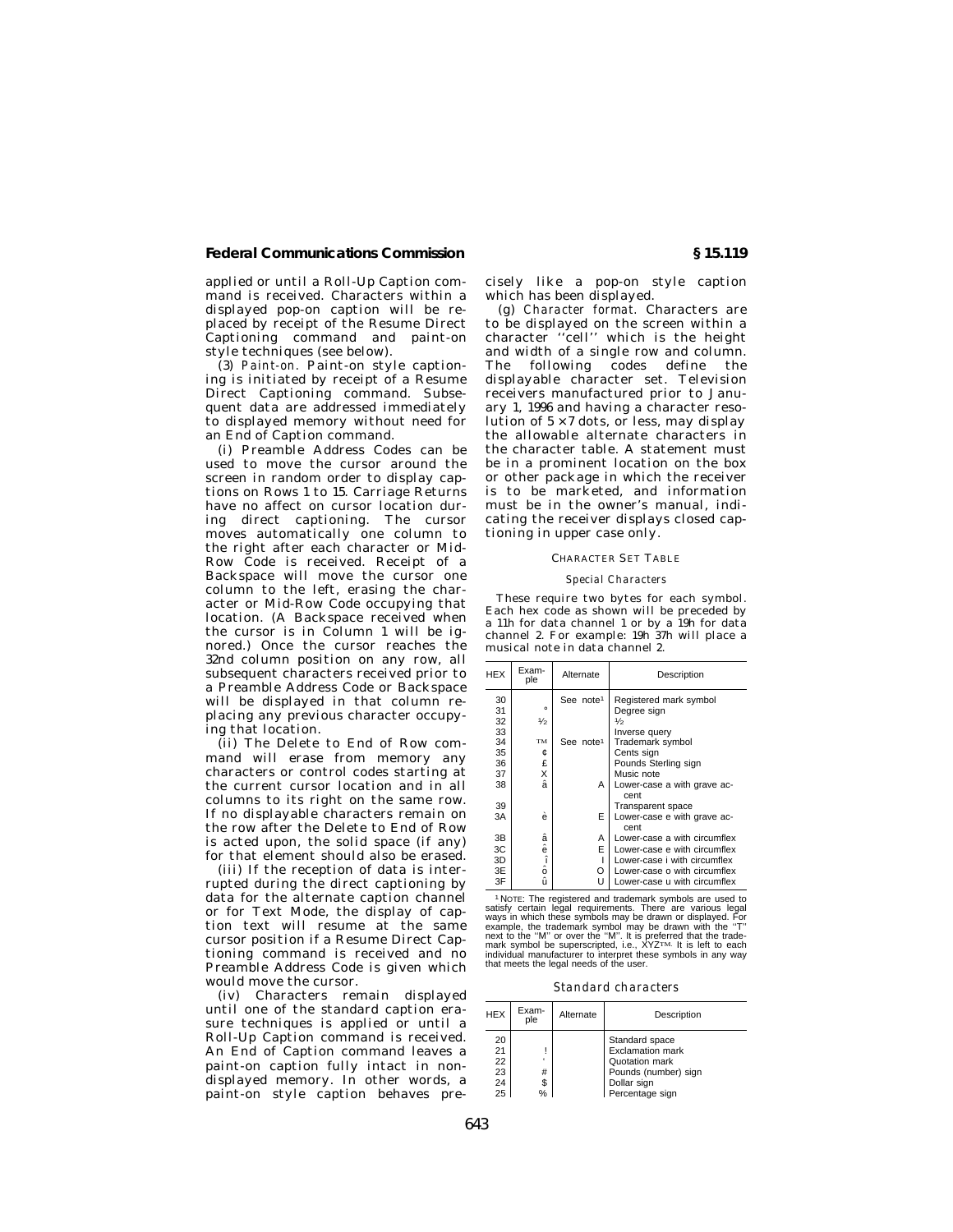applied or until a Roll-Up Caption command is received. Characters within a displayed pop-on caption will be replaced by receipt of the Resume Direct Captioning command and paint-on style techniques (see below).

(3) *Paint-on.* Paint-on style captioning is initiated by receipt of a Resume Direct Captioning command. Subsequent data are addressed immediately to displayed memory without need for an End of Caption command.

(i) Preamble Address Codes can be used to move the cursor around the screen in random order to display captions on Rows 1 to 15. Carriage Returns have no affect on cursor location during direct captioning. The cursor moves automatically one column to the right after each character or Mid-Row Code is received. Receipt of a Backspace will move the cursor one column to the left, erasing the character or Mid-Row Code occupying that location. (A Backspace received when the cursor is in Column 1 will be ignored.) Once the cursor reaches the 32nd column position on any row, all subsequent characters received prior to a Preamble Address Code or Backspace will be displayed in that column replacing any previous character occupying that location.

(ii) The Delete to End of Row command will erase from memory any characters or control codes starting at the current cursor location and in all columns to its right on the same row. If no displayable characters remain on the row after the Delete to End of Row is acted upon, the solid space (if any) for that element should also be erased.

(iii) If the reception of data is interrupted during the direct captioning by data for the alternate caption channel or for Text Mode, the display of caption text will resume at the same cursor position if a Resume Direct Captioning command is received and no Preamble Address Code is given which would move the cursor.

(iv) Characters remain displayed until one of the standard caption erasure techniques is applied or until a Roll-Up Caption command is received. An End of Caption command leaves a paint-on caption fully intact in non-displayed memory. In other words, a paint-on style caption behaves precisely like a pop-on style caption which has been displayed.

(g) *Character format.* Characters are to be displayed on the screen within a character ''cell'' which is the height and width of a single row and column. The following codes define the displayable character set. Television receivers manufactured prior to January 1, 1996 and having a character resolution of 5×7 dots, or less, may display the allowable alternate characters in the character table. A statement must be in a prominent location on the box or other package in which the receiver is to be marketed, and information must be in the owner's manual, indicating the receiver displays closed captioning in upper case only.

CHARACTER SET TABLE

*Special Characters*

These require two bytes for each symbol. Each hex code as shown will be preceded by a 11h for data channel 1 or by a 19h for data channel 2. For example: 19h 37h will place a musical note in data channel 2.

| HEX | Example | Alternate | Description |
|---|---|---|---|
| 30 | | See note[1] | Registered mark symbol |
| 31 | ° | | Degree sign |
| 32 | ½ | | ½ |
| 33 | | | Inverse query |
| 34 | TM | See note[1] | Trademark symbol |
| 35 | ¢ | | Cents sign |
| 36 | £ | | Pounds Sterling sign |
| 37 | X | | Music note |
| 38 | à | A | Lower-case a with grave accent |
| 39 | | | Transparent space |
| 3A | è | E | Lower-case e with grave accent |
| 3B | â | A | Lower-case a with circumflex |
| 3C | ê | E | Lower-case e with circumflex |
| 3D | î | I | Lower-case i with circumflex |
| 3E | ô | O | Lower-case o with circumflex |
| 3F | û | U | Lower-case u with circumflex |

[1] NOTE: The registered and trademark symbols are used to satisfy certain legal requirements. There are various legal ways in which these symbols may be drawn or displayed. For example, the trademark symbol may be drawn with the ''T'' next to the ''M'' or over the ''M''. It is preferred that the trademark symbol be superscripted, i.e., XYZ™. It is left to each individual manufacturer to interpret these symbols in any way that meets the legal needs of the user.

*Standard characters*

| HEX | Example | Alternate | Description |
|---|---|---|---|
| 20 | | | Standard space |
| 21 | ! | | Exclamation mark |
| 22 | ' | | Quotation mark |
| 23 | # | | Pounds (number) sign |
| 24 | $ | | Dollar sign |
| 25 | % | | Percentage sign |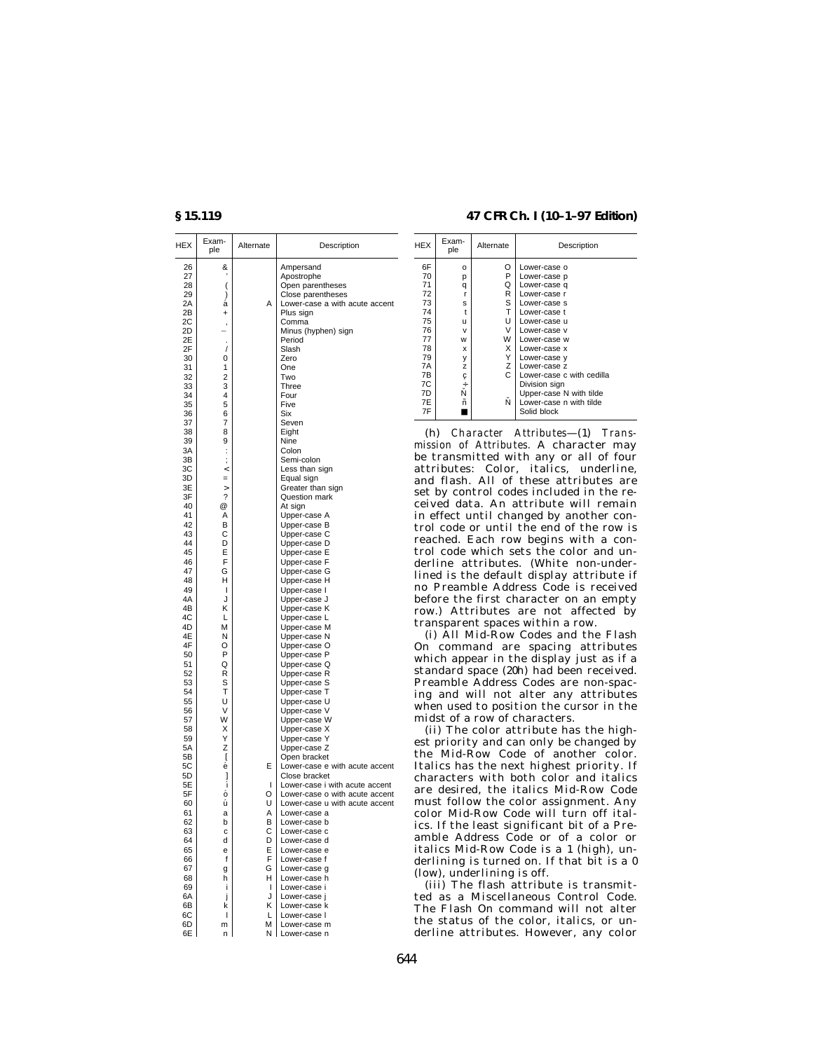| HEX | Example | Alternate | Description |
|---|---|---|---|
| 26 | & | | Ampersand |
| 27 | ' | | Apostrophe |
| 28 | ( | | Open parentheses |
| 29 | ) | | Close parentheses |
| 2A | á | A | Lower-case a with acute accent |
| 2B | + | | Plus sign |
| 2C | , | | Comma |
| 2D | – | | Minus (hyphen) sign |
| 2E | . | | Period |
| 2F | / | | Slash |
| 30 | 0 | | Zero |
| 31 | 1 | | One |
| 32 | 2 | | Two |
| 33 | 3 | | Three |
| 34 | 4 | | Four |
| 35 | 5 | | Five |
| 36 | 6 | | Six |
| 37 | 7 | | Seven |
| 38 | 8 | | Eight |
| 39 | 9 | | Nine |
| 3A | : | | Colon |
| 3B | ; | | Semi-colon |
| 3C | < | | Less than sign |
| 3D | = | | Equal sign |
| 3E | > | | Greater than sign |
| 3F | ? | | Question mark |
| 40 | @ | | At sign |
| 41 | A | | Upper-case A |
| 42 | B | | Upper-case B |
| 43 | C | | Upper-case C |
| 44 | D | | Upper-case D |
| 45 | E | | Upper-case E |
| 46 | F | | Upper-case F |
| 47 | G | | Upper-case G |
| 48 | H | | Upper-case H |
| 49 | I | | Upper-case I |
| 4A | J | | Upper-case J |
| 4B | K | | Upper-case K |
| 4C | L | | Upper-case L |
| 4D | M | | Upper-case M |
| 4E | N | | Upper-case N |
| 4F | O | | Upper-case O |
| 50 | P | | Upper-case P |
| 51 | Q | | Upper-case Q |
| 52 | R | | Upper-case R |
| 53 | S | | Upper-case S |
| 54 | T | | Upper-case T |
| 55 | U | | Upper-case U |
| 56 | V | | Upper-case V |
| 57 | W | | Upper-case W |
| 58 | X | | Upper-case X |
| 59 | Y | | Upper-case Y |
| 5A | Z | | Upper-case Z |
| 5B | [ | | Open bracket |
| 5C | é | E | Lower-case e with acute accent |
| 5D | ] | | Close bracket |
| 5E | í | I | Lower-case i with acute accent |
| 5F | ó | O | Lower-case o with acute accent |
| 60 | ú | U | Lower-case u with acute accent |
| 61 | a | A | Lower-case a |
| 62 | b | B | Lower-case b |
| 63 | c | C | Lower-case c |
| 64 | d | D | Lower-case d |
| 65 | e | E | Lower-case e |
| 66 | f | F | Lower-case f |
| 67 | g | G | Lower-case g |
| 68 | h | H | Lower-case h |
| 69 | i | I | Lower-case i |
| 6A | j | J | Lower-case j |
| 6B | k | K | Lower-case k |
| 6C | l | L | Lower-case l |
| 6D | m | M | Lower-case m |
| 6E | n | N | Lower-case n |
| 6F | o | O | Lower-case o |
| 70 | p | P | Lower-case p |
| 71 | q | Q | Lower-case q |
| 72 | r | R | Lower-case r |
| 73 | s | S | Lower-case s |
| 74 | t | T | Lower-case t |
| 75 | u | U | Lower-case u |
| 76 | v | V | Lower-case v |
| 77 | w | W | Lower-case w |
| 78 | x | X | Lower-case x |
| 79 | y | Y | Lower-case y |
| 7A | z | Z | Lower-case z |
| 7B | ç | C | Lower-case c with cedilla |
| 7C | ÷ | | Division sign |
| 7D | Ñ | | Upper-case N with tilde |
| 7E | ñ | Ñ | Lower-case n with tilde |
| 7F | ■ | | Solid block |

(h) *Character Attributes*—(1) *Transmission of Attributes.* A character may be transmitted with any or all of four attributes: Color, italics, underline, and flash. All of these attributes are set by control codes included in the received data. An attribute will remain in effect until changed by another control code or until the end of the row is reached. Each row begins with a control code which sets the color and underline attributes. (White non-underlined is the default display attribute if no Preamble Address Code is received before the first character on an empty row.) Attributes are not affected by transparent spaces within a row.

(i) All Mid-Row Codes and the Flash On command are spacing attributes which appear in the display just as if a standard space (20h) had been received. Preamble Address Codes are non-spacing and will not alter any attributes when used to position the cursor in the midst of a row of characters.

(ii) The color attribute has the highest priority and can only be changed by the Mid-Row Code of another color. Italics has the next highest priority. If characters with both color and italics are desired, the italics Mid-Row Code must follow the color assignment. Any color Mid-Row Code will turn off italics. If the least significant bit of a Preamble Address Code or of a color or italics Mid-Row Code is a 1 (high), underlining is turned on. If that bit is a 0 (low), underlining is off.

(iii) The flash attribute is transmitted as a Miscellaneous Control Code. The Flash On command will not alter the status of the color, italics, or underline attributes. However, any color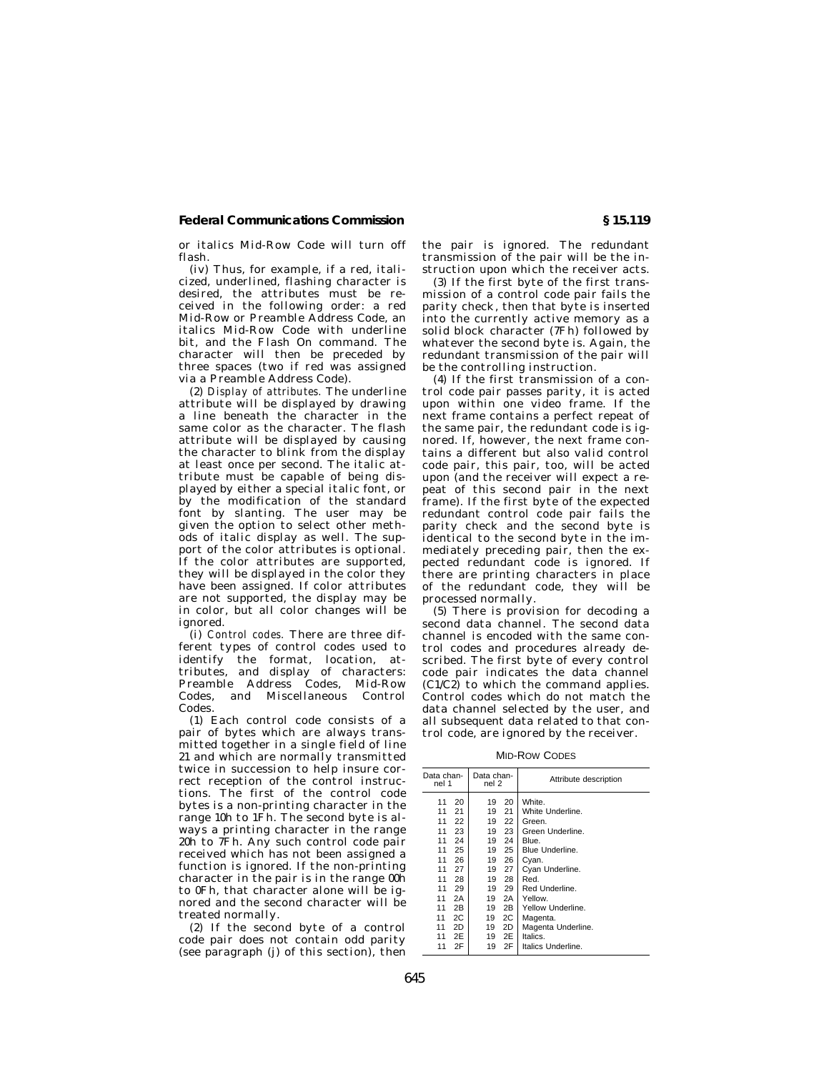or italics Mid-Row Code will turn off flash.

(iv) Thus, for example, if a red, italicized, underlined, flashing character is desired, the attributes must be received in the following order: a red Mid-Row or Preamble Address Code, an italics Mid-Row Code with underline bit, and the Flash On command. The character will then be preceded by three spaces (two if red was assigned via a Preamble Address Code).

(2) *Display of attributes.* The underline attribute will be displayed by drawing a line beneath the character in the same color as the character. The flash attribute will be displayed by causing the character to blink from the display at least once per second. The italic attribute must be capable of being displayed by either a special italic font, or by the modification of the standard font by slanting. The user may be given the option to select other methods of italic display as well. The support of the color attributes is optional. If the color attributes are supported, they will be displayed in the color they have been assigned. If color attributes are not supported, the display may be in color, but all color changes will be ignored.

(i) *Control codes.* There are three different types of control codes used to identify the format, location, attributes, and display of characters: Preamble Address Codes, Mid-Row Codes, and Miscellaneous Control Codes.

(1) Each control code consists of a pair of bytes which are always transmitted together in a single field of line 21 and which are normally transmitted twice in succession to help insure correct reception of the control instructions. The first of the control code bytes is a non-printing character in the range 10h to 1Fh. The second byte is always a printing character in the range 20h to 7Fh. Any such control code pair received which has not been assigned a function is ignored. If the non-printing character in the pair is in the range 00h to 0Fh, that character alone will be ignored and the second character will be treated normally.

(2) If the second byte of a control code pair does not contain odd parity (see paragraph (j) of this section), then the pair is ignored. The redundant transmission of the pair will be the instruction upon which the receiver acts.

(3) If the first byte of the first transmission of a control code pair fails the parity check, then that byte is inserted into the currently active memory as a solid block character (7Fh) followed by whatever the second byte is. Again, the redundant transmission of the pair will be the controlling instruction.

(4) If the first transmission of a control code pair passes parity, it is acted upon within one video frame. If the next frame contains a perfect repeat of the same pair, the redundant code is ignored. If, however, the next frame contains a different but also valid control code pair, this pair, too, will be acted upon (and the receiver will expect a repeat of this second pair in the next frame). If the first byte of the expected redundant control code pair fails the parity check and the second byte is identical to the second byte in the immediately preceding pair, then the expected redundant code is ignored. If there are printing characters in place of the redundant code, they will be processed normally.

(5) There is provision for decoding a second data channel. The second data channel is encoded with the same control codes and procedures already described. The first byte of every control code pair indicates the data channel (C1/C2) to which the command applies. Control codes which do not match the data channel selected by the user, and all subsequent data related to that control code, are ignored by the receiver.

MID-ROW CODES

| Data channel 1 | Data channel 2 | Attribute description |
|---|---|---|
| 11 20 | 19 20 | White. |
| 11 21 | 19 21 | White Underline. |
| 11 22 | 19 22 | Green. |
| 11 23 | 19 23 | Green Underline. |
| 11 24 | 19 24 | Blue. |
| 11 25 | 19 25 | Blue Underline. |
| 11 26 | 19 26 | Cyan. |
| 11 27 | 19 27 | Cyan Underline. |
| 11 28 | 19 28 | Red. |
| 11 29 | 19 29 | Red Underline. |
| 11 2A | 19 2A | Yellow. |
| 11 2B | 19 2B | Yellow Underline. |
| 11 2C | 19 2C | Magenta. |
| 11 2D | 19 2D | Magenta Underline. |
| 11 2E | 19 2E | Italics. |
| 11 2F | 19 2F | Italics Underline. |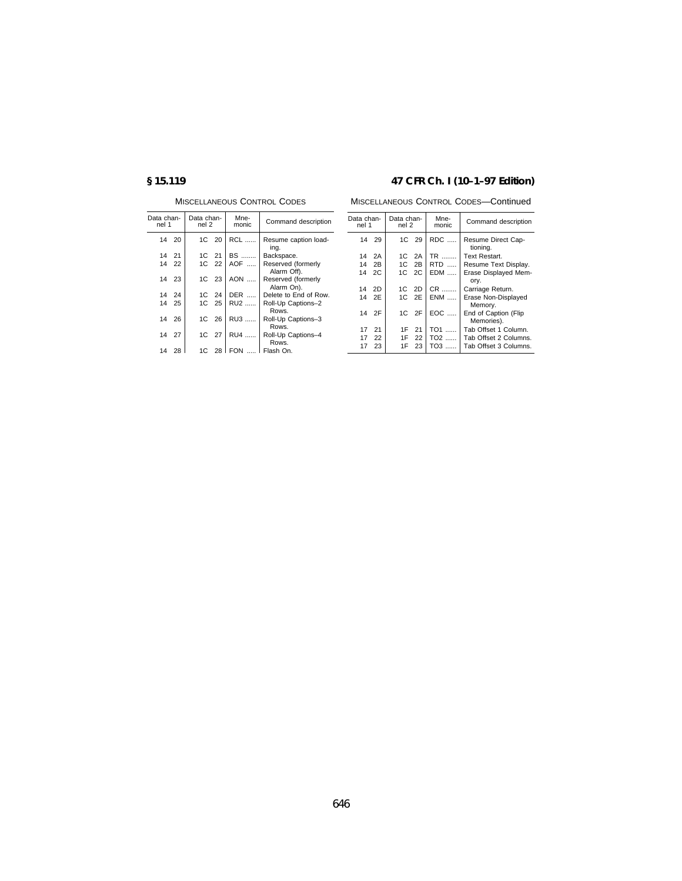MISCELLANEOUS CONTROL CODES

| Data channel 1 | Data channel 2 | Mnemonic | Command description |
|---|---|---|---|
| 14 20 | 1C 20 | RCL ...... | Resume caption loading. |
| 14 21 | 1C 21 | BS ........ | Backspace. |
| 14 22 | 1C 22 | AOF ..... | Reserved (formerly Alarm Off). |
| 14 23 | 1C 23 | AON ..... | Reserved (formerly Alarm On). |
| 14 24 | 1C 24 | DER ..... | Delete to End of Row. |
| 14 25 | 1C 25 | RU2 ...... | Roll-Up Captions–2 Rows. |
| 14 26 | 1C 26 | RU3 ...... | Roll-Up Captions–3 Rows. |
| 14 27 | 1C 27 | RU4 ...... | Roll-Up Captions–4 Rows. |
| 14 28 | 1C 28 | FON ..... | Flash On. |

MISCELLANEOUS CONTROL CODES—Continued

| Data channel 1 | Data channel 2 | Mnemonic | Command description |
|---|---|---|---|
| 14 29 | 1C 29 | RDC ..... | Resume Direct Captioning. |
| 14 2A | 1C 2A | TR ........ | Text Restart. |
| 14 2B | 1C 2B | RTD ..... | Resume Text Display. |
| 14 2C | 1C 2C | EDM ..... | Erase Displayed Memory. |
| 14 2D | 1C 2D | CR ........ | Carriage Return. |
| 14 2E | 1C 2E | ENM ..... | Erase Non-Displayed Memory. |
| 14 2F | 1C 2F | EOC ..... | End of Caption (Flip Memories). |
| 17 21 | 1F 21 | TO1 ...... | Tab Offset 1 Column. |
| 17 22 | 1F 22 | TO2 ...... | Tab Offset 2 Columns. |
| 17 23 | 1F 23 | TO3 ...... | Tab Offset 3 Columns. |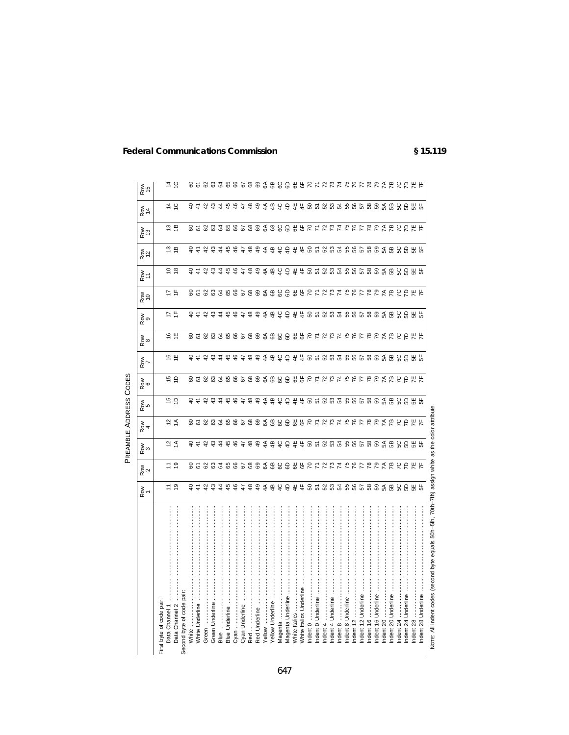PREAMBLE ADDRESS CODES

| | Row 1 | Row 2 | Row 3 | Row 4 | Row 5 | Row 6 | Row 7 | Row 8 | Row 9 | Row 10 | Row 11 | Row 12 | Row 13 | Row 14 | Row 15 |
|---|---|---|---|---|---|---|---|---|---|---|---|---|---|---|---|
| First byte of code pair: | | | | | | | | | | | | | | | |
| Data Channel 1 | 11 | 11 | 12 | 12 | 15 | 15 | 16 | 16 | 17 | 17 | 10 | 13 | 13 | 14 | 14 |
| Data Channel 2 | 19 | 19 | 1A | 1A | 1D | 1D | 1E | 1E | 1F | 1F | 18 | 1B | 1B | 1C | 1C |
| Second byte of code pair: | | | | | | | | | | | | | | | |
| White | 40 | 60 | 40 | 60 | 40 | 60 | 40 | 60 | 40 | 60 | 40 | 40 | 60 | 40 | 60 |
| White Underline | 41 | 61 | 41 | 61 | 41 | 61 | 41 | 61 | 41 | 61 | 41 | 41 | 61 | 41 | 61 |
| Green | 42 | 62 | 42 | 62 | 42 | 62 | 42 | 62 | 42 | 62 | 42 | 42 | 62 | 42 | 62 |
| Green Underline | 43 | 63 | 43 | 63 | 43 | 63 | 43 | 63 | 43 | 63 | 43 | 43 | 63 | 43 | 63 |
| Blue | 44 | 64 | 44 | 64 | 44 | 64 | 44 | 64 | 44 | 64 | 44 | 44 | 64 | 44 | 64 |
| Blue Underline | 45 | 65 | 45 | 65 | 45 | 65 | 45 | 65 | 45 | 65 | 45 | 45 | 65 | 45 | 65 |
| Cyan | 46 | 66 | 46 | 66 | 46 | 66 | 46 | 66 | 46 | 66 | 46 | 46 | 66 | 46 | 66 |
| Cyan Underline | 47 | 67 | 47 | 67 | 47 | 67 | 47 | 67 | 47 | 67 | 47 | 47 | 67 | 47 | 67 |
| Red | 48 | 68 | 48 | 68 | 48 | 68 | 48 | 68 | 48 | 68 | 48 | 48 | 68 | 48 | 68 |
| Red Underline | 49 | 69 | 49 | 69 | 49 | 69 | 49 | 69 | 49 | 69 | 49 | 49 | 69 | 49 | 69 |
| Yellow | 4A | 6A | 4A | 6A | 4A | 6A | 4A | 6A | 4A | 6A | 4A | 4A | 6A | 4A | 6A |
| Yellow Underline | 4B | 6B | 4B | 6B | 4B | 6B | 4B | 6B | 4B | 6B | 4B | 4B | 6B | 4B | 6B |
| Magenta | 4C | 6C | 4C | 6C | 4C | 6C | 4C | 6C | 4C | 6C | 4C | 4C | 6C | 4C | 6C |
| Magenta Underline | 4D | 6D | 4D | 6D | 4D | 6D | 4D | 6D | 4D | 6D | 4D | 4D | 6D | 4D | 6D |
| White Italics | 4E | 6E | 4E | 6E | 4E | 6E | 4E | 6E | 4E | 6E | 4E | 4E | 6E | 4E | 6E |
| White Italics Underline | 4F | 6F | 4F | 6F | 4F | 6F | 4F | 6F | 4F | 6F | 4F | 4F | 6F | 4F | 6F |
| Indent 0 | 50 | 70 | 50 | 70 | 50 | 70 | 50 | 70 | 50 | 70 | 50 | 50 | 70 | 50 | 70 |
| Indent 0 Underline | 51 | 71 | 51 | 71 | 51 | 71 | 51 | 71 | 51 | 71 | 51 | 51 | 71 | 51 | 71 |
| Indent 4 | 52 | 72 | 52 | 72 | 52 | 72 | 52 | 72 | 52 | 72 | 52 | 52 | 72 | 52 | 72 |
| Indent 4 Underline | 53 | 73 | 53 | 73 | 53 | 73 | 53 | 73 | 53 | 73 | 53 | 53 | 73 | 53 | 73 |
| Indent 8 | 54 | 74 | 54 | 74 | 54 | 74 | 54 | 74 | 54 | 74 | 54 | 54 | 74 | 54 | 74 |
| Indent 8 Underline | 55 | 75 | 55 | 75 | 55 | 75 | 55 | 75 | 55 | 75 | 55 | 55 | 75 | 55 | 75 |
| Indent 12 | 56 | 76 | 56 | 76 | 56 | 76 | 56 | 76 | 56 | 76 | 56 | 56 | 76 | 56 | 76 |
| Indent 12 Underline | 57 | 77 | 57 | 77 | 57 | 77 | 57 | 77 | 57 | 77 | 57 | 57 | 77 | 57 | 77 |
| Indent 16 | 58 | 78 | 58 | 78 | 58 | 78 | 58 | 78 | 58 | 78 | 58 | 58 | 78 | 58 | 78 |
| Indent 16 Underline | 59 | 79 | 59 | 79 | 59 | 79 | 59 | 79 | 59 | 79 | 59 | 59 | 79 | 59 | 79 |
| Indent 20 | 5A | 7A | 5A | 7A | 5A | 7A | 5A | 7A | 5A | 7A | 5A | 5A | 7A | 5A | 7A |
| Indent 20 Underline | 5B | 7B | 5B | 7B | 5B | 7B | 5B | 7B | 5B | 7B | 5B | 5B | 7B | 5B | 7B |
| Indent 24 | 5C | 7C | 5C | 7C | 5C | 7C | 5C | 7C | 5C | 7C | 5C | 5C | 7C | 5C | 7C |
| Indent 24 Underline | 5D | 7D | 5D | 7D | 5D | 7D | 5D | 7D | 5D | 7D | 5D | 5D | 7D | 5D | 7D |
| Indent 28 | 5E | 7E | 5E | 7E | 5E | 7E | 5E | 7E | 5E | 7E | 5E | 5E | 7E | 5E | 7E |
| Indent 28 Underline | 5F | 7F | 5F | 7F | 5F | 7F | 5F | 7F | 5F | 7F | 5F | 5F | 7F | 5F | 7F |

NOTE: All indent codes (second byte equals 50h–5fh, 70th–7fh) assign white as the color attribute.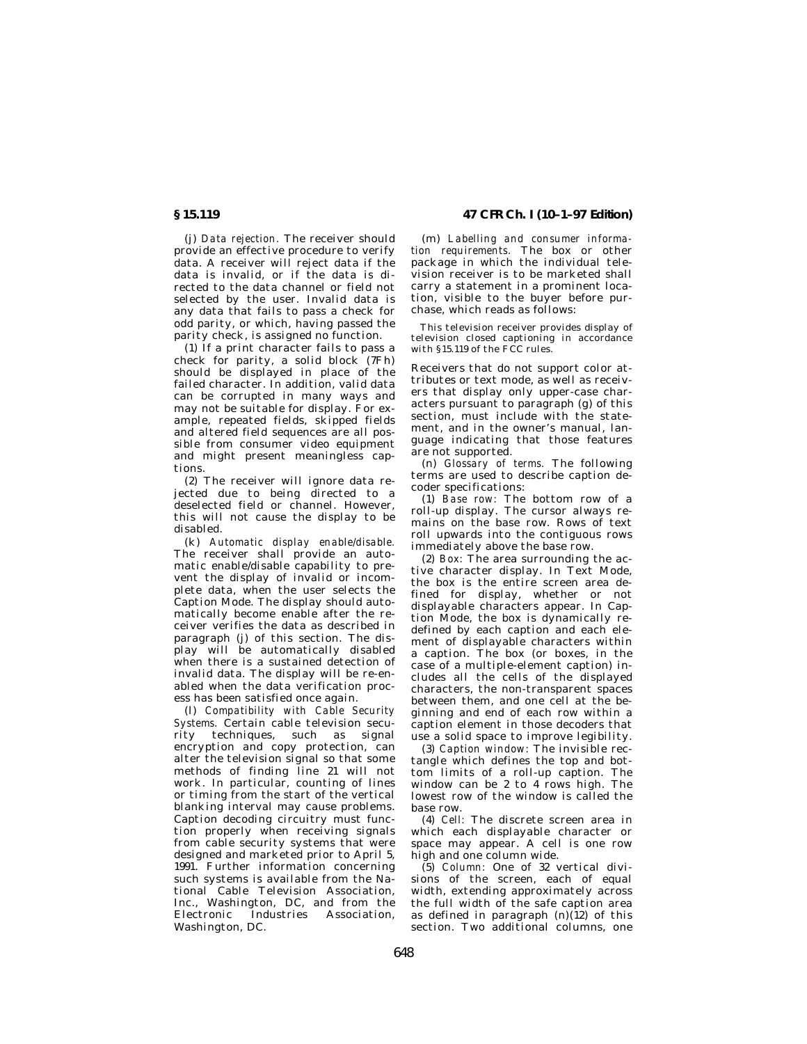(j) *Data rejection.* The receiver should provide an effective procedure to verify data. A receiver will reject data if the data is invalid, or if the data is directed to the data channel or field not selected by the user. Invalid data is any data that fails to pass a check for odd parity, or which, having passed the parity check, is assigned no function.

(1) If a print character fails to pass a check for parity, a solid block (7Fh) should be displayed in place of the failed character. In addition, valid data can be corrupted in many ways and may not be suitable for display. For example, repeated fields, skipped fields and altered field sequences are all possible from consumer video equipment and might present meaningless captions.

(2) The receiver will ignore data rejected due to being directed to a deselected field or channel. However, this will not cause the display to be disabled.

(k) *Automatic display enable/disable.* The receiver shall provide an automatic enable/disable capability to prevent the display of invalid or incomplete data, when the user selects the Caption Mode. The display should automatically become enable after the receiver verifies the data as described in paragraph (j) of this section. The display will be automatically disabled when there is a sustained detection of invalid data. The display will be re-enabled when the data verification process has been satisfied once again.

(l) *Compatibility with Cable Security Systems.* Certain cable television security techniques, such as signal encryption and copy protection, can alter the television signal so that some methods of finding line 21 will not work. In particular, counting of lines or timing from the start of the vertical blanking interval may cause problems. Caption decoding circuitry must function properly when receiving signals from cable security systems that were designed and marketed prior to April 5, 1991. Further information concerning such systems is available from the National Cable Television Association, Inc., Washington, DC, and from the Electronic Industries Association, Washington, DC.

(m) *Labelling and consumer information requirements.* The box or other package in which the individual television receiver is to be marketed shall carry a statement in a prominent location, visible to the buyer before purchase, which reads as follows:

This television receiver provides display of television closed captioning in accordance with §15.119 of the FCC rules.

Receivers that do not support color attributes or text mode, as well as receivers that display only upper-case characters pursuant to paragraph (g) of this section, must include with the statement, and in the owner's manual, language indicating that those features are not supported.

(n) *Glossary of terms.* The following terms are used to describe caption decoder specifications:

(1) *Base row:* The bottom row of a roll-up display. The cursor always remains on the base row. Rows of text roll upwards into the contiguous rows immediately above the base row.

(2) *Box:* The area surrounding the active character display. In Text Mode, the box is the entire screen area defined for display, whether or not displayable characters appear. In Caption Mode, the box is dynamically redefined by each caption and each element of displayable characters within a caption. The box (or boxes, in the case of a multiple-element caption) includes all the cells of the displayed characters, the non-transparent spaces between them, and one cell at the beginning and end of each row within a caption element in those decoders that use a solid space to improve legibility.

(3) *Caption window:* The invisible rectangle which defines the top and bottom limits of a roll-up caption. The window can be 2 to 4 rows high. The lowest row of the window is called the base row.

(4) *Cell:* The discrete screen area in which each displayable character or space may appear. A cell is one row high and one column wide.

(5) *Column:* One of 32 vertical divisions of the screen, each of equal width, extending approximately across the full width of the safe caption area as defined in paragraph (n)(12) of this section. Two additional columns, one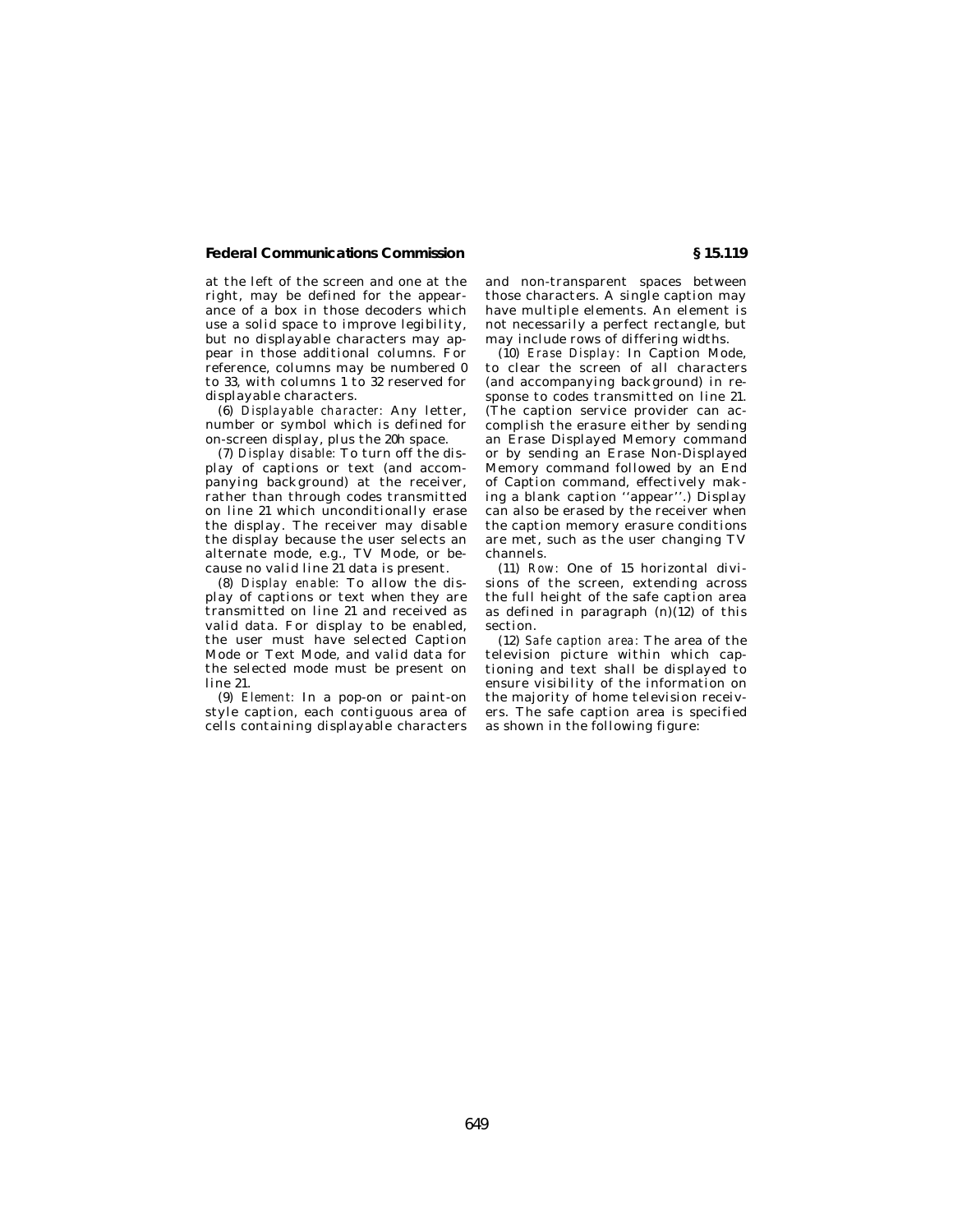at the left of the screen and one at the right, may be defined for the appearance of a box in those decoders which use a solid space to improve legibility, but no displayable characters may appear in those additional columns. For reference, columns may be numbered 0 to 33, with columns 1 to 32 reserved for displayable characters.

(6) *Displayable character:* Any letter, number or symbol which is defined for on-screen display, plus the 20h space.

(7) *Display disable:* To turn off the display of captions or text (and accompanying background) at the receiver, rather than through codes transmitted on line 21 which unconditionally erase the display. The receiver may disable the display because the user selects an alternate mode, e.g., TV Mode, or because no valid line 21 data is present.

(8) *Display enable:* To allow the display of captions or text when they are transmitted on line 21 and received as valid data. For display to be enabled, the user must have selected Caption Mode or Text Mode, and valid data for the selected mode must be present on line 21.

(9) *Element:* In a pop-on or paint-on style caption, each contiguous area of cells containing displayable characters and non-transparent spaces between those characters. A single caption may have multiple elements. An element is not necessarily a perfect rectangle, but may include rows of differing widths.

(10) *Erase Display:* In Caption Mode, to clear the screen of all characters (and accompanying background) in response to codes transmitted on line 21. (The caption service provider can accomplish the erasure either by sending an Erase Displayed Memory command or by sending an Erase Non-Displayed Memory command followed by an End of Caption command, effectively making a blank caption ''appear''.) Display can also be erased by the receiver when the caption memory erasure conditions are met, such as the user changing TV channels.

(11) *Row:* One of 15 horizontal divisions of the screen, extending across the full height of the safe caption area as defined in paragraph (n)(12) of this section.

(12) *Safe caption area:* The area of the television picture within which captioning and text shall be displayed to ensure visibility of the information on the majority of home television receivers. The safe caption area is specified as shown in the following figure: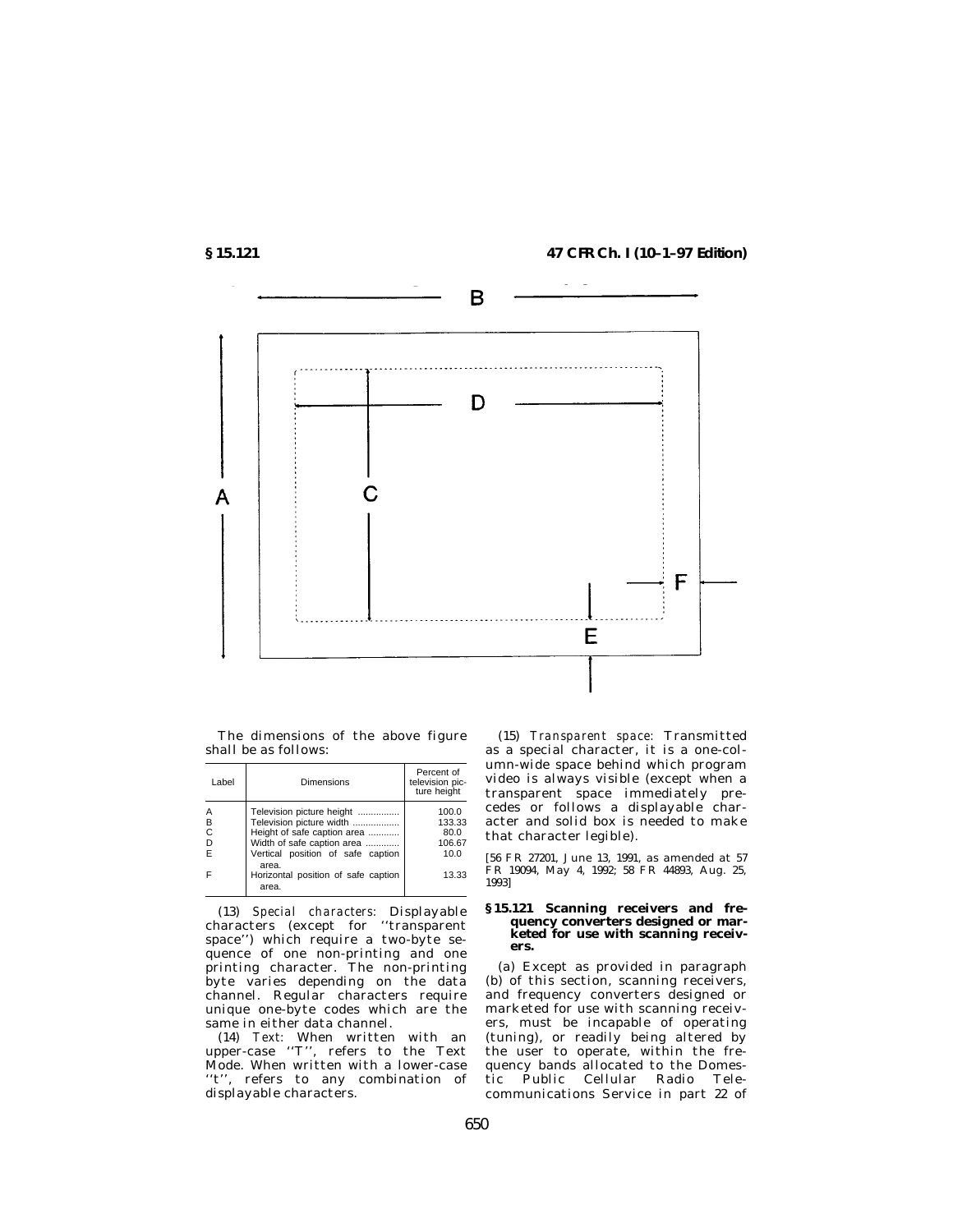The dimensions of the above figure shall be as follows:

| Label | Dimensions | Percent of television picture height |
|---|---|---|
| A | Television picture height | 100.0 |
| B | Television picture width | 133.33 |
| C | Height of safe caption area | 80.0 |
| D | Width of safe caption area | 106.67 |
| E | Vertical position of safe caption area. | 10.0 |
| F | Horizontal position of safe caption area. | 13.33 |

(13) *Special characters:* Displayable characters (except for ''transparent space'') which require a two-byte sequence of one non-printing and one printing character. The non-printing byte varies depending on the data channel. Regular characters require unique one-byte codes which are the same in either data channel.

(14) *Text:* When written with an upper-case ''T'', refers to the Text Mode. When written with a lower-case ''t'', refers to any combination of displayable characters.

(15) *Transparent space:* Transmitted as a special character, it is a one-column-wide space behind which program video is always visible (except when a transparent space immediately precedes or follows a displayable character and solid box is needed to make that character legible).

[56 FR 27201, June 13, 1991, as amended at 57 FR 19094, May 4, 1992; 58 FR 44893, Aug. 25, 1993]

### § 15.121 Scanning receivers and frequency converters designed or marketed for use with scanning receivers.

(a) Except as provided in paragraph (b) of this section, scanning receivers, and frequency converters designed or marketed for use with scanning receivers, must be incapable of operating (tuning), or readily being altered by the user to operate, within the frequency bands allocated to the Domestic Public Cellular Radio Telecommunications Service in part 22 of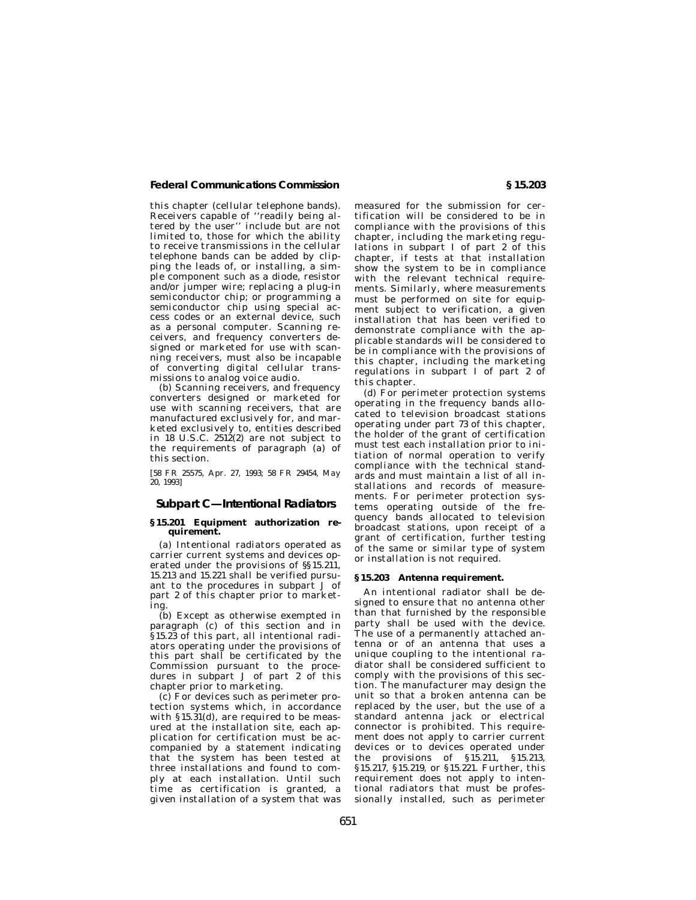this chapter (cellular telephone bands). Receivers capable of ''readily being altered by the user'' include but are not limited to, those for which the ability to receive transmissions in the cellular telephone bands can be added by clipping the leads of, or installing, a simple component such as a diode, resistor and/or jumper wire; replacing a plug-in semiconductor chip; or programming a semiconductor chip using special access codes or an external device, such as a personal computer. Scanning receivers, and frequency converters designed or marketed for use with scanning receivers, must also be incapable of converting digital cellular transmissions to analog voice audio.

(b) Scanning receivers, and frequency converters designed or marketed for use with scanning receivers, that are manufactured exclusively for, and marketed exclusively to, entities described in 18 U.S.C. 2512(2) are not subject to the requirements of paragraph (a) of this section.

[58 FR 25575, Apr. 27, 1993; 58 FR 29454, May 20, 1993]

## Subpart C—Intentional Radiators

### § 15.201 Equipment authorization requirement.

(a) Intentional radiators operated as carrier current systems and devices operated under the provisions of §§ 15.211, 15.213 and 15.221 shall be verified pursuant to the procedures in subpart J of part 2 of this chapter prior to marketing.

(b) Except as otherwise exempted in paragraph (c) of this section and in § 15.23 of this part, all intentional radiators operating under the provisions of this part shall be certificated by the Commission pursuant to the procedures in subpart J of part 2 of this chapter prior to marketing.

(c) For devices such as perimeter protection systems which, in accordance with § 15.31(d), are required to be measured at the installation site, each application for certification must be accompanied by a statement indicating that the system has been tested at three installations and found to comply at each installation. Until such time as certification is granted, a given installation of a system that was measured for the submission for certification will be considered to be in compliance with the provisions of this chapter, including the marketing regulations in subpart I of part 2 of this chapter, if tests at that installation show the system to be in compliance with the relevant technical requirements. Similarly, where measurements must be performed on site for equipment subject to verification, a given installation that has been verified to demonstrate compliance with the applicable standards will be considered to be in compliance with the provisions of this chapter, including the marketing regulations in subpart I of part 2 of this chapter.

(d) For perimeter protection systems operating in the frequency bands allocated to television broadcast stations operating under part 73 of this chapter, the holder of the grant of certification must test each installation prior to initiation of normal operation to verify compliance with the technical standards and must maintain a list of all installations and records of measurements. For perimeter protection systems operating outside of the frequency bands allocated to television broadcast stations, upon receipt of a grant of certification, further testing of the same or similar type of system or installation is not required.

### § 15.203 Antenna requirement.

An intentional radiator shall be designed to ensure that no antenna other than that furnished by the responsible party shall be used with the device. The use of a permanently attached antenna or of an antenna that uses a unique coupling to the intentional radiator shall be considered sufficient to comply with the provisions of this section. The manufacturer may design the unit so that a broken antenna can be replaced by the user, but the use of a standard antenna jack or electrical connector is prohibited. This requirement does not apply to carrier current devices or to devices operated under the provisions of § 15.211, § 15.213, § 15.217, § 15.219, or § 15.221. Further, this requirement does not apply to intentional radiators that must be professionally installed, such as perimeter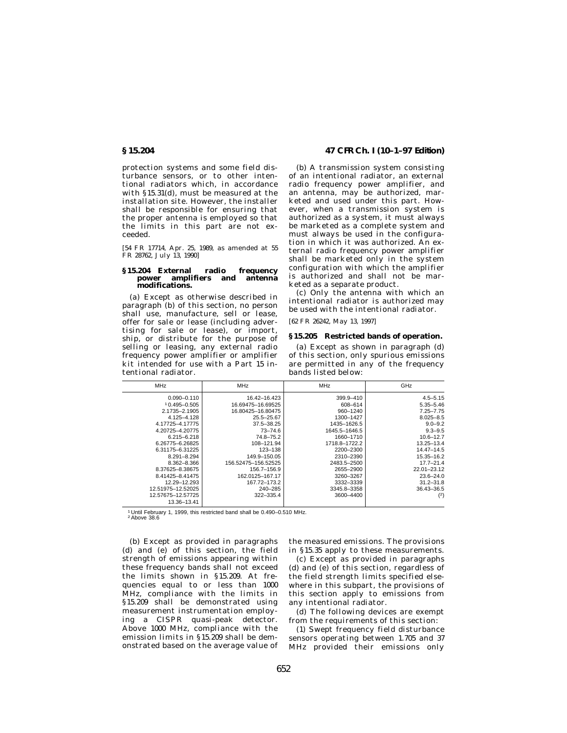protection systems and some field disturbance sensors, or to other intentional radiators which, in accordance with §15.31(d), must be measured at the installation site. However, the installer shall be responsible for ensuring that the proper antenna is employed so that the limits in this part are not exceeded.

[54 FR 17714, Apr. 25, 1989, as amended at 55 FR 28762, July 13, 1990]

### §15.204 External radio frequency power amplifiers and antenna modifications.

(a) Except as otherwise described in paragraph (b) of this section, no person shall use, manufacture, sell or lease, offer for sale or lease (including advertising for sale or lease), or import, ship, or distribute for the purpose of selling or leasing, any external radio frequency power amplifier or amplifier kit intended for use with a Part 15 intentional radiator.

(b) A transmission system consisting of an intentional radiator, an external radio frequency power amplifier, and an antenna, may be authorized, marketed and used under this part. However, when a transmission system is authorized as a system, it must always be marketed as a complete system and must always be used in the configuration in which it was authorized. An external radio frequency power amplifier shall be marketed only in the system configuration with which the amplifier is authorized and shall not be marketed as a separate product.

(c) Only the antenna with which an intentional radiator is authorized may be used with the intentional radiator.

[62 FR 26242, May 13, 1997]

### §15.205 Restricted bands of operation.

(a) Except as shown in paragraph (d) of this section, only spurious emissions are permitted in any of the frequency bands listed below:

| MHz | MHz | MHz | GHz |
|---|---|---|---|
| 0.090–0.110 | 16.42–16.423 | 399.9–410 | 4.5–5.15 |
| [1] 0.495–0.505 | 16.69475–16.69525 | 608–614 | 5.35–5.46 |
| 2.1735–2.1905 | 16.80425–16.80475 | 960–1240 | 7.25–7.75 |
| 4.125–4.128 | 25.5–25.67 | 1300–1427 | 8.025–8.5 |
| 4.17725–4.17775 | 37.5–38.25 | 1435–1626.5 | 9.0–9.2 |
| 4.20725–4.20775 | 73–74.6 | 1645.5–1646.5 | 9.3–9.5 |
| 6.215–6.218 | 74.8–75.2 | 1660–1710 | 10.6–12.7 |
| 6.26775–6.26825 | 108–121.94 | 1718.8–1722.2 | 13.25–13.4 |
| 6.31175–6.31225 | 123–138 | 2200–2300 | 14.47–14.5 |
| 8.291–8.294 | 149.9–150.05 | 2310–2390 | 15.35–16.2 |
| 8.362–8.366 | 156.52475–156.52525 | 2483.5–2500 | 17.7–21.4 |
| 8.37625–8.38675 | 156.7–156.9 | 2655–2900 | 22.01–23.12 |
| 8.41425–8.41475 | 162.0125–167.17 | 3260–3267 | 23.6–24.0 |
| 12.29–12.293 | 167.72–173.2 | 3332–3339 | 31.2–31.8 |
| 12.51975–12.52025 | 240–285 | 3345.8–3358 | 36.43–36.5 |
| 12.57675–12.57725 | 322–335.4 | 3600–4400 | [2] |
| 13.36–13.41 | | | |

[1] Until February 1, 1999, this restricted band shall be 0.490–0.510 MHz.
[2] Above 38.6

(b) Except as provided in paragraphs (d) and (e) of this section, the field strength of emissions appearing within these frequency bands shall not exceed the limits shown in §15.209. At frequencies equal to or less than 1000 MHz, compliance with the limits in §15.209 shall be demonstrated using measurement instrumentation employing a CISPR quasi-peak detector. Above 1000 MHz, compliance with the emission limits in §15.209 shall be demonstrated based on the average value of the measured emissions. The provisions in §15.35 apply to these measurements.

(c) Except as provided in paragraphs (d) and (e) of this section, regardless of the field strength limits specified elsewhere in this subpart, the provisions of this section apply to emissions from any intentional radiator.

(d) The following devices are exempt from the requirements of this section:

(1) Swept frequency field disturbance sensors operating between 1.705 and 37 MHz provided their emissions only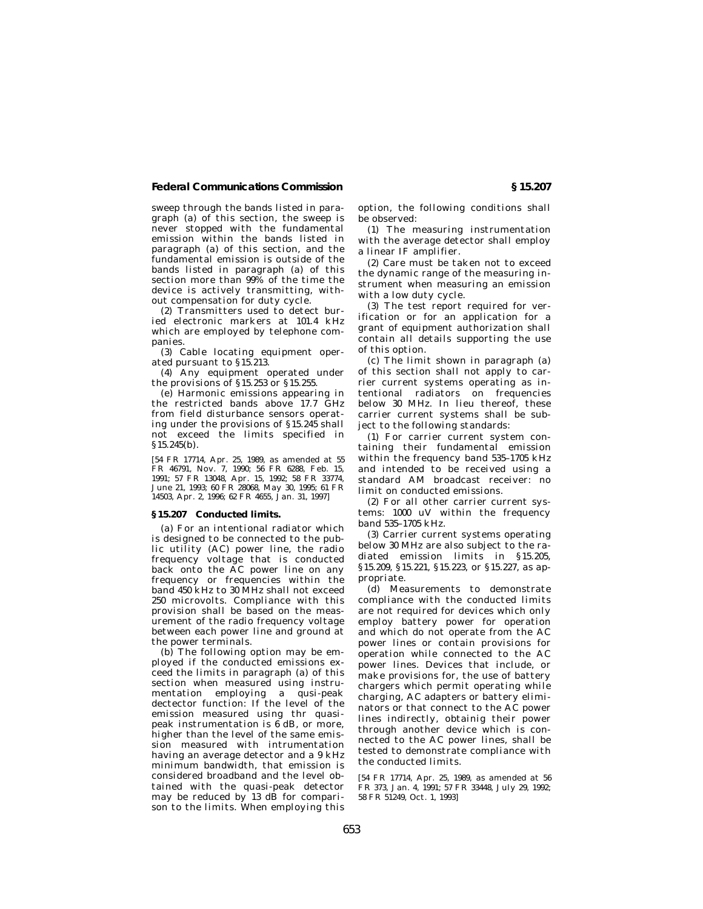sweep through the bands listed in paragraph (a) of this section, the sweep is never stopped with the fundamental emission within the bands listed in paragraph (a) of this section, and the fundamental emission is outside of the bands listed in paragraph (a) of this section more than 99% of the time the device is actively transmitting, without compensation for duty cycle.

(2) Transmitters used to detect buried electronic markers at 101.4 kHz which are employed by telephone companies.

(3) Cable locating equipment operated pursuant to §15.213.

(4) Any equipment operated under the provisions of §15.253 or §15.255.

(e) Harmonic emissions appearing in the restricted bands above 17.7 GHz from field disturbance sensors operating under the provisions of §15.245 shall not exceed the limits specified in §15.245(b).

[54 FR 17714, Apr. 25, 1989, as amended at 55 FR 46791, Nov. 7, 1990; 56 FR 6288, Feb. 15, 1991; 57 FR 13048, Apr. 15, 1992; 58 FR 33774, June 21, 1993; 60 FR 28068, May 30, 1995; 61 FR 14503, Apr. 2, 1996; 62 FR 4655, Jan. 31, 1997]

## §15.207 Conducted limits.

(a) For an intentional radiator which is designed to be connected to the public utility (AC) power line, the radio frequency voltage that is conducted back onto the AC power line on any frequency or frequencies within the band 450 kHz to 30 MHz shall not exceed 250 microvolts. Compliance with this provision shall be based on the measurement of the radio frequency voltage between each power line and ground at the power terminals.

(b) The following option may be employed if the conducted emissions exceed the limits in paragraph (a) of this section when measured using instrumentation employing a qusi-peak dectector function: If the level of the emission measured using thr quasi-peak instrumentation is 6 dB, or more, higher than the level of the same emission measured with intrumentation having an average detector and a 9 kHz minimum bandwidth, that emission is considered broadband and the level obtained with the quasi-peak detector may be reduced by 13 dB for comparison to the limits. When employing this option, the following conditions shall be observed:

(1) The measuring instrumentation with the average detector shall employ a linear IF amplifier.

(2) Care must be taken not to exceed the dynamic range of the measuring instrument when measuring an emission with a low duty cycle.

(3) The test report required for verification or for an application for a grant of equipment authorization shall contain all details supporting the use of this option.

(c) The limit shown in paragraph (a) of this section shall not apply to carrier current systems operating as intentional radiators on frequencies below 30 MHz. In lieu thereof, these carrier current systems shall be subject to the following standards:

(1) For carrier current system containing their fundamental emission within the frequency band 535–1705 kHz and intended to be received using a standard AM broadcast receiver: no limit on conducted emissions.

(2) For all other carrier current systems: 1000 uV within the frequency band 535–1705 kHz.

(3) Carrier current systems operating below 30 MHz are also subject to the radiated emission limits in §15.205, §15.209, §15.221, §15.223, or §15.227, as appropriate.

(d) Measurements to demonstrate compliance with the conducted limits are not required for devices which only employ battery power for operation and which do not operate from the AC power lines or contain provisions for operation while connected to the AC power lines. Devices that include, or make provisions for, the use of battery chargers which permit operating while charging, AC adapters or battery eliminators or that connect to the AC power lines indirectly, obtainig their power through another device which is connected to the AC power lines, shall be tested to demonstrate compliance with the conducted limits.

[54 FR 17714, Apr. 25, 1989, as amended at 56 FR 373, Jan. 4, 1991; 57 FR 33448, July 29, 1992; 58 FR 51249, Oct. 1, 1993]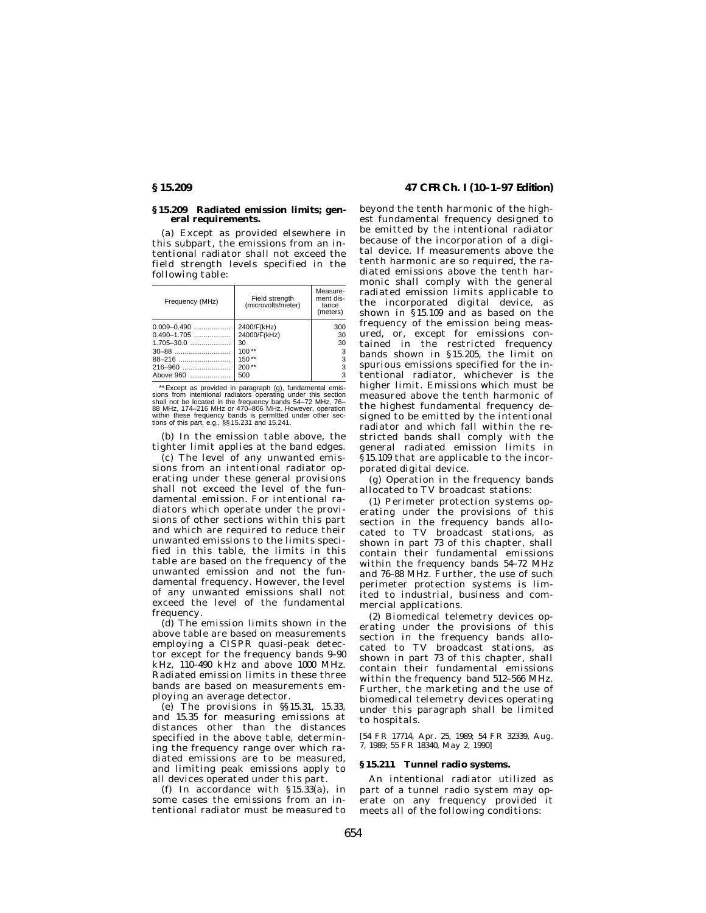### § 15.209 Radiated emission limits; general requirements.

(a) Except as provided elsewhere in this subpart, the emissions from an intentional radiator shall not exceed the field strength levels specified in the following table:

| Frequency (MHz) | Field strength (microvolts/meter) | Measurement distance (meters) |
|---|---|---|
| 0.009–0.490 | 2400/F(kHz) | 300 |
| 0.490–1.705 | 24000/F(kHz) | 30 |
| 1.705–30.0 | 30 | 30 |
| 30–88 | 100 ** | 3 |
| 88–216 | 150 ** | 3 |
| 216–960 | 200 ** | 3 |
| Above 960 | 500 | 3 |

** Except as provided in paragraph (g), fundamental emissions from intentional radiators operating under this section shall not be located in the frequency bands 54–72 MHz, 76–88 MHz, 174–216 MHz or 470–806 MHz. However, operation within these frequency bands is permitted under other sections of this part, e.g., §§ 15.231 and 15.241.

(b) In the emission table above, the tighter limit applies at the band edges.

(c) The level of any unwanted emissions from an intentional radiator operating under these general provisions shall not exceed the level of the fundamental emission. For intentional radiators which operate under the provisions of other sections within this part and which are required to reduce their unwanted emissions to the limits specified in this table, the limits in this table are based on the frequency of the unwanted emission and not the fundamental frequency. However, the level of any unwanted emissions shall not exceed the level of the fundamental frequency.

(d) The emission limits shown in the above table are based on measurements employing a CISPR quasi-peak detector except for the frequency bands 9–90 kHz, 110–490 kHz and above 1000 MHz. Radiated emission limits in these three bands are based on measurements employing an average detector.

(e) The provisions in §§ 15.31, 15.33, and 15.35 for measuring emissions at distances other than the distances specified in the above table, determining the frequency range over which radiated emissions are to be measured, and limiting peak emissions apply to all devices operated under this part.

(f) In accordance with § 15.33(a), in some cases the emissions from an intentional radiator must be measured to beyond the tenth harmonic of the highest fundamental frequency designed to be emitted by the intentional radiator because of the incorporation of a digital device. If measurements above the tenth harmonic are so required, the radiated emissions above the tenth harmonic shall comply with the general radiated emission limits applicable to the incorporated digital device, as shown in § 15.109 and as based on the frequency of the emission being measured, or, except for emissions contained in the restricted frequency bands shown in § 15.205, the limit on spurious emissions specified for the intentional radiator, whichever is the higher limit. Emissions which must be measured above the tenth harmonic of the highest fundamental frequency designed to be emitted by the intentional radiator and which fall within the restricted bands shall comply with the general radiated emission limits in § 15.109 that are applicable to the incorporated digital device.

(g) Operation in the frequency bands allocated to TV broadcast stations:

(1) Perimeter protection systems operating under the provisions of this section in the frequency bands allocated to TV broadcast stations, as shown in part 73 of this chapter, shall contain their fundamental emissions within the frequency bands 54–72 MHz and 76–88 MHz. Further, the use of such perimeter protection systems is limited to industrial, business and commercial applications.

(2) Biomedical telemetry devices operating under the provisions of this section in the frequency bands allocated to TV broadcast stations, as shown in part 73 of this chapter, shall contain their fundamental emissions within the frequency band 512–566 MHz. Further, the marketing and the use of biomedical telemetry devices operating under this paragraph shall be limited to hospitals.

[54 FR 17714, Apr. 25, 1989; 54 FR 32339, Aug. 7, 1989; 55 FR 18340, May 2, 1990]

### § 15.211 Tunnel radio systems.

An intentional radiator utilized as part of a tunnel radio system may operate on any frequency provided it meets all of the following conditions: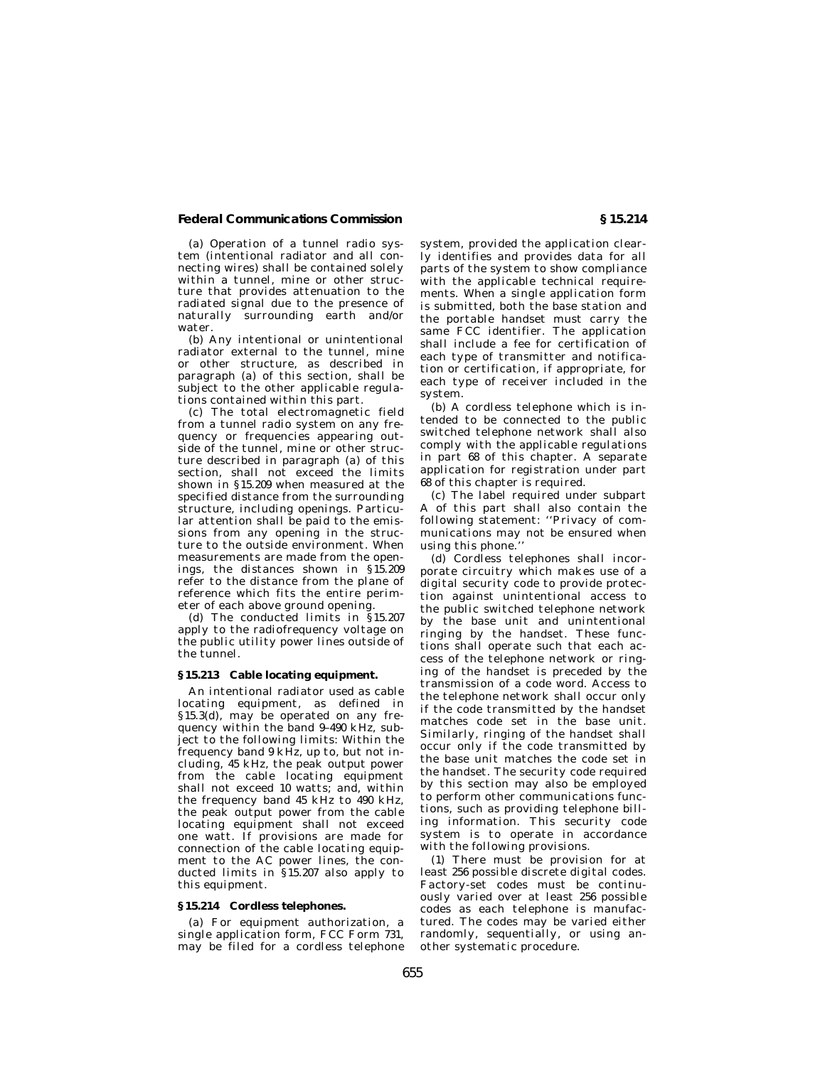(a) Operation of a tunnel radio system (intentional radiator and all connecting wires) shall be contained solely within a tunnel, mine or other structure that provides attenuation to the radiated signal due to the presence of naturally surrounding earth and/or water.

(b) Any intentional or unintentional radiator external to the tunnel, mine or other structure, as described in paragraph (a) of this section, shall be subject to the other applicable regulations contained within this part.

(c) The total electromagnetic field from a tunnel radio system on any frequency or frequencies appearing outside of the tunnel, mine or other structure described in paragraph (a) of this section, shall not exceed the limits shown in §15.209 when measured at the specified distance from the surrounding structure, including openings. Particular attention shall be paid to the emissions from any opening in the structure to the outside environment. When measurements are made from the openings, the distances shown in §15.209 refer to the distance from the plane of reference which fits the entire perimeter of each above ground opening.

(d) The conducted limits in §15.207 apply to the radiofrequency voltage on the public utility power lines outside of the tunnel.

### §15.213 Cable locating equipment.

An intentional radiator used as cable locating equipment, as defined in §15.3(d), may be operated on any frequency within the band 9–490 kHz, subject to the following limits: Within the frequency band 9 kHz, up to, but not including, 45 kHz, the peak output power from the cable locating equipment shall not exceed 10 watts; and, within the frequency band 45 kHz to 490 kHz, the peak output power from the cable locating equipment shall not exceed one watt. If provisions are made for connection of the cable locating equipment to the AC power lines, the conducted limits in §15.207 also apply to this equipment.

### §15.214 Cordless telephones.

(a) For equipment authorization, a single application form, FCC Form 731, may be filed for a cordless telephone system, provided the application clearly identifies and provides data for all parts of the system to show compliance with the applicable technical requirements. When a single application form is submitted, both the base station and the portable handset must carry the same FCC identifier. The application shall include a fee for certification of each type of transmitter and notification or certification, if appropriate, for each type of receiver included in the system.

(b) A cordless telephone which is intended to be connected to the public switched telephone network shall also comply with the applicable regulations in part 68 of this chapter. A separate application for registration under part 68 of this chapter is required.

(c) The label required under subpart A of this part shall also contain the following statement: ''Privacy of communications may not be ensured when using this phone.''

(d) Cordless telephones shall incorporate circuitry which makes use of a digital security code to provide protection against unintentional access to the public switched telephone network by the base unit and unintentional ringing by the handset. These functions shall operate such that each access of the telephone network or ringing of the handset is preceded by the transmission of a code word. Access to the telephone network shall occur only if the code transmitted by the handset matches code set in the base unit. Similarly, ringing of the handset shall occur only if the code transmitted by the base unit matches the code set in the handset. The security code required by this section may also be employed to perform other communications functions, such as providing telephone billing information. This security code system is to operate in accordance with the following provisions.

(1) There must be provision for at least 256 possible discrete digital codes. Factory-set codes must be continuously varied over at least 256 possible codes as each telephone is manufactured. The codes may be varied either randomly, sequentially, or using another systematic procedure.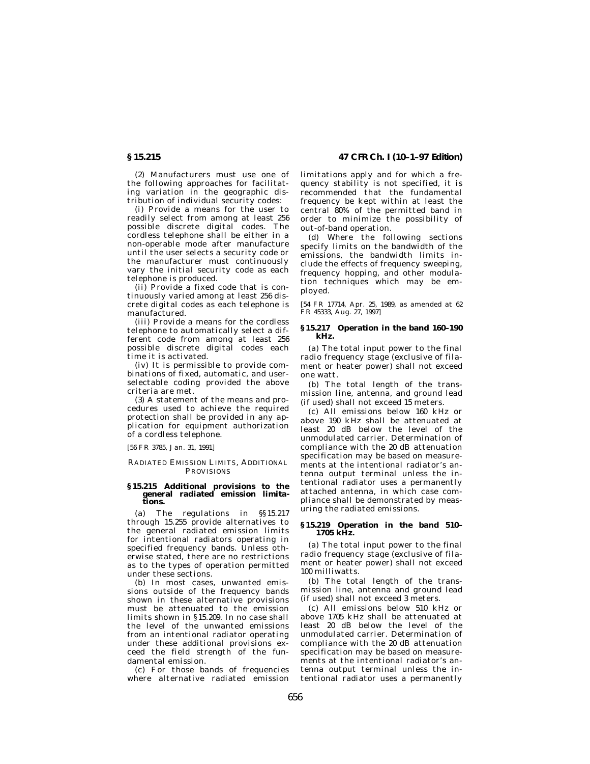(2) Manufacturers must use one of the following approaches for facilitating variation in the geographic distribution of individual security codes:

(i) Provide a means for the user to readily select from among at least 256 possible discrete digital codes. The cordless telephone shall be either in a non-operable mode after manufacture until the user selects a security code or the manufacturer must continuously vary the initial security code as each telephone is produced.

(ii) Provide a fixed code that is continuously varied among at least 256 discrete digital codes as each telephone is manufactured.

(iii) Provide a means for the cordless telephone to automatically select a different code from among at least 256 possible discrete digital codes each time it is activated.

(iv) It is permissible to provide combinations of fixed, automatic, and user-selectable coding provided the above criteria are met.

(3) A statement of the means and procedures used to achieve the required protection shall be provided in any application for equipment authorization of a cordless telephone.

[56 FR 3785, Jan. 31, 1991]

## RADIATED EMISSION LIMITS, ADDITIONAL PROVISIONS

### § 15.215 Additional provisions to the general radiated emission limitations.

(a) The regulations in §§ 15.217 through 15.255 provide alternatives to the general radiated emission limits for intentional radiators operating in specified frequency bands. Unless otherwise stated, there are no restrictions as to the types of operation permitted under these sections.

(b) In most cases, unwanted emissions outside of the frequency bands shown in these alternative provisions must be attenuated to the emission limits shown in § 15.209. In no case shall the level of the unwanted emissions from an intentional radiator operating under these additional provisions exceed the field strength of the fundamental emission.

(c) For those bands of frequencies where alternative radiated emission limitations apply and for which a frequency stability is not specified, it is recommended that the fundamental frequency be kept within at least the central 80% of the permitted band in order to minimize the possibility of out-of-band operation.

(d) Where the following sections specify limits on the bandwidth of the emissions, the bandwidth limits include the effects of frequency sweeping, frequency hopping, and other modulation techniques which may be employed.

[54 FR 17714, Apr. 25, 1989, as amended at 62 FR 45333, Aug. 27, 1997]

### § 15.217 Operation in the band 160–190 kHz.

(a) The total input power to the final radio frequency stage (exclusive of filament or heater power) shall not exceed one watt.

(b) The total length of the transmission line, antenna, and ground lead (if used) shall not exceed 15 meters.

(c) All emissions below 160 kHz or above 190 kHz shall be attenuated at least 20 dB below the level of the unmodulated carrier. Determination of compliance with the 20 dB attenuation specification may be based on measurements at the intentional radiator's antenna output terminal unless the intentional radiator uses a permanently attached antenna, in which case compliance shall be demonstrated by measuring the radiated emissions.

### § 15.219 Operation in the band 510–1705 kHz.

(a) The total input power to the final radio frequency stage (exclusive of filament or heater power) shall not exceed 100 milliwatts.

(b) The total length of the transmission line, antenna and ground lead (if used) shall not exceed 3 meters.

(c) All emissions below 510 kHz or above 1705 kHz shall be attenuated at least 20 dB below the level of the unmodulated carrier. Determination of compliance with the 20 dB attenuation specification may be based on measurements at the intentional radiator's antenna output terminal unless the intentional radiator uses a permanently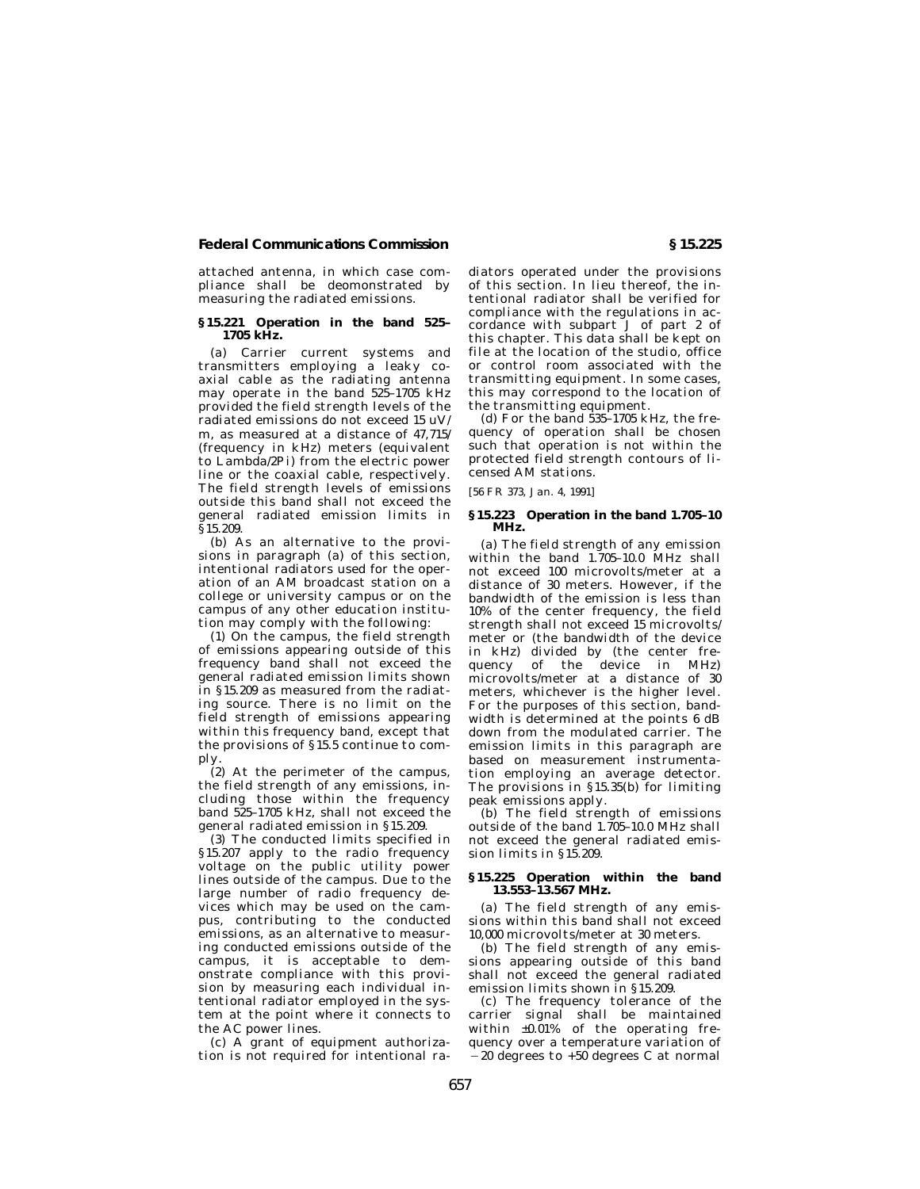attached antenna, in which case compliance shall be deomonstrated by measuring the radiated emissions.

### § 15.221 Operation in the band 525–1705 kHz.

(a) Carrier current systems and transmitters employing a leaky coaxial cable as the radiating antenna may operate in the band 525–1705 kHz provided the field strength levels of the radiated emissions do not exceed 15 uV/m, as measured at a distance of 47,715/(frequency in kHz) meters (equivalent to Lambda/2Pi) from the electric power line or the coaxial cable, respectively. The field strength levels of emissions outside this band shall not exceed the general radiated emission limits in § 15.209.

(b) As an alternative to the provisions in paragraph (a) of this section, intentional radiators used for the operation of an AM broadcast station on a college or university campus or on the campus of any other education institution may comply with the following:

(1) On the campus, the field strength of emissions appearing outside of this frequency band shall not exceed the general radiated emission limits shown in § 15.209 as measured from the radiating source. There is no limit on the field strength of emissions appearing within this frequency band, except that the provisions of § 15.5 continue to comply.

(2) At the perimeter of the campus, the field strength of any emissions, including those within the frequency band 525–1705 kHz, shall not exceed the general radiated emission in § 15.209.

(3) The conducted limits specified in § 15.207 apply to the radio frequency voltage on the public utility power lines outside of the campus. Due to the large number of radio frequency devices which may be used on the campus, contributing to the conducted emissions, as an alternative to measuring conducted emissions outside of the campus, it is acceptable to demonstrate compliance with this provision by measuring each individual intentional radiator employed in the system at the point where it connects to the AC power lines.

(c) A grant of equipment authorization is not required for intentional radiators operated under the provisions of this section. In lieu thereof, the intentional radiator shall be verified for compliance with the regulations in accordance with subpart J of part 2 of this chapter. This data shall be kept on file at the location of the studio, office or control room associated with the transmitting equipment. In some cases, this may correspond to the location of the transmitting equipment.

(d) For the band 535–1705 kHz, the frequency of operation shall be chosen such that operation is not within the protected field strength contours of licensed AM stations.

[56 FR 373, Jan. 4, 1991]

### § 15.223 Operation in the band 1.705–10 MHz.

(a) The field strength of any emission within the band 1.705–10.0 MHz shall not exceed 100 microvolts/meter at a distance of 30 meters. However, if the bandwidth of the emission is less than 10% of the center frequency, the field strength shall not exceed 15 microvolts/meter or (the bandwidth of the device in kHz) divided by (the center frequency of the device in MHz) microvolts/meter at a distance of 30 meters, whichever is the higher level. For the purposes of this section, bandwidth is determined at the points 6 dB down from the modulated carrier. The emission limits in this paragraph are based on measurement instrumentation employing an average detector. The provisions in § 15.35(b) for limiting peak emissions apply.

(b) The field strength of emissions outside of the band 1.705–10.0 MHz shall not exceed the general radiated emission limits in § 15.209.

### § 15.225 Operation within the band 13.553–13.567 MHz.

(a) The field strength of any emissions within this band shall not exceed 10,000 microvolts/meter at 30 meters.

(b) The field strength of any emissions appearing outside of this band shall not exceed the general radiated emission limits shown in § 15.209.

(c) The frequency tolerance of the carrier signal shall be maintained within ±0.01% of the operating frequency over a temperature variation of −20 degrees to +50 degrees C at normal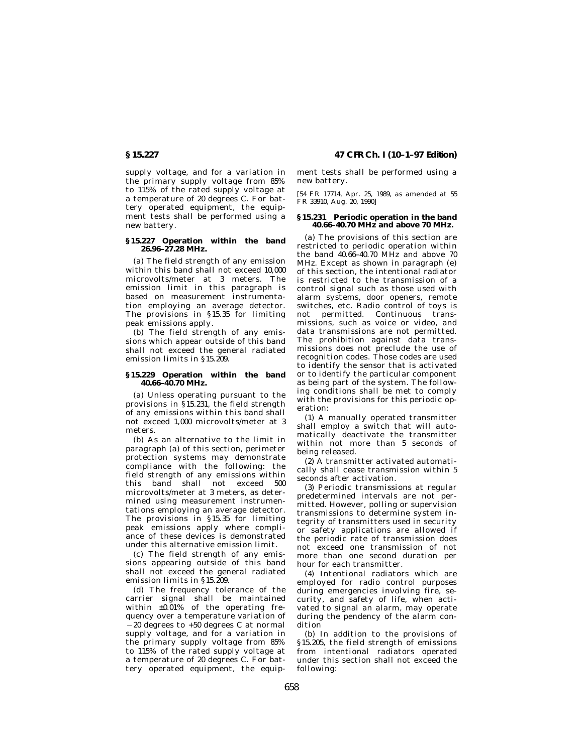supply voltage, and for a variation in the primary supply voltage from 85% to 115% of the rated supply voltage at a temperature of 20 degrees C. For battery operated equipment, the equipment tests shall be performed using a new battery.

### § 15.227 Operation within the band 26.96–27.28 MHz.

(a) The field strength of any emission within this band shall not exceed 10,000 microvolts/meter at 3 meters. The emission limit in this paragraph is based on measurement instrumentation employing an average detector. The provisions in § 15.35 for limiting peak emissions apply.

(b) The field strength of any emissions which appear outside of this band shall not exceed the general radiated emission limits in § 15.209.

### § 15.229 Operation within the band 40.66–40.70 MHz.

(a) Unless operating pursuant to the provisions in § 15.231, the field strength of any emissions within this band shall not exceed 1,000 microvolts/meter at 3 meters.

(b) As an alternative to the limit in paragraph (a) of this section, perimeter protection systems may demonstrate compliance with the following: the field strength of any emissions within this band shall not exceed 500 microvolts/meter at 3 meters, as determined using measurement instrumentations employing an average detector. The provisions in § 15.35 for limiting peak emissions apply where compliance of these devices is demonstrated under this alternative emission limit.

(c) The field strength of any emissions appearing outside of this band shall not exceed the general radiated emission limits in § 15.209.

(d) The frequency tolerance of the carrier signal shall be maintained within ±0.01% of the operating frequency over a temperature variation of −20 degrees to +50 degrees C at normal supply voltage, and for a variation in the primary supply voltage from 85% to 115% of the rated supply voltage at a temperature of 20 degrees C. For battery operated equipment, the equipment tests shall be performed using a new battery.

[54 FR 17714, Apr. 25, 1989, as amended at 55 FR 33910, Aug. 20, 1990]

### § 15.231 Periodic operation in the band 40.66–40.70 MHz and above 70 MHz.

(a) The provisions of this section are restricted to periodic operation within the band 40.66–40.70 MHz and above 70 MHz. Except as shown in paragraph (e) of this section, the intentional radiator is restricted to the transmission of a control signal such as those used with alarm systems, door openers, remote switches, etc. Radio control of toys is not permitted. Continuous transmissions, such as voice or video, and data transmissions are not permitted. The prohibition against data transmissions does not preclude the use of recognition codes. Those codes are used to identify the sensor that is activated or to identify the particular component as being part of the system. The following conditions shall be met to comply with the provisions for this periodic operation:

(1) A manually operated transmitter shall employ a switch that will automatically deactivate the transmitter within not more than 5 seconds of being released.

(2) A transmitter activated automatically shall cease transmission within 5 seconds after activation.

(3) Periodic transmissions at regular predetermined intervals are not permitted. However, polling or supervision transmissions to determine system integrity of transmitters used in security or safety applications are allowed if the periodic rate of transmission does not exceed one transmission of not more than one second duration per hour for each transmitter.

(4) Intentional radiators which are employed for radio control purposes during emergencies involving fire, security, and safety of life, when activated to signal an alarm, may operate during the pendency of the alarm condition

(b) In addition to the provisions of § 15.205, the field strength of emissions from intentional radiators operated under this section shall not exceed the following: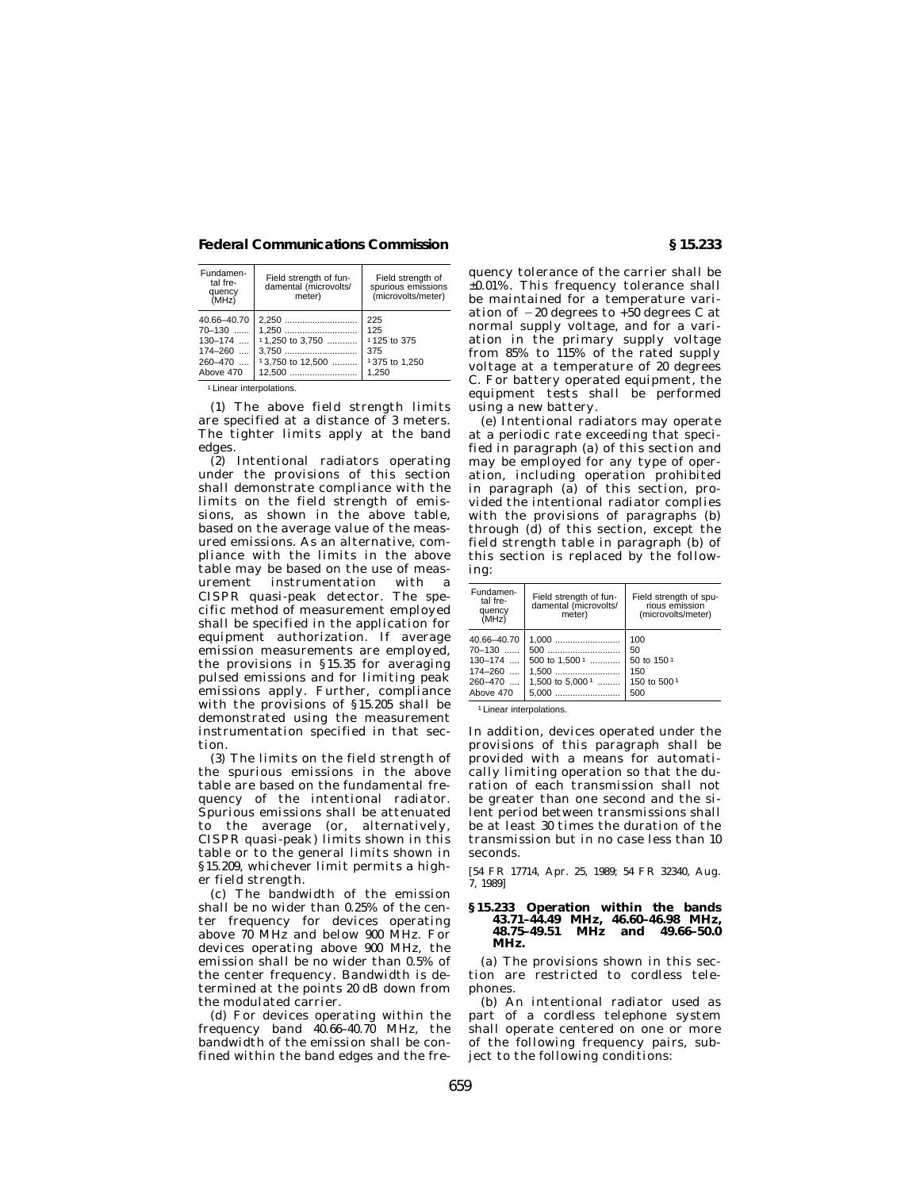| Fundamental frequency (MHz) | Field strength of fundamental (microvolts/meter) | Field strength of spurious emissions (microvolts/meter) |
|---|---|---|
| 40.66–40.70 | 2,250 | 225 |
| 70–130 | 1,250 | 125 |
| 130–174 | [1] 1,250 to 3,750 | [1] 125 to 375 |
| 174–260 | 3,750 | 375 |
| 260–470 | [1] 3,750 to 12,500 | [1] 375 to 1,250 |
| Above 470 | 12,500 | 1,250 |

[1] Linear interpolations.

(1) The above field strength limits are specified at a distance of 3 meters. The tighter limits apply at the band edges.

(2) Intentional radiators operating under the provisions of this section shall demonstrate compliance with the limits on the field strength of emissions, as shown in the above table, based on the average value of the measured emissions. As an alternative, compliance with the limits in the above table may be based on the use of measurement instrumentation with a CISPR quasi-peak detector. The specific method of measurement employed shall be specified in the application for equipment authorization. If average emission measurements are employed, the provisions in §15.35 for averaging pulsed emissions and for limiting peak emissions apply. Further, compliance with the provisions of §15.205 shall be demonstrated using the measurement instrumentation specified in that section.

(3) The limits on the field strength of the spurious emissions in the above table are based on the fundamental frequency of the intentional radiator. Spurious emissions shall be attenuated to the average (or, alternatively, CISPR quasi-peak) limits shown in this table or to the general limits shown in §15.209, whichever limit permits a higher field strength.

(c) The bandwidth of the emission shall be no wider than 0.25% of the center frequency for devices operating above 70 MHz and below 900 MHz. For devices operating above 900 MHz, the emission shall be no wider than 0.5% of the center frequency. Bandwidth is determined at the points 20 dB down from the modulated carrier.

(d) For devices operating within the frequency band 40.66–40.70 MHz, the bandwidth of the emission shall be confined within the band edges and the frequency tolerance of the carrier shall be ±0.01%. This frequency tolerance shall be maintained for a temperature variation of −20 degrees to +50 degrees C at normal supply voltage, and for a variation in the primary supply voltage from 85% to 115% of the rated supply voltage at a temperature of 20 degrees C. For battery operated equipment, the equipment tests shall be performed using a new battery.

(e) Intentional radiators may operate at a periodic rate exceeding that specified in paragraph (a) of this section and may be employed for any type of operation, including operation prohibited in paragraph (a) of this section, provided the intentional radiator complies with the provisions of paragraphs (b) through (d) of this section, except the field strength table in paragraph (b) of this section is replaced by the following:

| Fundamental frequency (MHz) | Field strength of fundamental (microvolts/meter) | Field strength of spurious emission (microvolts/meter) |
|---|---|---|
| 40.66–40.70 | 1,000 | 100 |
| 70–130 | 500 | 50 |
| 130–174 | 500 to 1,500 [1] | 50 to 150 [1] |
| 174–260 | 1,500 | 150 |
| 260–470 | 1,500 to 5,000 [1] | 150 to 500 [1] |
| Above 470 | 5,000 | 500 |

[1] Linear interpolations.

In addition, devices operated under the provisions of this paragraph shall be provided with a means for automatically limiting operation so that the duration of each transmission shall not be greater than one second and the silent period between transmissions shall be at least 30 times the duration of the transmission but in no case less than 10 seconds.

[54 FR 17714, Apr. 25, 1989; 54 FR 32340, Aug. 7, 1989]

## §15.233 Operation within the bands 43.71–44.49 MHz, 46.60–46.98 MHz, 48.75–49.51 MHz and 49.66–50.0 MHz.

(a) The provisions shown in this section are restricted to cordless telephones.

(b) An intentional radiator used as part of a cordless telephone system shall operate centered on one or more of the following frequency pairs, subject to the following conditions: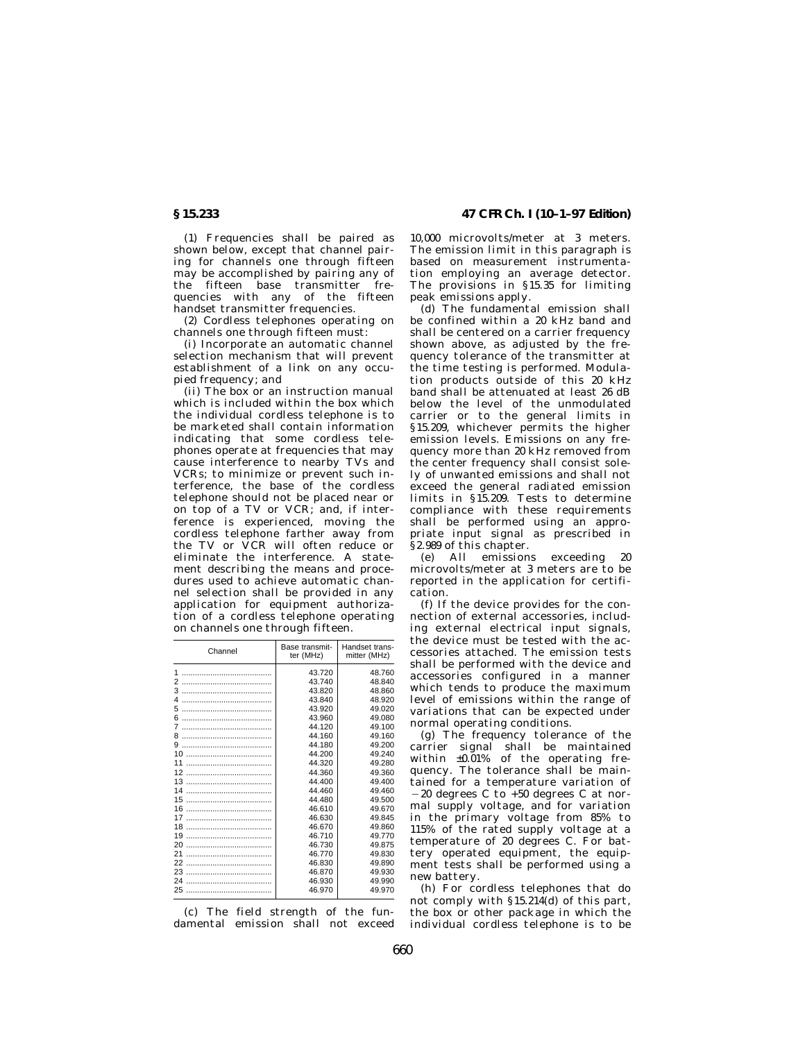(1) Frequencies shall be paired as shown below, except that channel pairing for channels one through fifteen may be accomplished by pairing any of the fifteen base transmitter frequencies with any of the fifteen handset transmitter frequencies.

(2) Cordless telephones operating on channels one through fifteen must:

(i) Incorporate an automatic channel selection mechanism that will prevent establishment of a link on any occupied frequency; and

(ii) The box or an instruction manual which is included within the box which the individual cordless telephone is to be marketed shall contain information indicating that some cordless telephones operate at frequencies that may cause interference to nearby TVs and VCRs; to minimize or prevent such interference, the base of the cordless telephone should not be placed near or on top of a TV or VCR; and, if interference is experienced, moving the cordless telephone farther away from the TV or VCR will often reduce or eliminate the interference. A statement describing the means and procedures used to achieve automatic channel selection shall be provided in any application for equipment authorization of a cordless telephone operating on channels one through fifteen.

| Channel | Base transmitter (MHz) | Handset transmitter (MHz) |
|---|---|---|
| 1 | 43.720 | 48.760 |
| 2 | 43.740 | 48.840 |
| 3 | 43.820 | 48.860 |
| 4 | 43.840 | 48.920 |
| 5 | 43.920 | 49.020 |
| 6 | 43.960 | 49.080 |
| 7 | 44.120 | 49.100 |
| 8 | 44.160 | 49.160 |
| 9 | 44.180 | 49.200 |
| 10 | 44.200 | 49.240 |
| 11 | 44.320 | 49.280 |
| 12 | 44.360 | 49.360 |
| 13 | 44.400 | 49.400 |
| 14 | 44.460 | 49.460 |
| 15 | 44.480 | 49.500 |
| 16 | 46.610 | 49.670 |
| 17 | 46.630 | 49.845 |
| 18 | 46.670 | 49.860 |
| 19 | 46.710 | 49.770 |
| 20 | 46.730 | 49.875 |
| 21 | 46.770 | 49.830 |
| 22 | 46.830 | 49.890 |
| 23 | 46.870 | 49.930 |
| 24 | 46.930 | 49.990 |
| 25 | 46.970 | 49.970 |

(c) The field strength of the fundamental emission shall not exceed 10,000 microvolts/meter at 3 meters. The emission limit in this paragraph is based on measurement instrumentation employing an average detector. The provisions in §15.35 for limiting peak emissions apply.

(d) The fundamental emission shall be confined within a 20 kHz band and shall be centered on a carrier frequency shown above, as adjusted by the frequency tolerance of the transmitter at the time testing is performed. Modulation products outside of this 20 kHz band shall be attenuated at least 26 dB below the level of the unmodulated carrier or to the general limits in §15.209, whichever permits the higher emission levels. Emissions on any frequency more than 20 kHz removed from the center frequency shall consist solely of unwanted emissions and shall not exceed the general radiated emission limits in §15.209. Tests to determine compliance with these requirements shall be performed using an appropriate input signal as prescribed in §2.989 of this chapter.

(e) All emissions exceeding 20 microvolts/meter at 3 meters are to be reported in the application for certification.

(f) If the device provides for the connection of external accessories, including external electrical input signals, the device must be tested with the accessories attached. The emission tests shall be performed with the device and accessories configured in a manner which tends to produce the maximum level of emissions within the range of variations that can be expected under normal operating conditions.

(g) The frequency tolerance of the carrier signal shall be maintained within ±0.01% of the operating frequency. The tolerance shall be maintained for a temperature variation of −20 degrees C to +50 degrees C at normal supply voltage, and for variation in the primary voltage from 85% to 115% of the rated supply voltage at a temperature of 20 degrees C. For battery operated equipment, the equipment tests shall be performed using a new battery.

(h) For cordless telephones that do not comply with §15.214(d) of this part, the box or other package in which the individual cordless telephone is to be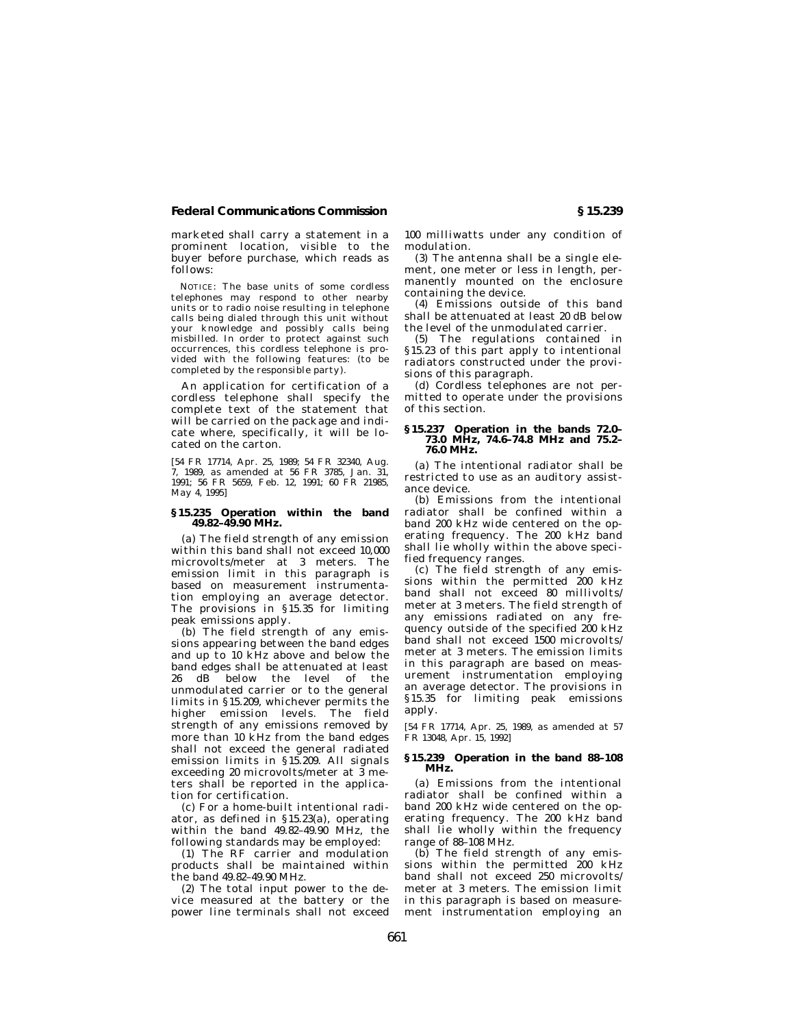marketed shall carry a statement in a prominent location, visible to the buyer before purchase, which reads as follows:

NOTICE: The base units of some cordless telephones may respond to other nearby units or to radio noise resulting in telephone calls being dialed through this unit without your knowledge and possibly calls being misbilled. In order to protect against such occurrences, this cordless telephone is provided with the following features: (to be completed by the responsible party).

An application for certification of a cordless telephone shall specify the complete text of the statement that will be carried on the package and indicate where, specifically, it will be located on the carton.

[54 FR 17714, Apr. 25, 1989; 54 FR 32340, Aug. 7, 1989, as amended at 56 FR 3785, Jan. 31, 1991; 56 FR 5659, Feb. 12, 1991; 60 FR 21985, May 4, 1995]

### § 15.235 Operation within the band 49.82–49.90 MHz.

(a) The field strength of any emission within this band shall not exceed 10,000 microvolts/meter at 3 meters. The emission limit in this paragraph is based on measurement instrumentation employing an average detector. The provisions in § 15.35 for limiting peak emissions apply.

(b) The field strength of any emissions appearing between the band edges and up to 10 kHz above and below the band edges shall be attenuated at least 26 dB below the level of the unmodulated carrier or to the general limits in § 15.209, whichever permits the higher emission levels. The field strength of any emissions removed by more than 10 kHz from the band edges shall not exceed the general radiated emission limits in § 15.209. All signals exceeding 20 microvolts/meter at 3 meters shall be reported in the application for certification.

(c) For a home-built intentional radiator, as defined in § 15.23(a), operating within the band 49.82–49.90 MHz, the following standards may be employed:

(1) The RF carrier and modulation products shall be maintained within the band 49.82–49.90 MHz.

(2) The total input power to the device measured at the battery or the power line terminals shall not exceed 100 milliwatts under any condition of modulation.

(3) The antenna shall be a single element, one meter or less in length, permanently mounted on the enclosure containing the device.

(4) Emissions outside of this band shall be attenuated at least 20 dB below the level of the unmodulated carrier.

(5) The regulations contained in § 15.23 of this part apply to intentional radiators constructed under the provisions of this paragraph.

(d) Cordless telephones are not permitted to operate under the provisions of this section.

### § 15.237 Operation in the bands 72.0–73.0 MHz, 74.6–74.8 MHz and 75.2–76.0 MHz.

(a) The intentional radiator shall be restricted to use as an auditory assistance device.

(b) Emissions from the intentional radiator shall be confined within a band 200 kHz wide centered on the operating frequency. The 200 kHz band shall lie wholly within the above specified frequency ranges.

(c) The field strength of any emissions within the permitted 200 kHz band shall not exceed 80 millivolts/meter at 3 meters. The field strength of any emissions radiated on any frequency outside of the specified 200 kHz band shall not exceed 1500 microvolts/meter at 3 meters. The emission limits in this paragraph are based on measurement instrumentation employing an average detector. The provisions in § 15.35 for limiting peak emissions apply.

[54 FR 17714, Apr. 25, 1989, as amended at 57 FR 13048, Apr. 15, 1992]

### § 15.239 Operation in the band 88–108 MHz.

(a) Emissions from the intentional radiator shall be confined within a band 200 kHz wide centered on the operating frequency. The 200 kHz band shall lie wholly within the frequency range of 88–108 MHz.

(b) The field strength of any emissions within the permitted 200 kHz band shall not exceed 250 microvolts/meter at 3 meters. The emission limit in this paragraph is based on measurement instrumentation employing an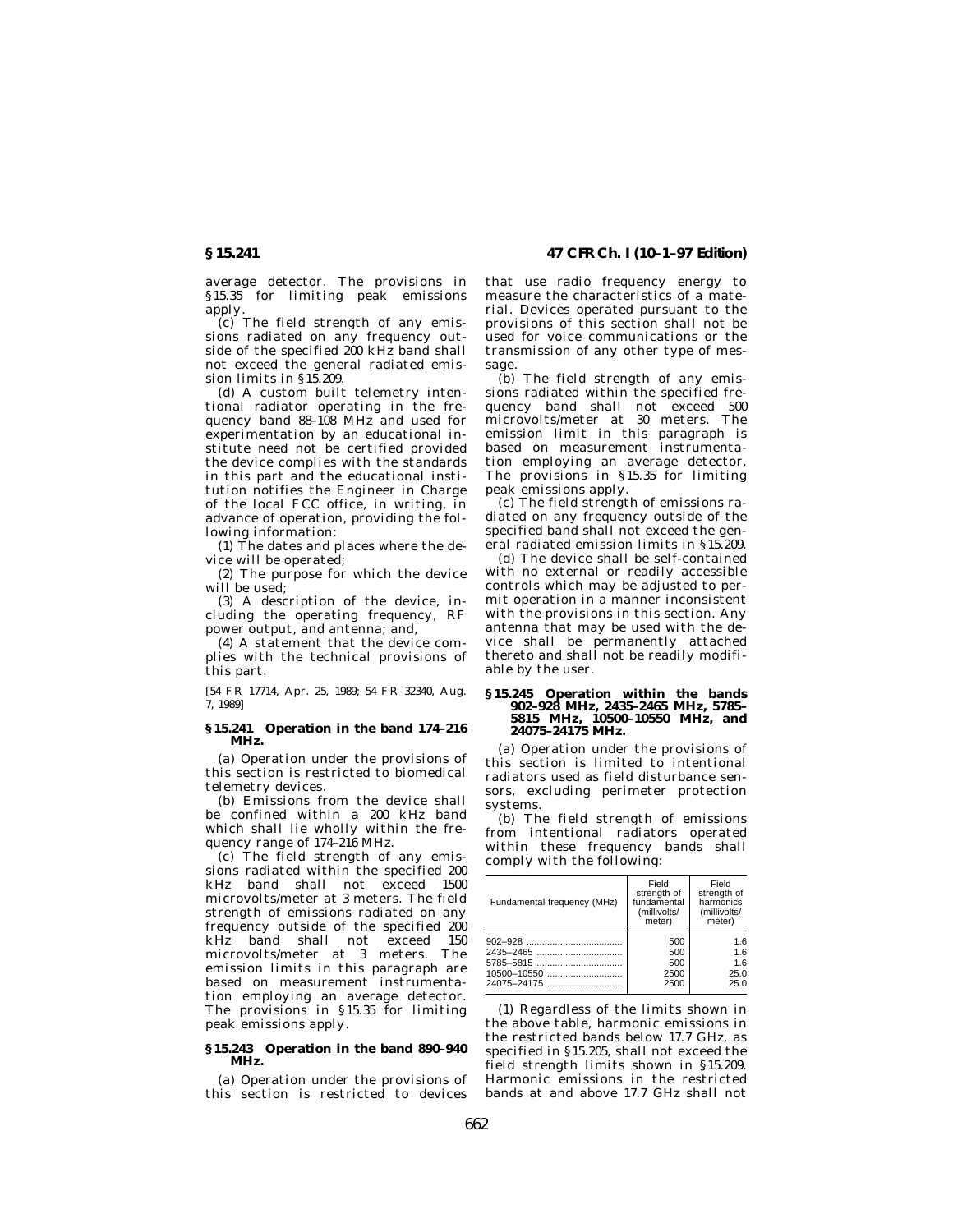average detector. The provisions in §15.35 for limiting peak emissions apply.

(c) The field strength of any emissions radiated on any frequency outside of the specified 200 kHz band shall not exceed the general radiated emission limits in §15.209.

(d) A custom built telemetry intentional radiator operating in the frequency band 88–108 MHz and used for experimentation by an educational institute need not be certified provided the device complies with the standards in this part and the educational institution notifies the Engineer in Charge of the local FCC office, in writing, in advance of operation, providing the following information:

(1) The dates and places where the device will be operated;

(2) The purpose for which the device will be used;

(3) A description of the device, including the operating frequency, RF power output, and antenna; and,

(4) A statement that the device complies with the technical provisions of this part.

[54 FR 17714, Apr. 25, 1989; 54 FR 32340, Aug. 7, 1989]

### §15.241 Operation in the band 174–216 MHz.

(a) Operation under the provisions of this section is restricted to biomedical telemetry devices.

(b) Emissions from the device shall be confined within a 200 kHz band which shall lie wholly within the frequency range of 174–216 MHz.

(c) The field strength of any emissions radiated within the specified 200 kHz band shall not exceed 1500 microvolts/meter at 3 meters. The field strength of emissions radiated on any frequency outside of the specified 200 kHz band shall not exceed 150 microvolts/meter at 3 meters. The emission limits in this paragraph are based on measurement instrumentation employing an average detector. The provisions in §15.35 for limiting peak emissions apply.

### §15.243 Operation in the band 890–940 MHz.

(a) Operation under the provisions of this section is restricted to devices that use radio frequency energy to measure the characteristics of a material. Devices operated pursuant to the provisions of this section shall not be used for voice communications or the transmission of any other type of message.

(b) The field strength of any emissions radiated within the specified frequency band shall not exceed 500 microvolts/meter at 30 meters. The emission limit in this paragraph is based on measurement instrumentation employing an average detector. The provisions in §15.35 for limiting peak emissions apply.

(c) The field strength of emissions radiated on any frequency outside of the specified band shall not exceed the general radiated emission limits in §15.209.

(d) The device shall be self-contained with no external or readily accessible controls which may be adjusted to permit operation in a manner inconsistent with the provisions in this section. Any antenna that may be used with the device shall be permanently attached thereto and shall not be readily modifiable by the user.

### §15.245 Operation within the bands 902–928 MHz, 2435–2465 MHz, 5785–5815 MHz, 10500–10550 MHz, and 24075–24175 MHz.

(a) Operation under the provisions of this section is limited to intentional radiators used as field disturbance sensors, excluding perimeter protection systems.

(b) The field strength of emissions from intentional radiators operated within these frequency bands shall comply with the following:

| Fundamental frequency (MHz) | Field strength of fundamental (millivolts/meter) | Field strength of harmonics (millivolts/meter) |
|---|---|---|
| 902–928 | 500 | 1.6 |
| 2435–2465 | 500 | 1.6 |
| 5785–5815 | 500 | 1.6 |
| 10500–10550 | 2500 | 25.0 |
| 24075–24175 | 2500 | 25.0 |

(1) Regardless of the limits shown in the above table, harmonic emissions in the restricted bands below 17.7 GHz, as specified in §15.205, shall not exceed the field strength limits shown in §15.209. Harmonic emissions in the restricted bands at and above 17.7 GHz shall not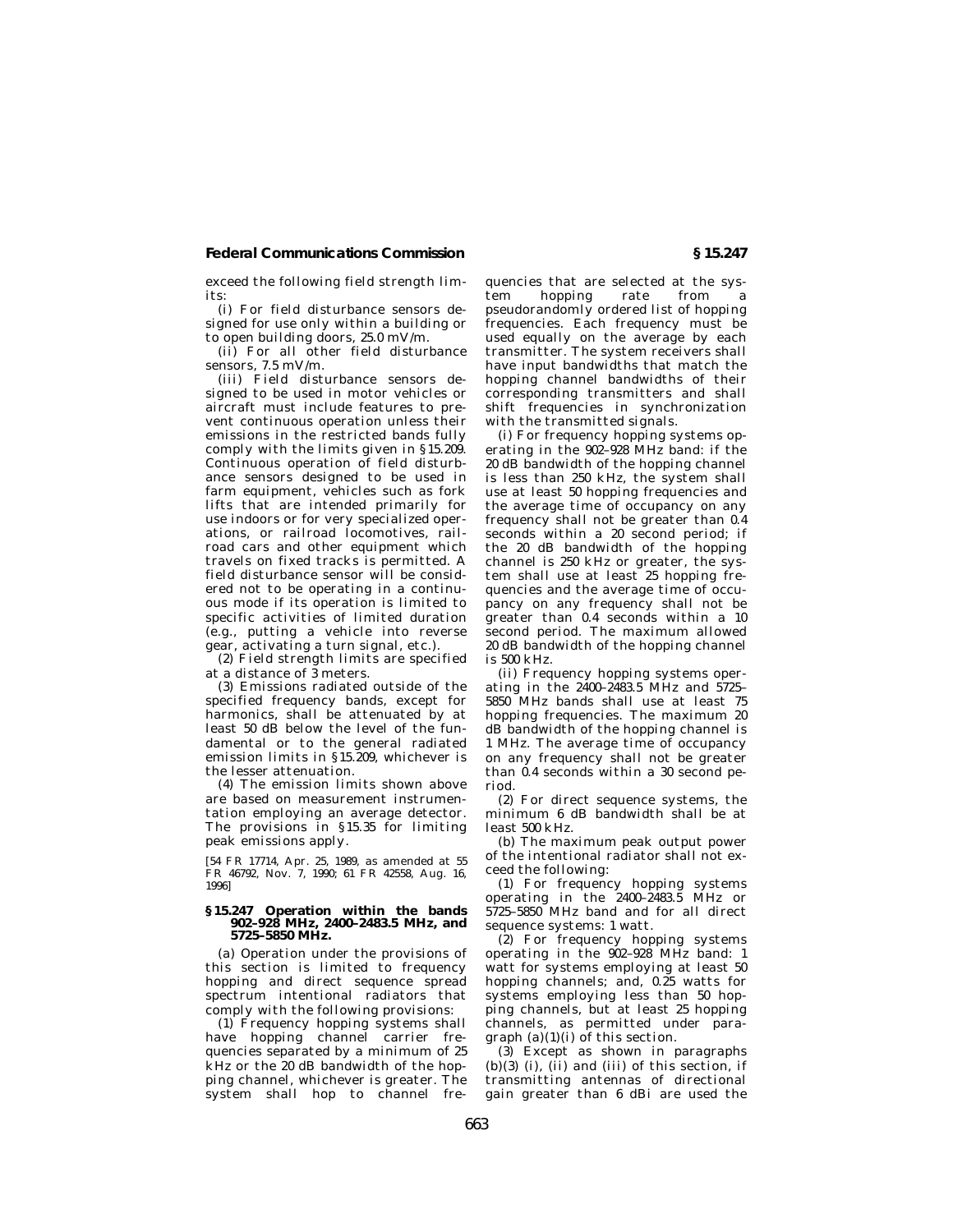exceed the following field strength limits:

(i) For field disturbance sensors designed for use only within a building or to open building doors, 25.0 mV/m.

(ii) For all other field disturbance sensors, 7.5 mV/m.

(iii) Field disturbance sensors designed to be used in motor vehicles or aircraft must include features to prevent continuous operation unless their emissions in the restricted bands fully comply with the limits given in §15.209. Continuous operation of field disturbance sensors designed to be used in farm equipment, vehicles such as fork lifts that are intended primarily for use indoors or for very specialized operations, or railroad locomotives, railroad cars and other equipment which travels on fixed tracks is permitted. A field disturbance sensor will be considered not to be operating in a continuous mode if its operation is limited to specific activities of limited duration (e.g., putting a vehicle into reverse gear, activating a turn signal, etc.).

(2) Field strength limits are specified at a distance of 3 meters.

(3) Emissions radiated outside of the specified frequency bands, except for harmonics, shall be attenuated by at least 50 dB below the level of the fundamental or to the general radiated emission limits in §15.209, whichever is the lesser attenuation.

(4) The emission limits shown above are based on measurement instrumentation employing an average detector. The provisions in §15.35 for limiting peak emissions apply.

[54 FR 17714, Apr. 25, 1989, as amended at 55 FR 46792, Nov. 7, 1990; 61 FR 42558, Aug. 16, 1996]

### §15.247 Operation within the bands 902–928 MHz, 2400–2483.5 MHz, and 5725–5850 MHz.

(a) Operation under the provisions of this section is limited to frequency hopping and direct sequence spread spectrum intentional radiators that comply with the following provisions:

(1) Frequency hopping systems shall have hopping channel carrier frequencies separated by a minimum of 25 kHz or the 20 dB bandwidth of the hopping channel, whichever is greater. The system shall hop to channel frequencies that are selected at the system hopping rate from a pseudorandomly ordered list of hopping frequencies. Each frequency must be used equally on the average by each transmitter. The system receivers shall have input bandwidths that match the hopping channel bandwidths of their corresponding transmitters and shall shift frequencies in synchronization with the transmitted signals.

(i) For frequency hopping systems operating in the 902–928 MHz band: if the 20 dB bandwidth of the hopping channel is less than 250 kHz, the system shall use at least 50 hopping frequencies and the average time of occupancy on any frequency shall not be greater than 0.4 seconds within a 20 second period; if the 20 dB bandwidth of the hopping channel is 250 kHz or greater, the system shall use at least 25 hopping frequencies and the average time of occupancy on any frequency shall not be greater than 0.4 seconds within a 10 second period. The maximum allowed 20 dB bandwidth of the hopping channel is 500 kHz.

(ii) Frequency hopping systems operating in the 2400–2483.5 MHz and 5725–5850 MHz bands shall use at least 75 hopping frequencies. The maximum 20 dB bandwidth of the hopping channel is 1 MHz. The average time of occupancy on any frequency shall not be greater than 0.4 seconds within a 30 second period.

(2) For direct sequence systems, the minimum 6 dB bandwidth shall be at least 500 kHz.

(b) The maximum peak output power of the intentional radiator shall not exceed the following:

(1) For frequency hopping systems operating in the 2400–2483.5 MHz or 5725–5850 MHz band and for all direct sequence systems: 1 watt.

(2) For frequency hopping systems operating in the 902–928 MHz band: 1 watt for systems employing at least 50 hopping channels; and, 0.25 watts for systems employing less than 50 hopping channels, but at least 25 hopping channels, as permitted under paragraph (a)(1)(i) of this section.

(3) Except as shown in paragraphs (b)(3) (i), (ii) and (iii) of this section, if transmitting antennas of directional gain greater than 6 dBi are used the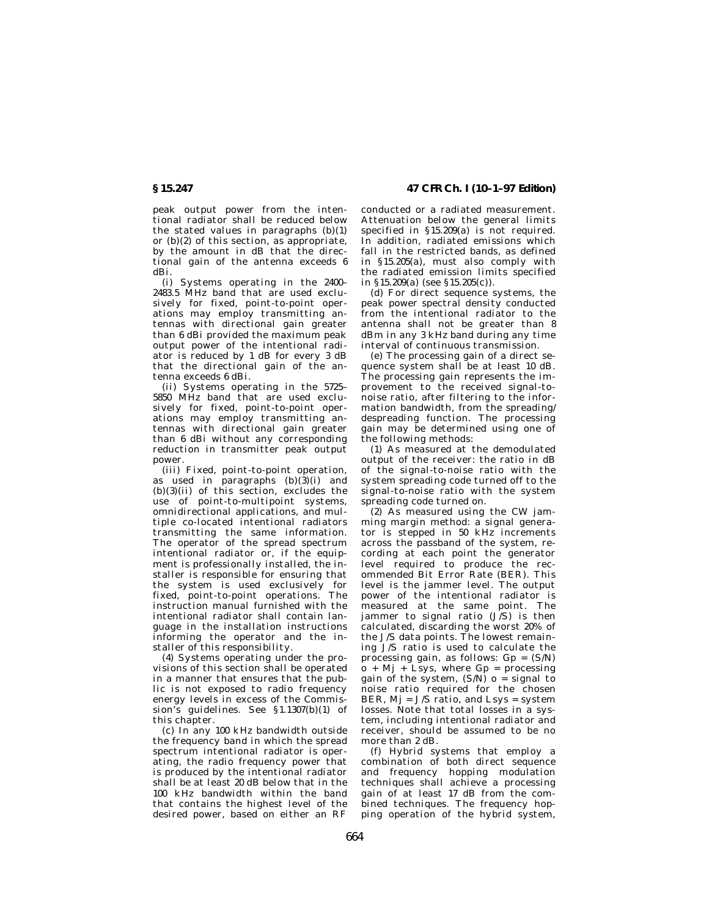peak output power from the intentional radiator shall be reduced below the stated values in paragraphs (b)(1) or (b)(2) of this section, as appropriate, by the amount in dB that the directional gain of the antenna exceeds 6 dBi.

(i) Systems operating in the 2400–2483.5 MHz band that are used exclusively for fixed, point-to-point operations may employ transmitting antennas with directional gain greater than 6 dBi provided the maximum peak output power of the intentional radiator is reduced by 1 dB for every 3 dB that the directional gain of the antenna exceeds 6 dBi.

(ii) Systems operating in the 5725–5850 MHz band that are used exclusively for fixed, point-to-point operations may employ transmitting antennas with directional gain greater than 6 dBi without any corresponding reduction in transmitter peak output power.

(iii) Fixed, point-to-point operation, as used in paragraphs (b)(3)(i) and (b)(3)(ii) of this section, excludes the use of point-to-multipoint systems, omnidirectional applications, and multiple co-located intentional radiators transmitting the same information. The operator of the spread spectrum intentional radiator or, if the equipment is professionally installed, the installer is responsible for ensuring that the system is used exclusively for fixed, point-to-point operations. The instruction manual furnished with the intentional radiator shall contain language in the installation instructions informing the operator and the installer of this responsibility.

(4) Systems operating under the provisions of this section shall be operated in a manner that ensures that the public is not exposed to radio frequency energy levels in excess of the Commission's guidelines. See §1.1307(b)(1) of this chapter.

(c) In any 100 kHz bandwidth outside the frequency band in which the spread spectrum intentional radiator is operating, the radio frequency power that is produced by the intentional radiator shall be at least 20 dB below that in the 100 kHz bandwidth within the band that contains the highest level of the desired power, based on either an RF conducted or a radiated measurement. Attenuation below the general limits specified in §15.209(a) is not required. In addition, radiated emissions which fall in the restricted bands, as defined in §15.205(a), must also comply with the radiated emission limits specified in §15.209(a) (see §15.205(c)).

(d) For direct sequence systems, the peak power spectral density conducted from the intentional radiator to the antenna shall not be greater than 8 dBm in any 3 kHz band during any time interval of continuous transmission.

(e) The processing gain of a direct sequence system shall be at least 10 dB. The processing gain represents the improvement to the received signal-to-noise ratio, after filtering to the information bandwidth, from the spreading/despreading function. The processing gain may be determined using one of the following methods:

(1) As measured at the demodulated output of the receiver: the ratio in dB of the signal-to-noise ratio with the system spreading code turned off to the signal-to-noise ratio with the system spreading code turned on.

(2) As measured using the CW jamming margin method: a signal generator is stepped in 50 kHz increments across the passband of the system, recording at each point the generator level required to produce the recommended Bit Error Rate (BER). This level is the jammer level. The output power of the intentional radiator is measured at the same point. The jammer to signal ratio (J/S) is then calculated, discarding the worst 20% of the J/S data points. The lowest remaining J/S ratio is used to calculate the processing gain, as follows: $Gp = (S/N)_o + Mj + Lsys$, where Gp = processing gain of the system, $(S/N)_o$ = signal to noise ratio required for the chosen BER, Mj = J/S ratio, and Lsys = system losses. Note that total losses in a system, including intentional radiator and receiver, should be assumed to be no more than 2 dB.

(f) Hybrid systems that employ a combination of both direct sequence and frequency hopping modulation techniques shall achieve a processing gain of at least 17 dB from the combined techniques. The frequency hopping operation of the hybrid system,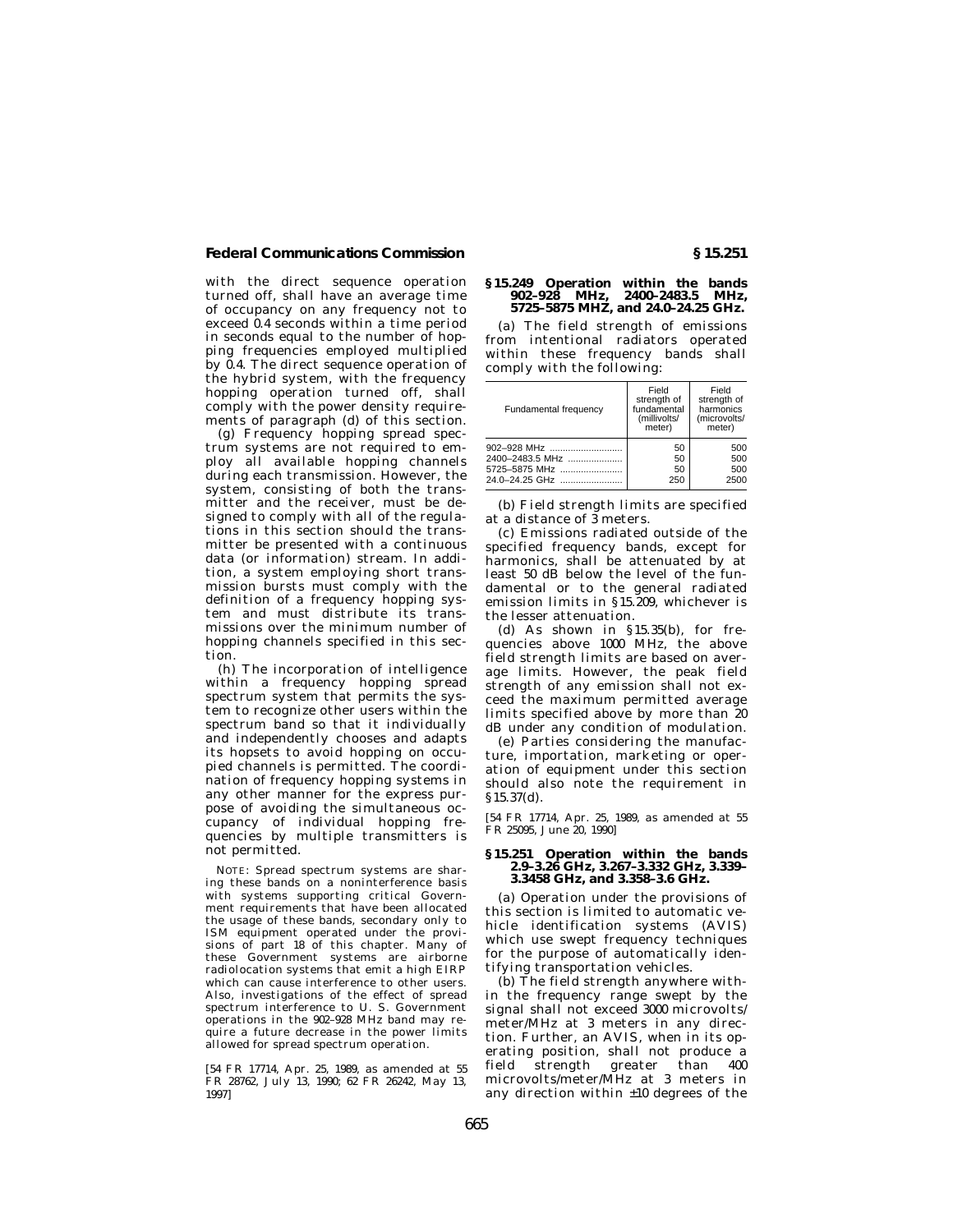with the direct sequence operation turned off, shall have an average time of occupancy on any frequency not to exceed 0.4 seconds within a time period in seconds equal to the number of hopping frequencies employed multiplied by 0.4. The direct sequence operation of the hybrid system, with the frequency hopping operation turned off, shall comply with the power density requirements of paragraph (d) of this section.

(g) Frequency hopping spread spectrum systems are not required to employ all available hopping channels during each transmission. However, the system, consisting of both the transmitter and the receiver, must be designed to comply with all of the regulations in this section should the transmitter be presented with a continuous data (or information) stream. In addition, a system employing short transmission bursts must comply with the definition of a frequency hopping system and must distribute its transmissions over the minimum number of hopping channels specified in this section.

(h) The incorporation of intelligence within a frequency hopping spread spectrum system that permits the system to recognize other users within the spectrum band so that it individually and independently chooses and adapts its hopsets to avoid hopping on occupied channels is permitted. The coordination of frequency hopping systems in any other manner for the express purpose of avoiding the simultaneous occupancy of individual hopping frequencies by multiple transmitters is not permitted.

NOTE: Spread spectrum systems are sharing these bands on a noninterference basis with systems supporting critical Government requirements that have been allocated the usage of these bands, secondary only to ISM equipment operated under the provisions of part 18 of this chapter. Many of these Government systems are airborne radiolocation systems that emit a high EIRP which can cause interference to other users. Also, investigations of the effect of spread spectrum interference to U. S. Government operations in the 902–928 MHz band may require a future decrease in the power limits allowed for spread spectrum operation.

[54 FR 17714, Apr. 25, 1989, as amended at 55 FR 28762, July 13, 1990; 62 FR 26242, May 13, 1997]

## § 15.249 Operation within the bands 902–928 MHz, 2400–2483.5 MHz, 5725–5875 MHZ, and 24.0–24.25 GHz.

(a) The field strength of emissions from intentional radiators operated within these frequency bands shall comply with the following:

| Fundamental frequency | Field strength of fundamental (millivolts/meter) | Field strength of harmonics (microvolts/meter) |
|---|---|---|
| 902–928 MHz | 50 | 500 |
| 2400–2483.5 MHz | 50 | 500 |
| 5725–5875 MHz | 50 | 500 |
| 24.0–24.25 GHz | 250 | 2500 |

(b) Field strength limits are specified at a distance of 3 meters.

(c) Emissions radiated outside of the specified frequency bands, except for harmonics, shall be attenuated by at least 50 dB below the level of the fundamental or to the general radiated emission limits in §15.209, whichever is the lesser attenuation.

(d) As shown in §15.35(b), for frequencies above 1000 MHz, the above field strength limits are based on average limits. However, the peak field strength of any emission shall not exceed the maximum permitted average limits specified above by more than 20 dB under any condition of modulation.

(e) Parties considering the manufacture, importation, marketing or operation of equipment under this section should also note the requirement in §15.37(d).

[54 FR 17714, Apr. 25, 1989, as amended at 55 FR 25095, June 20, 1990]

## § 15.251 Operation within the bands 2.9–3.26 GHz, 3.267–3.332 GHz, 3.339–3.3458 GHz, and 3.358–3.6 GHz.

(a) Operation under the provisions of this section is limited to automatic vehicle identification systems (AVIS) which use swept frequency techniques for the purpose of automatically identifying transportation vehicles.

(b) The field strength anywhere within the frequency range swept by the signal shall not exceed 3000 microvolts/meter/MHz at 3 meters in any direction. Further, an AVIS, when in its operating position, shall not produce a field strength greater than 400 microvolts/meter/MHz at 3 meters in any direction within ±10 degrees of the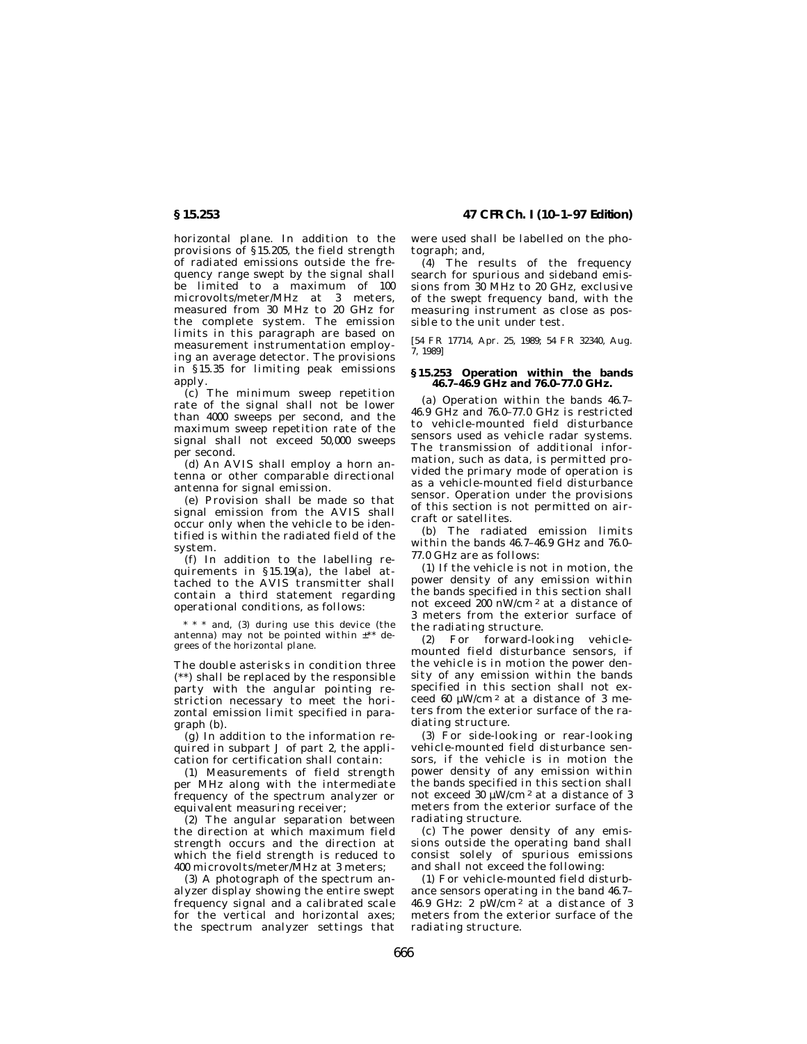horizontal plane. In addition to the provisions of §15.205, the field strength of radiated emissions outside the frequency range swept by the signal shall be limited to a maximum of 100 microvolts/meter/MHz at 3 meters, measured from 30 MHz to 20 GHz for the complete system. The emission limits in this paragraph are based on measurement instrumentation employing an average detector. The provisions in §15.35 for limiting peak emissions apply.

(c) The minimum sweep repetition rate of the signal shall not be lower than 4000 sweeps per second, and the maximum sweep repetition rate of the signal shall not exceed 50,000 sweeps per second.

(d) An AVIS shall employ a horn antenna or other comparable directional antenna for signal emission.

(e) Provision shall be made so that signal emission from the AVIS shall occur only when the vehicle to be identified is within the radiated field of the system.

(f) In addition to the labelling requirements in §15.19(a), the label attached to the AVIS transmitter shall contain a third statement regarding operational conditions, as follows:

> * * * and, (3) during use this device (the antenna) may not be pointed within ±** degrees of the horizontal plane.

The double asterisks in condition three (**) shall be replaced by the responsible party with the angular pointing restriction necessary to meet the horizontal emission limit specified in paragraph (b).

(g) In addition to the information required in subpart J of part 2, the application for certification shall contain:

(1) Measurements of field strength per MHz along with the intermediate frequency of the spectrum analyzer or equivalent measuring receiver;

(2) The angular separation between the direction at which maximum field strength occurs and the direction at which the field strength is reduced to 400 microvolts/meter/MHz at 3 meters;

(3) A photograph of the spectrum analyzer display showing the entire swept frequency signal and a calibrated scale for the vertical and horizontal axes; the spectrum analyzer settings that were used shall be labelled on the photograph; and,

(4) The results of the frequency search for spurious and sideband emissions from 30 MHz to 20 GHz, exclusive of the swept frequency band, with the measuring instrument as close as possible to the unit under test.

[54 FR 17714, Apr. 25, 1989; 54 FR 32340, Aug. 7, 1989]

### §15.253 Operation within the bands 46.7–46.9 GHz and 76.0–77.0 GHz.

(a) Operation within the bands 46.7–46.9 GHz and 76.0–77.0 GHz is restricted to vehicle-mounted field disturbance sensors used as vehicle radar systems. The transmission of additional information, such as data, is permitted provided the primary mode of operation is as a vehicle-mounted field disturbance sensor. Operation under the provisions of this section is not permitted on aircraft or satellites.

(b) The radiated emission limits within the bands 46.7–46.9 GHz and 76.0–77.0 GHz are as follows:

(1) If the vehicle is not in motion, the power density of any emission within the bands specified in this section shall not exceed 200 nW/cm$^2$ at a distance of 3 meters from the exterior surface of the radiating structure.

(2) For forward-looking vehicle-mounted field disturbance sensors, if the vehicle is in motion the power density of any emission within the bands specified in this section shall not exceed 60 μW/cm$^2$ at a distance of 3 meters from the exterior surface of the radiating structure.

(3) For side-looking or rear-looking vehicle-mounted field disturbance sensors, if the vehicle is in motion the power density of any emission within the bands specified in this section shall not exceed 30 μW/cm$^2$ at a distance of 3 meters from the exterior surface of the radiating structure.

(c) The power density of any emissions outside the operating band shall consist solely of spurious emissions and shall not exceed the following:

(1) For vehicle-mounted field disturbance sensors operating in the band 46.7–46.9 GHz: 2 pW/cm$^2$ at a distance of 3 meters from the exterior surface of the radiating structure.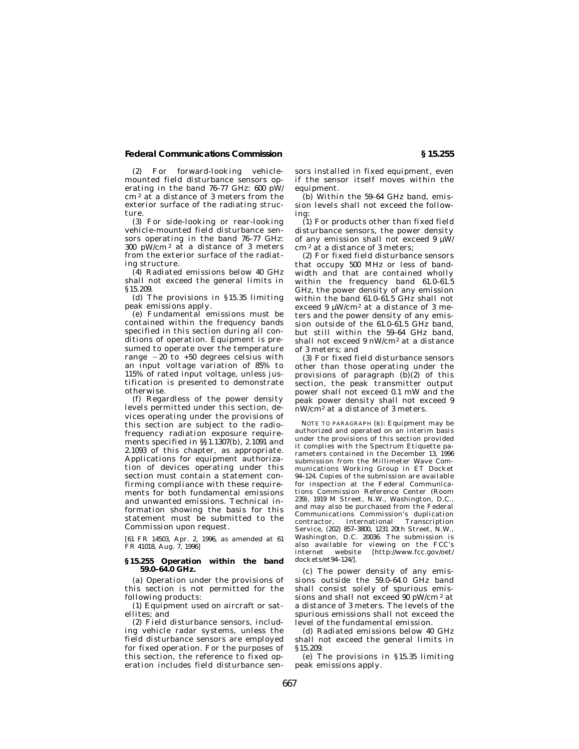(2) For forward-looking vehicle-mounted field disturbance sensors operating in the band 76–77 GHz: 600 pW/cm $^2$ at a distance of 3 meters from the exterior surface of the radiating structure.

(3) For side-looking or rear-looking vehicle-mounted field disturbance sensors operating in the band 76–77 GHz: 300 pW/cm $^2$ at a distance of 3 meters from the exterior surface of the radiating structure.

(4) Radiated emissions below 40 GHz shall not exceed the general limits in §15.209.

(d) The provisions in §15.35 limiting peak emissions apply.

(e) Fundamental emissions must be contained within the frequency bands specified in this section during all conditions of operation. Equipment is presumed to operate over the temperature range −20 to +50 degrees celsius with an input voltage variation of 85% to 115% of rated input voltage, unless justification is presented to demonstrate otherwise.

(f) Regardless of the power density levels permitted under this section, devices operating under the provisions of this section are subject to the radiofrequency radiation exposure requirements specified in §§1.1307(b), 2.1091 and 2.1093 of this chapter, as appropriate. Applications for equipment authorization of devices operating under this section must contain a statement confirming compliance with these requirements for both fundamental emissions and unwanted emissions. Technical information showing the basis for this statement must be submitted to the Commission upon request.

[61 FR 14503, Apr. 2, 1996, as amended at 61 FR 41018, Aug. 7, 1996]

## §15.255 Operation within the band 59.0–64.0 GHz.

(a) Operation under the provisions of this section is not permitted for the following products:

(1) Equipment used on aircraft or satellites; and

(2) Field disturbance sensors, including vehicle radar systems, unless the field disturbance sensors are employed for fixed operation. For the purposes of this section, the reference to fixed operation includes field disturbance sensors installed in fixed equipment, even if the sensor itself moves within the equipment.

(b) Within the 59–64 GHz band, emission levels shall not exceed the following:

(1) For products other than fixed field disturbance sensors, the power density of any emission shall not exceed 9 μW/cm $^2$ at a distance of 3 meters;

(2) For fixed field disturbance sensors that occupy 500 MHz or less of bandwidth and that are contained wholly within the frequency band 61.0–61.5 GHz, the power density of any emission within the band 61.0–61.5 GHz shall not exceed 9 μW/cm $^2$ at a distance of 3 meters and the power density of any emission outside of the 61.0–61.5 GHz band, but still within the 59–64 GHz band, shall not exceed 9 nW/cm $^2$ at a distance of 3 meters; and

(3) For fixed field disturbance sensors other than those operating under the provisions of paragraph (b)(2) of this section, the peak transmitter output power shall not exceed 0.1 mW and the peak power density shall not exceed 9 nW/cm $^2$ at a distance of 3 meters.

NOTE TO PARAGRAPH (B): Equipment may be authorized and operated on an interim basis under the provisions of this section provided it complies with the Spectrum Etiquette parameters contained in the December 13, 1996 submission from the Millimeter Wave Communications Working Group in ET Docket 94–124. Copies of the submission are available for inspection at the Federal Communications Commission Reference Center (Room 239), 1919 M Street, N.W., Washington, D.C., and may also be purchased from the Federal Communications Commission's duplication contractor, International Transcription Service, (202) 857–3800, 1231 20th Street, N.W., Washington, D.C. 20036. The submission is also available for viewing on the FCC's internet website [http://www.fcc.gov/oet/dockets/et94-124/].

(c) The power density of any emissions outside the 59.0–64.0 GHz band shall consist solely of spurious emissions and shall not exceed 90 pW/cm $^2$ at a distance of 3 meters. The levels of the spurious emissions shall not exceed the level of the fundamental emission.

(d) Radiated emissions below 40 GHz shall not exceed the general limits in §15.209.

(e) The provisions in §15.35 limiting peak emissions apply.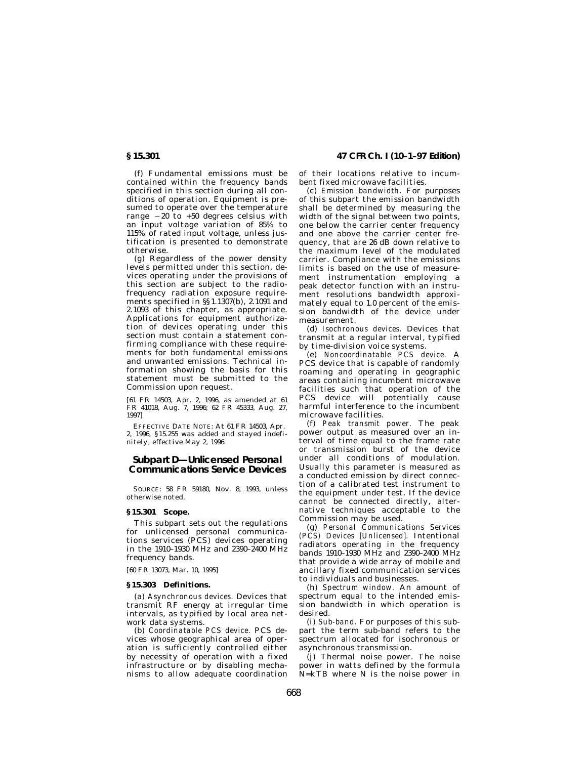(f) Fundamental emissions must be contained within the frequency bands specified in this section during all conditions of operation. Equipment is presumed to operate over the temperature range −20 to +50 degrees celsius with an input voltage variation of 85% to 115% of rated input voltage, unless justification is presented to demonstrate otherwise.

(g) Regardless of the power density levels permitted under this section, devices operating under the provisions of this section are subject to the radiofrequency radiation exposure requirements specified in §§ 1.1307(b), 2.1091 and 2.1093 of this chapter, as appropriate. Applications for equipment authorization of devices operating under this section must contain a statement confirming compliance with these requirements for both fundamental emissions and unwanted emissions. Technical information showing the basis for this statement must be submitted to the Commission upon request.

[61 FR 14503, Apr. 2, 1996, as amended at 61 FR 41018, Aug. 7, 1996; 62 FR 45333, Aug. 27, 1997]

EFFECTIVE DATE NOTE: At 61 FR 14503, Apr. 2, 1996, § 15.255 was added and stayed indefinitely, effective May 2, 1996.

## Subpart D—Unlicensed Personal Communications Service Devices

SOURCE: 58 FR 59180, Nov. 8, 1993, unless otherwise noted.

### § 15.301 Scope.

This subpart sets out the regulations for unlicensed personal communications services (PCS) devices operating in the 1910–1930 MHz and 2390–2400 MHz frequency bands.

[60 FR 13073, Mar. 10, 1995]

### § 15.303 Definitions.

(a) *Asynchronous devices.* Devices that transmit RF energy at irregular time intervals, as typified by local area network data systems.

(b) *Coordinatable PCS device.* PCS devices whose geographical area of operation is sufficiently controlled either by necessity of operation with a fixed infrastructure or by disabling mechanisms to allow adequate coordination of their locations relative to incumbent fixed microwave facilities.

(c) *Emission bandwidth.* For purposes of this subpart the emission bandwidth shall be determined by measuring the width of the signal between two points, one below the carrier center frequency and one above the carrier center frequency, that are 26 dB down relative to the maximum level of the modulated carrier. Compliance with the emissions limits is based on the use of measurement instrumentation employing a peak detector function with an instrument resolutions bandwidth approximately equal to 1.0 percent of the emission bandwidth of the device under measurement.

(d) *Isochronous devices.* Devices that transmit at a regular interval, typified by time-division voice systems.

(e) *Noncoordinatable PCS device.* A PCS device that is capable of randomly roaming and operating in geographic areas containing incumbent microwave facilities such that operation of the PCS device will potentially cause harmful interference to the incumbent microwave facilities.

(f) *Peak transmit power.* The peak power output as measured over an interval of time equal to the frame rate or transmission burst of the device under all conditions of modulation. Usually this parameter is measured as a conducted emission by direct connection of a calibrated test instrument to the equipment under test. If the device cannot be connected directly, alternative techniques acceptable to the Commission may be used.

(g) *Personal Communications Services (PCS) Devices [Unlicensed].* Intentional radiators operating in the frequency bands 1910–1930 MHz and 2390–2400 MHz that provide a wide array of mobile and ancillary fixed communication services to individuals and businesses.

(h) *Spectrum window.* An amount of spectrum equal to the intended emission bandwidth in which operation is desired.

(i) *Sub-band.* For purposes of this subpart the term sub-band refers to the spectrum allocated for isochronous or asynchronous transmission.

(j) Thermal noise power. The noise power in watts defined by the formula $N=kTB$ where $N$ is the noise power in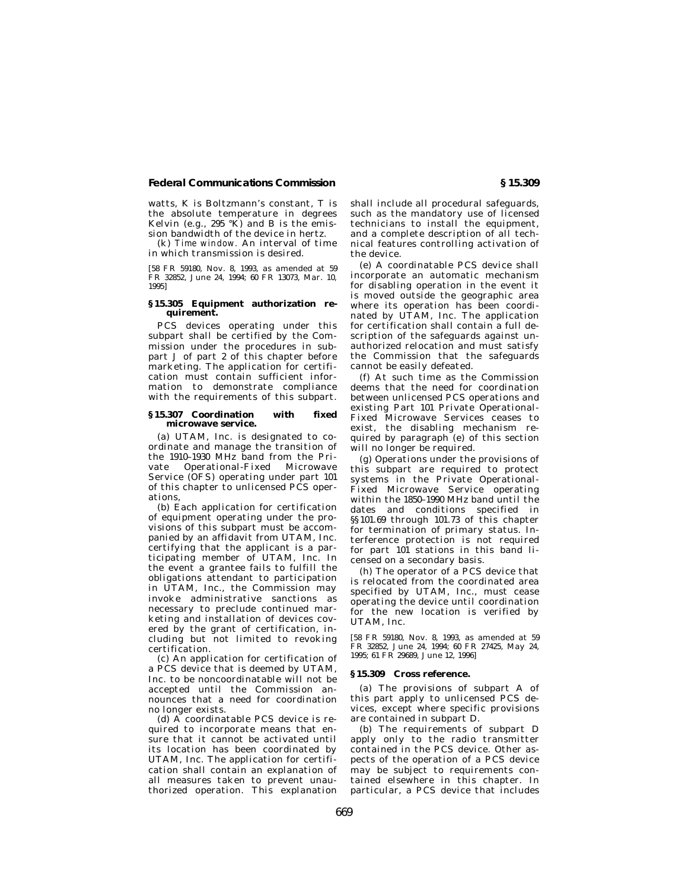watts, K is Boltzmann's constant, T is the absolute temperature in degrees Kelvin (e.g., 295 °K) and B is the emission bandwidth of the device in hertz.

(k) *Time window.* An interval of time in which transmission is desired.

[58 FR 59180, Nov. 8, 1993, as amended at 59 FR 32852, June 24, 1994; 60 FR 13073, Mar. 10, 1995]

### § 15.305 Equipment authorization requirement.

PCS devices operating under this subpart shall be certified by the Commission under the procedures in subpart J of part 2 of this chapter before marketing. The application for certification must contain sufficient information to demonstrate compliance with the requirements of this subpart.

### § 15.307 Coordination with fixed microwave service.

(a) UTAM, Inc. is designated to coordinate and manage the transition of the 1910–1930 MHz band from the Private Operational-Fixed Microwave Service (OFS) operating under part 101 of this chapter to unlicensed PCS operations,

(b) Each application for certification of equipment operating under the provisions of this subpart must be accompanied by an affidavit from UTAM, Inc. certifying that the applicant is a participating member of UTAM, Inc. In the event a grantee fails to fulfill the obligations attendant to participation in UTAM, Inc., the Commission may invoke administrative sanctions as necessary to preclude continued marketing and installation of devices covered by the grant of certification, including but not limited to revoking certification.

(c) An application for certification of a PCS device that is deemed by UTAM, Inc. to be noncoordinatable will not be accepted until the Commission announces that a need for coordination no longer exists.

(d) A coordinatable PCS device is required to incorporate means that ensure that it cannot be activated until its location has been coordinated by UTAM, Inc. The application for certification shall contain an explanation of all measures taken to prevent unauthorized operation. This explanation shall include all procedural safeguards, such as the mandatory use of licensed technicians to install the equipment, and a complete description of all technical features controlling activation of the device.

(e) A coordinatable PCS device shall incorporate an automatic mechanism for disabling operation in the event it is moved outside the geographic area where its operation has been coordinated by UTAM, Inc. The application for certification shall contain a full description of the safeguards against unauthorized relocation and must satisfy the Commission that the safeguards cannot be easily defeated.

(f) At such time as the Commission deems that the need for coordination between unlicensed PCS operations and existing Part 101 Private Operational-Fixed Microwave Services ceases to exist, the disabling mechanism required by paragraph (e) of this section will no longer be required.

(g) Operations under the provisions of this subpart are required to protect systems in the Private Operational-Fixed Microwave Service operating within the 1850–1990 MHz band until the dates and conditions specified in §§ 101.69 through 101.73 of this chapter for termination of primary status. Interference protection is not required for part 101 stations in this band licensed on a secondary basis.

(h) The operator of a PCS device that is relocated from the coordinated area specified by UTAM, Inc., must cease operating the device until coordination for the new location is verified by UTAM, Inc.

[58 FR 59180, Nov. 8, 1993, as amended at 59 FR 32852, June 24, 1994; 60 FR 27425, May 24, 1995; 61 FR 29689, June 12, 1996]

### § 15.309 Cross reference.

(a) The provisions of subpart A of this part apply to unlicensed PCS devices, except where specific provisions are contained in subpart D.

(b) The requirements of subpart D apply only to the radio transmitter contained in the PCS device. Other aspects of the operation of a PCS device may be subject to requirements contained elsewhere in this chapter. In particular, a PCS device that includes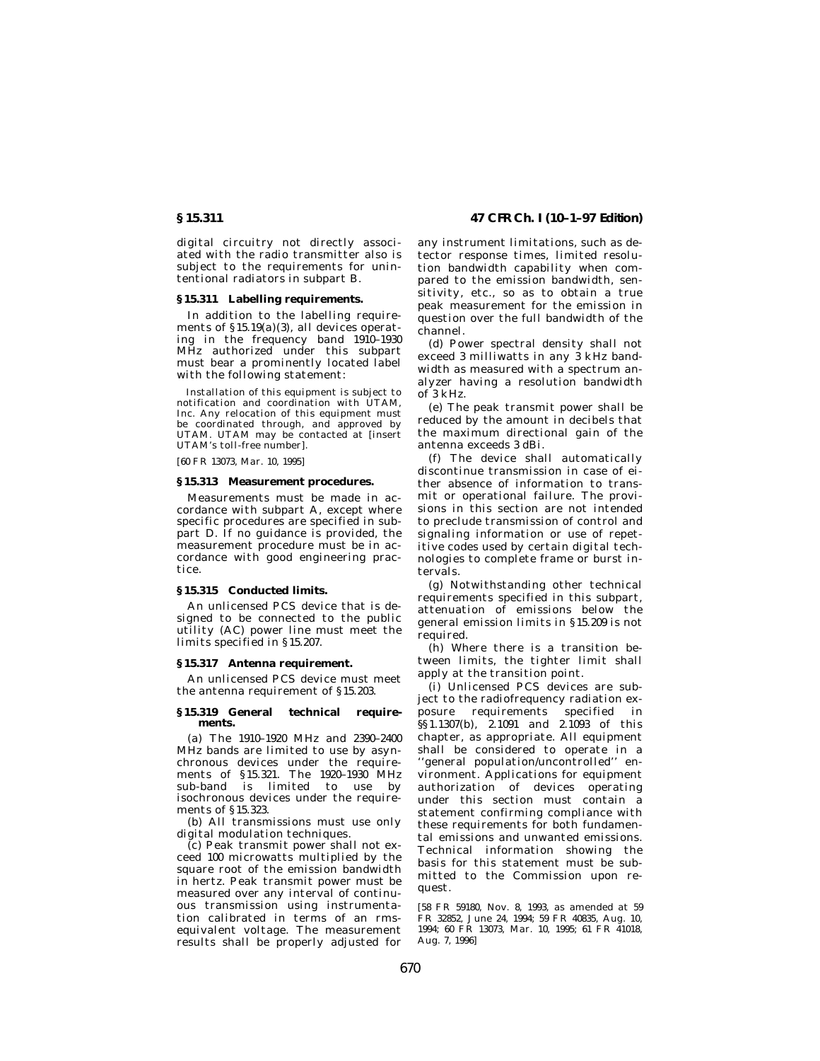digital circuitry not directly associated with the radio transmitter also is subject to the requirements for unintentional radiators in subpart B.

**§ 15.311 Labelling requirements.**

In addition to the labelling requirements of § 15.19(a)(3), all devices operating in the frequency band 1910–1930 MHz authorized under this subpart must bear a prominently located label with the following statement:

Installation of this equipment is subject to notification and coordination with UTAM, Inc. Any relocation of this equipment must be coordinated through, and approved by UTAM. UTAM may be contacted at [insert UTAM's toll-free number].

[60 FR 13073, Mar. 10, 1995]

**§ 15.313 Measurement procedures.**

Measurements must be made in accordance with subpart A, except where specific procedures are specified in subpart D. If no guidance is provided, the measurement procedure must be in accordance with good engineering practice.

**§ 15.315 Conducted limits.**

An unlicensed PCS device that is designed to be connected to the public utility (AC) power line must meet the limits specified in § 15.207.

**§ 15.317 Antenna requirement.**

An unlicensed PCS device must meet the antenna requirement of § 15.203.

**§ 15.319 General technical requirements.**

(a) The 1910–1920 MHz and 2390–2400 MHz bands are limited to use by asynchronous devices under the requirements of § 15.321. The 1920–1930 MHz sub-band is limited to use by isochronous devices under the requirements of § 15.323.

(b) All transmissions must use only digital modulation techniques.

(c) Peak transmit power shall not exceed 100 microwatts multiplied by the square root of the emission bandwidth in hertz. Peak transmit power must be measured over any interval of continuous transmission using instrumentation calibrated in terms of an rms-equivalent voltage. The measurement results shall be properly adjusted for any instrument limitations, such as detector response times, limited resolution bandwidth capability when compared to the emission bandwidth, sensitivity, etc., so as to obtain a true peak measurement for the emission in question over the full bandwidth of the channel.

(d) Power spectral density shall not exceed 3 milliwatts in any 3 kHz bandwidth as measured with a spectrum analyzer having a resolution bandwidth of 3 kHz.

(e) The peak transmit power shall be reduced by the amount in decibels that the maximum directional gain of the antenna exceeds 3 dBi.

(f) The device shall automatically discontinue transmission in case of either absence of information to transmit or operational failure. The provisions in this section are not intended to preclude transmission of control and signaling information or use of repetitive codes used by certain digital technologies to complete frame or burst intervals.

(g) Notwithstanding other technical requirements specified in this subpart, attenuation of emissions below the general emission limits in § 15.209 is not required.

(h) Where there is a transition between limits, the tighter limit shall apply at the transition point.

(i) Unlicensed PCS devices are subject to the radiofrequency radiation exposure requirements specified in §§ 1.1307(b), 2.1091 and 2.1093 of this chapter, as appropriate. All equipment shall be considered to operate in a ''general population/uncontrolled'' environment. Applications for equipment authorization of devices operating under this section must contain a statement confirming compliance with these requirements for both fundamental emissions and unwanted emissions. Technical information showing the basis for this statement must be submitted to the Commission upon request.

[58 FR 59180, Nov. 8, 1993, as amended at 59 FR 32852, June 24, 1994; 59 FR 40835, Aug. 10, 1994; 60 FR 13073, Mar. 10, 1995; 61 FR 41018, Aug. 7, 1996]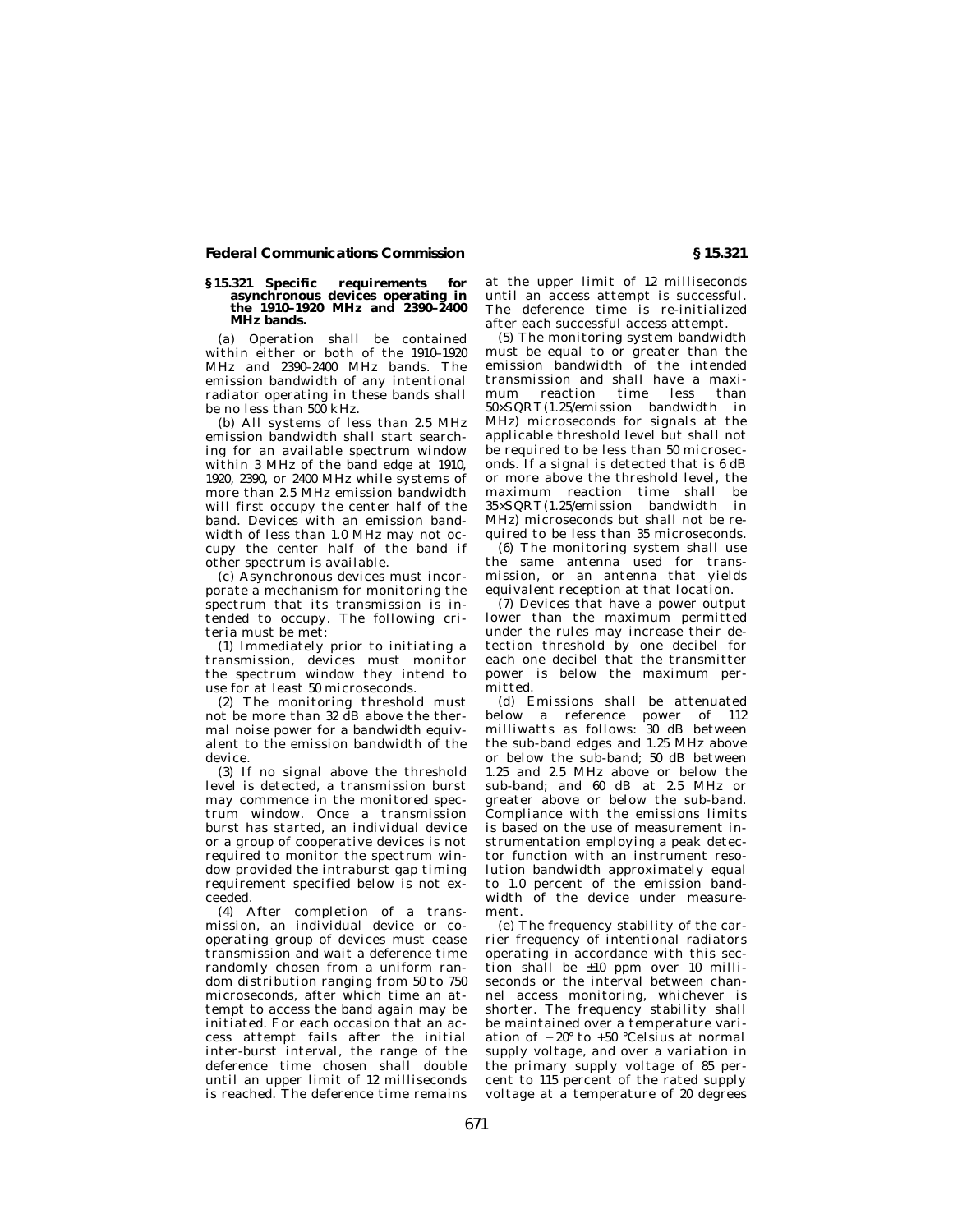### § 15.321 Specific requirements for asynchronous devices operating in the 1910–1920 MHz and 2390–2400 MHz bands.

(a) Operation shall be contained within either or both of the 1910–1920 MHz and 2390–2400 MHz bands. The emission bandwidth of any intentional radiator operating in these bands shall be no less than 500 kHz.

(b) All systems of less than 2.5 MHz emission bandwidth shall start searching for an available spectrum window within 3 MHz of the band edge at 1910, 1920, 2390, or 2400 MHz while systems of more than 2.5 MHz emission bandwidth will first occupy the center half of the band. Devices with an emission bandwidth of less than 1.0 MHz may not occupy the center half of the band if other spectrum is available.

(c) Asynchronous devices must incorporate a mechanism for monitoring the spectrum that its transmission is intended to occupy. The following criteria must be met:

(1) Immediately prior to initiating a transmission, devices must monitor the spectrum window they intend to use for at least 50 microseconds.

(2) The monitoring threshold must not be more than 32 dB above the thermal noise power for a bandwidth equivalent to the emission bandwidth of the device.

(3) If no signal above the threshold level is detected, a transmission burst may commence in the monitored spectrum window. Once a transmission burst has started, an individual device or a group of cooperative devices is not required to monitor the spectrum window provided the intraburst gap timing requirement specified below is not exceeded.

(4) After completion of a transmission, an individual device or cooperating group of devices must cease transmission and wait a deference time randomly chosen from a uniform random distribution ranging from 50 to 750 microseconds, after which time an attempt to access the band again may be initiated. For each occasion that an access attempt fails after the initial inter-burst interval, the range of the deference time chosen shall double until an upper limit of 12 milliseconds is reached. The deference time remains at the upper limit of 12 milliseconds until an access attempt is successful. The deference time is re-initialized after each successful access attempt.

(5) The monitoring system bandwidth must be equal to or greater than the emission bandwidth of the intended transmission and shall have a maximum reaction time less than 50×SQRT(1.25/emission bandwidth in MHz) microseconds for signals at the applicable threshold level but shall not be required to be less than 50 microseconds. If a signal is detected that is 6 dB or more above the threshold level, the maximum reaction time shall be 35×SQRT(1.25/emission bandwidth in MHz) microseconds but shall not be required to be less than 35 microseconds.

(6) The monitoring system shall use the same antenna used for transmission, or an antenna that yields equivalent reception at that location.

(7) Devices that have a power output lower than the maximum permitted under the rules may increase their detection threshold by one decibel for each one decibel that the transmitter power is below the maximum permitted.

(d) Emissions shall be attenuated below a reference power of 112 milliwatts as follows: 30 dB between the sub-band edges and 1.25 MHz above or below the sub-band; 50 dB between 1.25 and 2.5 MHz above or below the sub-band; and 60 dB at 2.5 MHz or greater above or below the sub-band. Compliance with the emissions limits is based on the use of measurement instrumentation employing a peak detector function with an instrument resolution bandwidth approximately equal to 1.0 percent of the emission bandwidth of the device under measurement.

(e) The frequency stability of the carrier frequency of intentional radiators operating in accordance with this section shall be ±10 ppm over 10 milliseconds or the interval between channel access monitoring, whichever is shorter. The frequency stability shall be maintained over a temperature variation of −20° to +50 °Celsius at normal supply voltage, and over a variation in the primary supply voltage of 85 percent to 115 percent of the rated supply voltage at a temperature of 20 degrees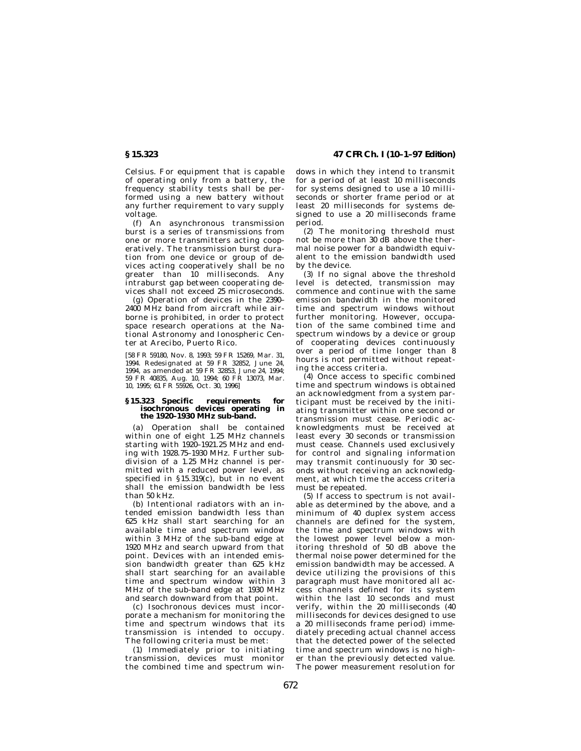Celsius. For equipment that is capable of operating only from a battery, the frequency stability tests shall be performed using a new battery without any further requirement to vary supply voltage.

(f) An asynchronous transmission burst is a series of transmissions from one or more transmitters acting cooperatively. The transmission burst duration from one device or group of devices acting cooperatively shall be no greater than 10 milliseconds. Any intraburst gap between cooperating devices shall not exceed 25 microseconds.

(g) Operation of devices in the 2390–2400 MHz band from aircraft while airborne is prohibited, in order to protect space research operations at the National Astronomy and Ionospheric Center at Arecibo, Puerto Rico.

[58 FR 59180, Nov. 8, 1993; 59 FR 15269, Mar. 31, 1994. Redesignated at 59 FR 32852, June 24, 1994, as amended at 59 FR 32853, June 24, 1994; 59 FR 40835, Aug. 10, 1994; 60 FR 13073, Mar. 10, 1995; 61 FR 55926, Oct. 30, 1996]

## § 15.323 Specific requirements for isochronous devices operating in the 1920–1930 MHz sub-band.

(a) Operation shall be contained within one of eight 1.25 MHz channels starting with 1920–1921.25 MHz and ending with 1928.75–1930 MHz. Further subdivision of a 1.25 MHz channel is permitted with a reduced power level, as specified in § 15.319(c), but in no event shall the emission bandwidth be less than 50 kHz.

(b) Intentional radiators with an intended emission bandwidth less than 625 kHz shall start searching for an available time and spectrum window within 3 MHz of the sub-band edge at 1920 MHz and search upward from that point. Devices with an intended emission bandwidth greater than 625 kHz shall start searching for an available time and spectrum window within 3 MHz of the sub-band edge at 1930 MHz and search downward from that point.

(c) Isochronous devices must incorporate a mechanism for monitoring the time and spectrum windows that its transmission is intended to occupy. The following criteria must be met:

(1) Immediately prior to initiating transmission, devices must monitor the combined time and spectrum windows in which they intend to transmit for a period of at least 10 milliseconds for systems designed to use a 10 milliseconds or shorter frame period or at least 20 milliseconds for systems designed to use a 20 milliseconds frame period.

(2) The monitoring threshold must not be more than 30 dB above the thermal noise power for a bandwidth equivalent to the emission bandwidth used by the device.

(3) If no signal above the threshold level is detected, transmission may commence and continue with the same emission bandwidth in the monitored time and spectrum windows without further monitoring. However, occupation of the same combined time and spectrum windows by a device or group of cooperating devices continuously over a period of time longer than 8 hours is not permitted without repeating the access criteria.

(4) Once access to specific combined time and spectrum windows is obtained an acknowledgment from a system participant must be received by the initiating transmitter within one second or transmission must cease. Periodic acknowledgments must be received at least every 30 seconds or transmission must cease. Channels used exclusively for control and signaling information may transmit continuously for 30 seconds without receiving an acknowledgment, at which time the access criteria must be repeated.

(5) If access to spectrum is not available as determined by the above, and a minimum of 40 duplex system access channels are defined for the system, the time and spectrum windows with the lowest power level below a monitoring threshold of 50 dB above the thermal noise power determined for the emission bandwidth may be accessed. A device utilizing the provisions of this paragraph must have monitored all access channels defined for its system within the last 10 seconds and must verify, within the 20 milliseconds (40 milliseconds for devices designed to use a 20 milliseconds frame period) immediately preceding actual channel access that the detected power of the selected time and spectrum windows is no higher than the previously detected value. The power measurement resolution for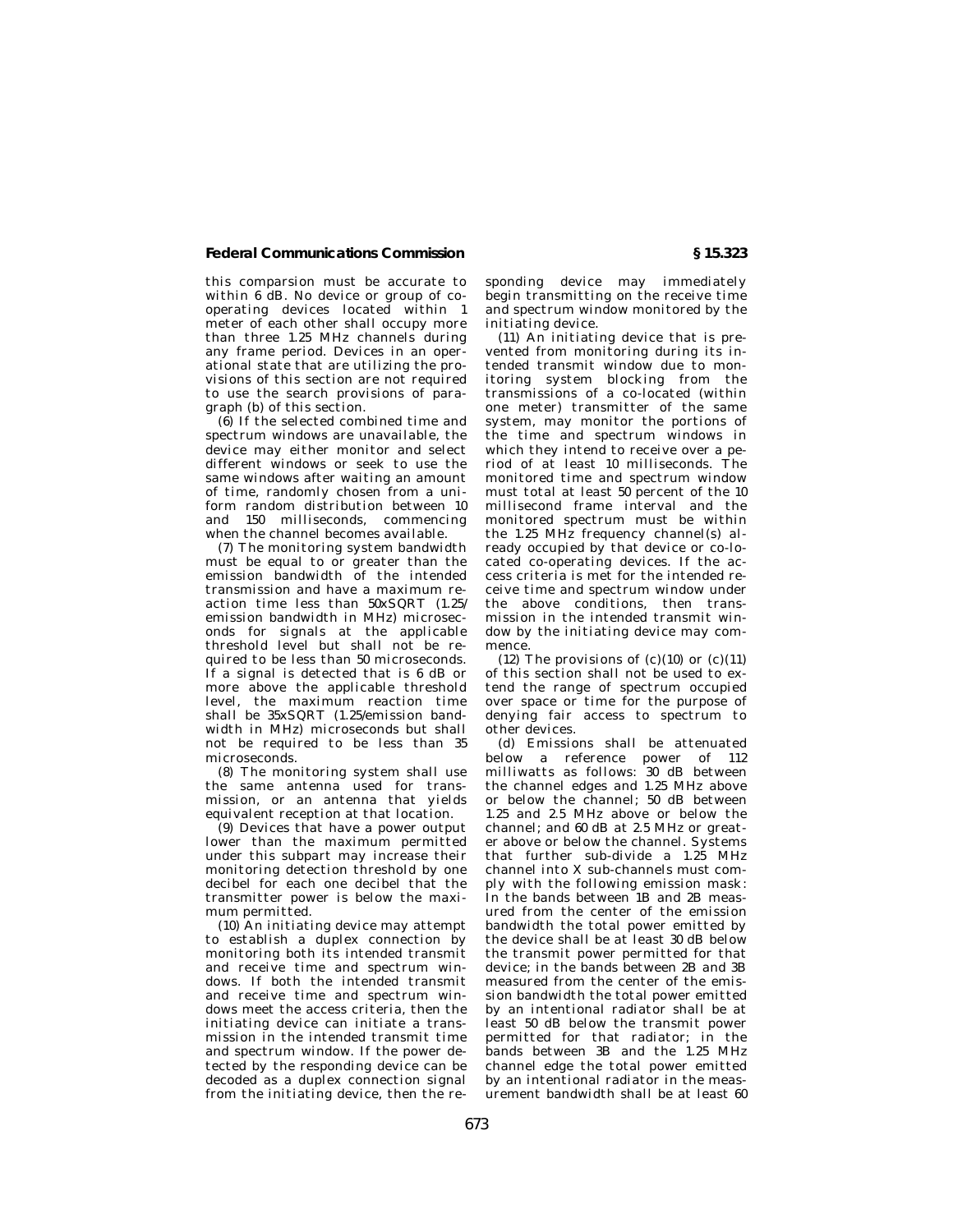this comparsion must be accurate to within 6 dB. No device or group of co-operating devices located within 1 meter of each other shall occupy more than three 1.25 MHz channels during any frame period. Devices in an operational state that are utilizing the provisions of this section are not required to use the search provisions of paragraph (b) of this section.

(6) If the selected combined time and spectrum windows are unavailable, the device may either monitor and select different windows or seek to use the same windows after waiting an amount of time, randomly chosen from a uniform random distribution between 10 and 150 milliseconds, commencing when the channel becomes available.

(7) The monitoring system bandwidth must be equal to or greater than the emission bandwidth of the intended transmission and have a maximum reaction time less than 50xSQRT (1.25/emission bandwidth in MHz) microseconds for signals at the applicable threshold level but shall not be required to be less than 50 microseconds. If a signal is detected that is 6 dB or more above the applicable threshold level, the maximum reaction time shall be 35xSQRT (1.25/emission bandwidth in MHz) microseconds but shall not be required to be less than 35 microseconds.

(8) The monitoring system shall use the same antenna used for transmission, or an antenna that yields equivalent reception at that location.

(9) Devices that have a power output lower than the maximum permitted under this subpart may increase their monitoring detection threshold by one decibel for each one decibel that the transmitter power is below the maximum permitted.

(10) An initiating device may attempt to establish a duplex connection by monitoring both its intended transmit and receive time and spectrum windows. If both the intended transmit and receive time and spectrum windows meet the access criteria, then the initiating device can initiate a transmission in the intended transmit time and spectrum window. If the power detected by the responding device can be decoded as a duplex connection signal from the initiating device, then the responding device may immediately begin transmitting on the receive time and spectrum window monitored by the initiating device.

(11) An initiating device that is prevented from monitoring during its intended transmit window due to monitoring system blocking from the transmissions of a co-located (within one meter) transmitter of the same system, may monitor the portions of the time and spectrum windows in which they intend to receive over a period of at least 10 milliseconds. The monitored time and spectrum window must total at least 50 percent of the 10 millisecond frame interval and the monitored spectrum must be within the 1.25 MHz frequency channel(s) already occupied by that device or co-located co-operating devices. If the access criteria is met for the intended receive time and spectrum window under the above conditions, then transmission in the intended transmit window by the initiating device may commence.

(12) The provisions of (c)(10) or (c)(11) of this section shall not be used to extend the range of spectrum occupied over space or time for the purpose of denying fair access to spectrum to other devices.

(d) Emissions shall be attenuated below a reference power of 112 milliwatts as follows: 30 dB between the channel edges and 1.25 MHz above or below the channel; 50 dB between 1.25 and 2.5 MHz above or below the channel; and 60 dB at 2.5 MHz or greater above or below the channel. Systems that further sub-divide a 1.25 MHz channel into X sub-channels must comply with the following emission mask: In the bands between 1B and 2B measured from the center of the emission bandwidth the total power emitted by the device shall be at least 30 dB below the transmit power permitted for that device; in the bands between 2B and 3B measured from the center of the emission bandwidth the total power emitted by an intentional radiator shall be at least 50 dB below the transmit power permitted for that radiator; in the bands between 3B and the 1.25 MHz channel edge the total power emitted by an intentional radiator in the measurement bandwidth shall be at least 60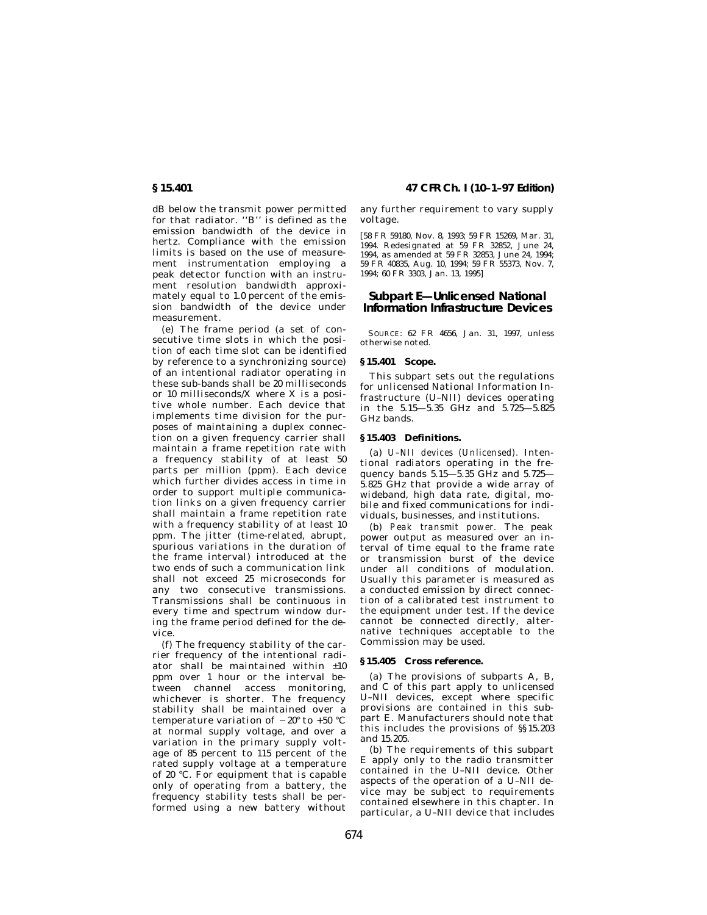dB below the transmit power permitted for that radiator. ''B'' is defined as the emission bandwidth of the device in hertz. Compliance with the emission limits is based on the use of measurement instrumentation employing a peak detector function with an instrument resolution bandwidth approximately equal to 1.0 percent of the emission bandwidth of the device under measurement.

(e) The frame period (a set of consecutive time slots in which the position of each time slot can be identified by reference to a synchronizing source) of an intentional radiator operating in these sub-bands shall be 20 milliseconds or 10 milliseconds/X where X is a positive whole number. Each device that implements time division for the purposes of maintaining a duplex connection on a given frequency carrier shall maintain a frame repetition rate with a frequency stability of at least 50 parts per million (ppm). Each device which further divides access in time in order to support multiple communication links on a given frequency carrier shall maintain a frame repetition rate with a frequency stability of at least 10 ppm. The jitter (time-related, abrupt, spurious variations in the duration of the frame interval) introduced at the two ends of such a communication link shall not exceed 25 microseconds for any two consecutive transmissions. Transmissions shall be continuous in every time and spectrum window during the frame period defined for the device.

(f) The frequency stability of the carrier frequency of the intentional radiator shall be maintained within ±10 ppm over 1 hour or the interval between channel access monitoring, whichever is shorter. The frequency stability shall be maintained over a temperature variation of −20° to +50 °C at normal supply voltage, and over a variation in the primary supply voltage of 85 percent to 115 percent of the rated supply voltage at a temperature of 20 °C. For equipment that is capable only of operating from a battery, the frequency stability tests shall be performed using a new battery without any further requirement to vary supply voltage.

[58 FR 59180, Nov. 8, 1993; 59 FR 15269, Mar. 31, 1994. Redesignated at 59 FR 32852, June 24, 1994, as amended at 59 FR 32853, June 24, 1994; 59 FR 40835, Aug. 10, 1994; 59 FR 55373, Nov. 7, 1994; 60 FR 3303, Jan. 13, 1995]

## Subpart E—Unlicensed National Information Infrastructure Devices

SOURCE: 62 FR 4656, Jan. 31, 1997, unless otherwise noted.

### § 15.401 Scope.

This subpart sets out the regulations for unlicensed National Information Infrastructure (U–NII) devices operating in the 5.15—5.35 GHz and 5.725—5.825 GHz bands.

### § 15.403 Definitions.

(a) *U–NII devices (Unlicensed).* Intentional radiators operating in the frequency bands 5.15—5.35 GHz and 5.725—5.825 GHz that provide a wide array of wideband, high data rate, digital, mobile and fixed communications for individuals, businesses, and institutions.

(b) *Peak transmit power.* The peak power output as measured over an interval of time equal to the frame rate or transmission burst of the device under all conditions of modulation. Usually this parameter is measured as a conducted emission by direct connection of a calibrated test instrument to the equipment under test. If the device cannot be connected directly, alternative techniques acceptable to the Commission may be used.

### § 15.405 Cross reference.

(a) The provisions of subparts A, B, and C of this part apply to unlicensed U–NII devices, except where specific provisions are contained in this subpart E. Manufacturers should note that this includes the provisions of §§ 15.203 and 15.205.

(b) The requirements of this subpart E apply only to the radio transmitter contained in the U–NII device. Other aspects of the operation of a U–NII device may be subject to requirements contained elsewhere in this chapter. In particular, a U–NII device that includes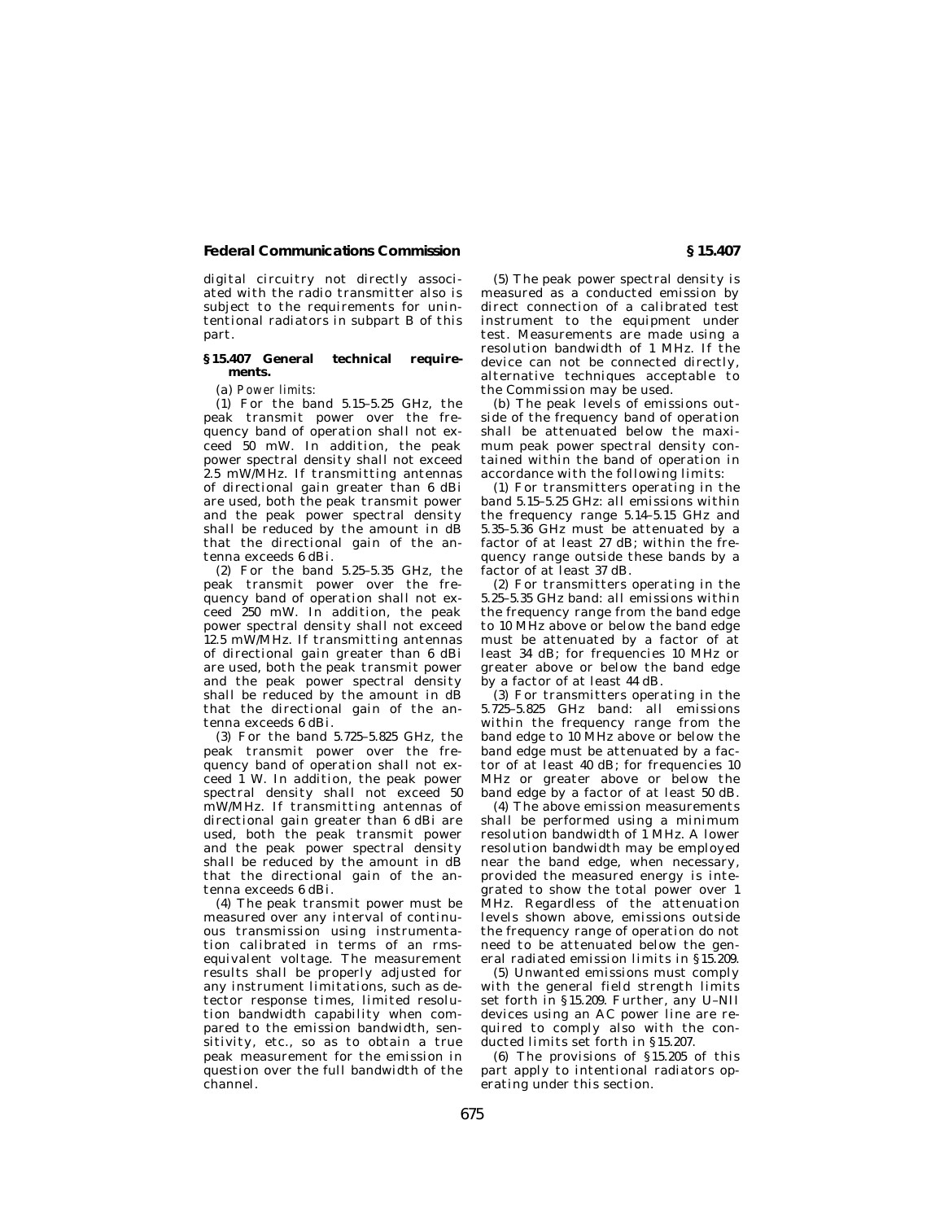digital circuitry not directly associated with the radio transmitter also is subject to the requirements for unintentional radiators in subpart B of this part.

## § 15.407 General technical requirements.

(a) *Power limits:*

(1) For the band 5.15–5.25 GHz, the peak transmit power over the frequency band of operation shall not exceed 50 mW. In addition, the peak power spectral density shall not exceed 2.5 mW/MHz. If transmitting antennas of directional gain greater than 6 dBi are used, both the peak transmit power and the peak power spectral density shall be reduced by the amount in dB that the directional gain of the antenna exceeds 6 dBi.

(2) For the band 5.25–5.35 GHz, the peak transmit power over the frequency band of operation shall not exceed 250 mW. In addition, the peak power spectral density shall not exceed 12.5 mW/MHz. If transmitting antennas of directional gain greater than 6 dBi are used, both the peak transmit power and the peak power spectral density shall be reduced by the amount in dB that the directional gain of the antenna exceeds 6 dBi.

(3) For the band 5.725–5.825 GHz, the peak transmit power over the frequency band of operation shall not exceed 1 W. In addition, the peak power spectral density shall not exceed 50 mW/MHz. If transmitting antennas of directional gain greater than 6 dBi are used, both the peak transmit power and the peak power spectral density shall be reduced by the amount in dB that the directional gain of the antenna exceeds 6 dBi.

(4) The peak transmit power must be measured over any interval of continuous transmission using instrumentation calibrated in terms of an rms-equivalent voltage. The measurement results shall be properly adjusted for any instrument limitations, such as detector response times, limited resolution bandwidth capability when compared to the emission bandwidth, sensitivity, etc., so as to obtain a true peak measurement for the emission in question over the full bandwidth of the channel.

(5) The peak power spectral density is measured as a conducted emission by direct connection of a calibrated test instrument to the equipment under test. Measurements are made using a resolution bandwidth of 1 MHz. If the device can not be connected directly, alternative techniques acceptable to the Commission may be used.

(b) The peak levels of emissions outside of the frequency band of operation shall be attenuated below the maximum peak power spectral density contained within the band of operation in accordance with the following limits:

(1) For transmitters operating in the band 5.15–5.25 GHz: all emissions within the frequency range 5.14–5.15 GHz and 5.35–5.36 GHz must be attenuated by a factor of at least 27 dB; within the frequency range outside these bands by a factor of at least 37 dB.

(2) For transmitters operating in the 5.25–5.35 GHz band: all emissions within the frequency range from the band edge to 10 MHz above or below the band edge must be attenuated by a factor of at least 34 dB; for frequencies 10 MHz or greater above or below the band edge by a factor of at least 44 dB.

(3) For transmitters operating in the 5.725–5.825 GHz band: all emissions within the frequency range from the band edge to 10 MHz above or below the band edge must be attenuated by a factor of at least 40 dB; for frequencies 10 MHz or greater above or below the band edge by a factor of at least 50 dB.

(4) The above emission measurements shall be performed using a minimum resolution bandwidth of 1 MHz. A lower resolution bandwidth may be employed near the band edge, when necessary, provided the measured energy is integrated to show the total power over 1 MHz. Regardless of the attenuation levels shown above, emissions outside the frequency range of operation do not need to be attenuated below the general radiated emission limits in § 15.209.

(5) Unwanted emissions must comply with the general field strength limits set forth in § 15.209. Further, any U–NII devices using an AC power line are required to comply also with the conducted limits set forth in § 15.207.

(6) The provisions of § 15.205 of this part apply to intentional radiators operating under this section.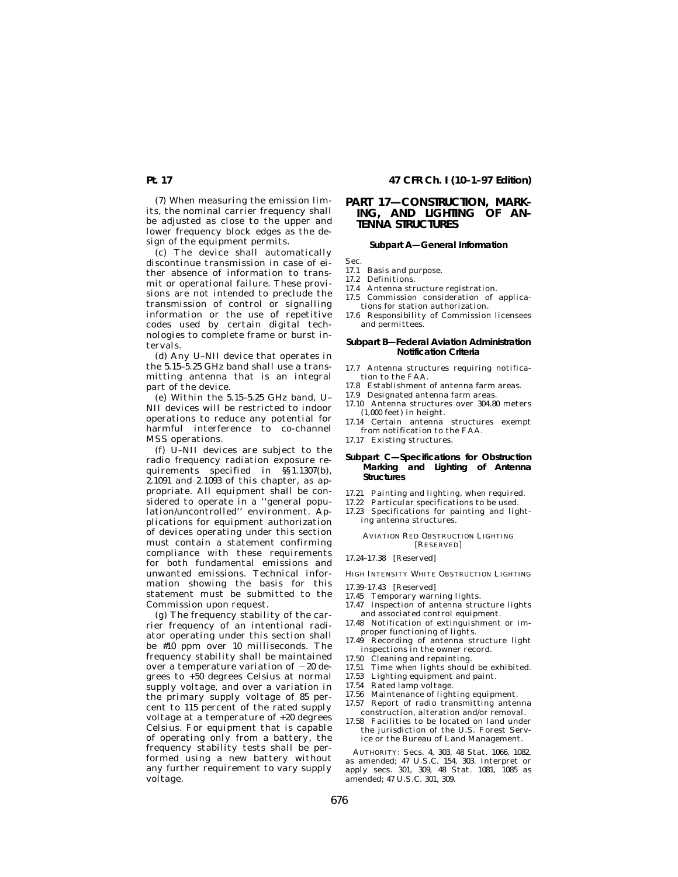(7) When measuring the emission limits, the nominal carrier frequency shall be adjusted as close to the upper and lower frequency block edges as the design of the equipment permits.

(c) The device shall automatically discontinue transmission in case of either absence of information to transmit or operational failure. These provisions are not intended to preclude the transmission of control or signalling information or the use of repetitive codes used by certain digital technologies to complete frame or burst intervals.

(d) Any U–NII device that operates in the 5.15–5.25 GHz band shall use a transmitting antenna that is an integral part of the device.

(e) Within the 5.15–5.25 GHz band, U–NII devices will be restricted to indoor operations to reduce any potential for harmful interference to co-channel MSS operations.

(f) U–NII devices are subject to the radio frequency radiation exposure requirements specified in §§1.1307(b), 2.1091 and 2.1093 of this chapter, as appropriate. All equipment shall be considered to operate in a ''general population/uncontrolled'' environment. Applications for equipment authorization of devices operating under this section must contain a statement confirming compliance with these requirements for both fundamental emissions and unwanted emissions. Technical information showing the basis for this statement must be submitted to the Commission upon request.

(g) The frequency stability of the carrier frequency of an intentional radiator operating under this section shall be #10 ppm over 10 milliseconds. The frequency stability shall be maintained over a temperature variation of −20 degrees to +50 degrees Celsius at normal supply voltage, and over a variation in the primary supply voltage of 85 percent to 115 percent of the rated supply voltage at a temperature of +20 degrees Celsius. For equipment that is capable of operating only from a battery, the frequency stability tests shall be performed using a new battery without any further requirement to vary supply voltage.

# PART 17—CONSTRUCTION, MARKING, AND LIGHTING OF ANTENNA STRUCTURES

## Subpart A—General Information

Sec.
17.1 Basis and purpose.
17.2 Definitions.
17.4 Antenna structure registration.
17.5 Commission consideration of applications for station authorization.
17.6 Responsibility of Commission licensees and permittees.

## Subpart B—Federal Aviation Administration Notification Criteria

17.7 Antenna structures requiring notification to the FAA.
17.8 Establishment of antenna farm areas.
17.9 Designated antenna farm areas.
17.10 Antenna structures over 304.80 meters (1,000 feet) in height.
17.14 Certain antenna structures exempt from notification to the FAA.
17.17 Existing structures.

## Subpart C—Specifications for Obstruction Marking and Lighting of Antenna Structures

17.21 Painting and lighting, when required.
17.22 Particular specifications to be used.
17.23 Specifications for painting and lighting antenna structures.

AVIATION RED OBSTRUCTION LIGHTING [RESERVED]

17.24–17.38 [Reserved]

HIGH INTENSITY WHITE OBSTRUCTION LIGHTING

17.39–17.43 [Reserved]
17.45 Temporary warning lights.
17.47 Inspection of antenna structure lights and associated control equipment.
17.48 Notification of extinguishment or improper functioning of lights.
17.49 Recording of antenna structure light inspections in the owner record.
17.50 Cleaning and repainting.
17.51 Time when lights should be exhibited.
17.53 Lighting equipment and paint.
17.54 Rated lamp voltage.
17.56 Maintenance of lighting equipment.
17.57 Report of radio transmitting antenna construction, alteration and/or removal.
17.58 Facilities to be located on land under the jurisdiction of the U.S. Forest Service or the Bureau of Land Management.

AUTHORITY: Secs. 4, 303, 48 Stat. 1066, 1082, as amended; 47 U.S.C. 154, 303. Interpret or apply secs. 301, 309, 48 Stat. 1081, 1085 as amended; 47 U.S.C. 301, 309.